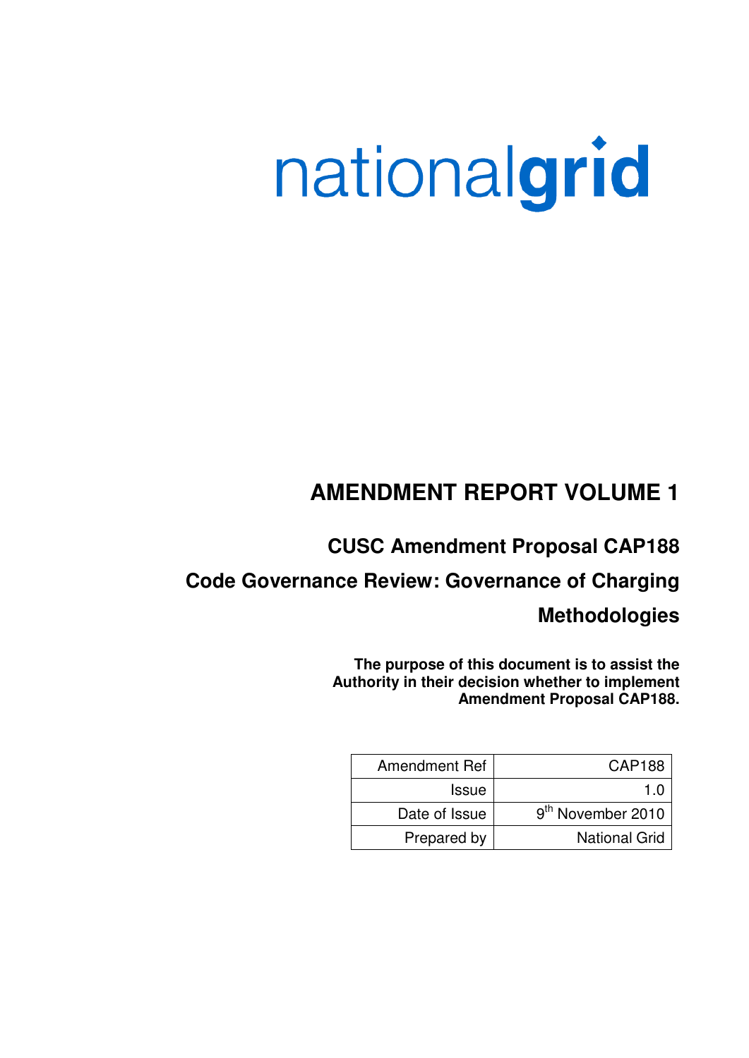nationalgrid

# AMENDMENT REPORT VOLUME 1

## CUSC Amendment Proposal CAP188

## Code Governance Review: Governance of Charging Methodologies

**The purpose of this document is to assist the Authority in their decision whether to implement Amendment Proposal CAP188.**

| Amendment Ref | CAP188 |
|---|---|
| Issue | 1.0 |
| Date of Issue | 9th November 2010 |
| Prepared by | National Grid |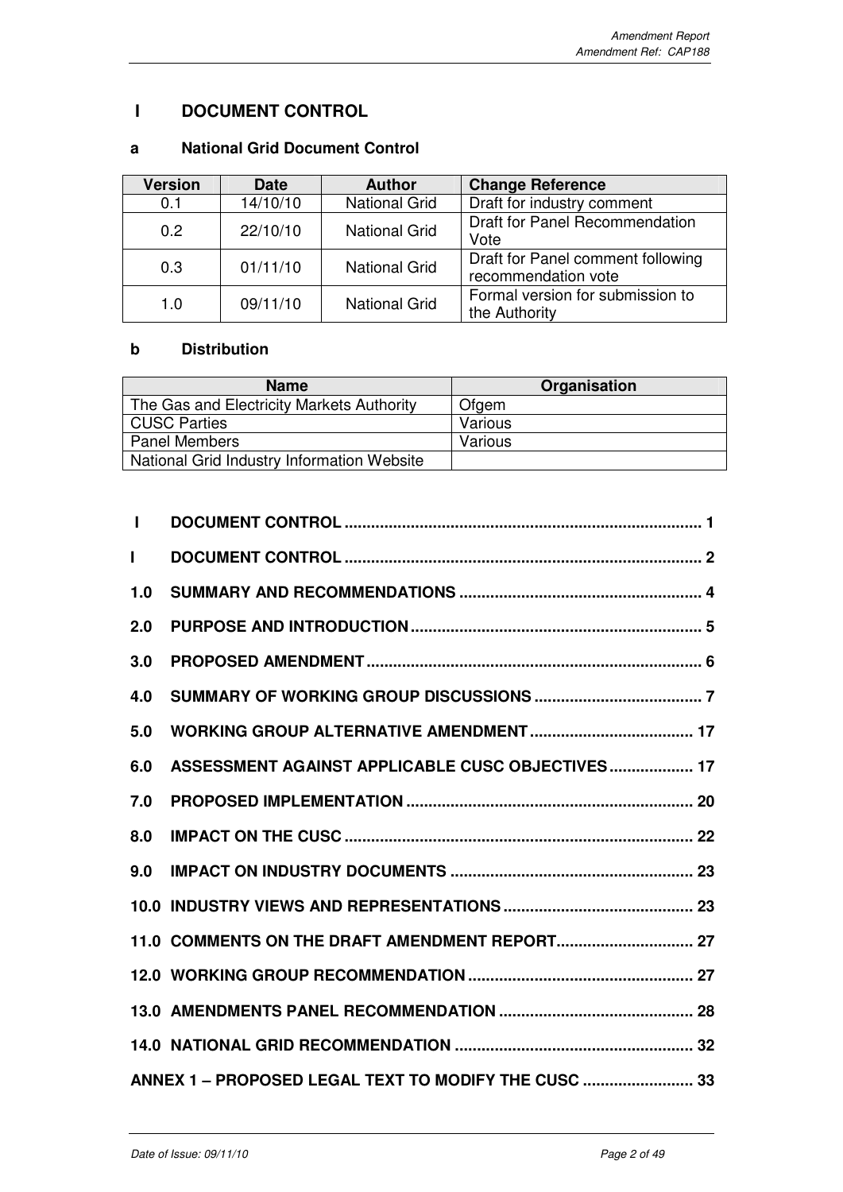# I DOCUMENT CONTROL

## a National Grid Document Control

| Version | Date | Author | Change Reference |
|---|---|---|---|
| 0.1 | 14/10/10 | National Grid | Draft for industry comment |
| 0.2 | 22/10/10 | National Grid | Draft for Panel Recommendation Vote |
| 0.3 | 01/11/10 | National Grid | Draft for Panel comment following recommendation vote |
| 1.0 | 09/11/10 | National Grid | Formal version for submission to the Authority |

## b Distribution

| Name | Organisation |
|---|---|
| The Gas and Electricity Markets Authority | Ofgem |
| CUSC Parties | Various |
| Panel Members | Various |
| National Grid Industry Information Website | |

**I DOCUMENT CONTROL ................................................................................ 1**

**I DOCUMENT CONTROL ................................................................................ 2**

**1.0 SUMMARY AND RECOMMENDATIONS ....................................................... 4**

**2.0 PURPOSE AND INTRODUCTION .................................................................. 5**

**3.0 PROPOSED AMENDMENT ............................................................................ 6**

**4.0 SUMMARY OF WORKING GROUP DISCUSSIONS ...................................... 7**

**5.0 WORKING GROUP ALTERNATIVE AMENDMENT ..................................... 17**

**6.0 ASSESSMENT AGAINST APPLICABLE CUSC OBJECTIVES ................... 17**

**7.0 PROPOSED IMPLEMENTATION ................................................................. 20**

**8.0 IMPACT ON THE CUSC ............................................................................... 22**

**9.0 IMPACT ON INDUSTRY DOCUMENTS ....................................................... 23**

**10.0 INDUSTRY VIEWS AND REPRESENTATIONS ........................................... 23**

**11.0 COMMENTS ON THE DRAFT AMENDMENT REPORT ............................... 27**

**12.0 WORKING GROUP RECOMMENDATION ................................................... 27**

**13.0 AMENDMENTS PANEL RECOMMENDATION ............................................ 28**

**14.0 NATIONAL GRID RECOMMENDATION ...................................................... 32**

**ANNEX 1 – PROPOSED LEGAL TEXT TO MODIFY THE CUSC ......................... 33**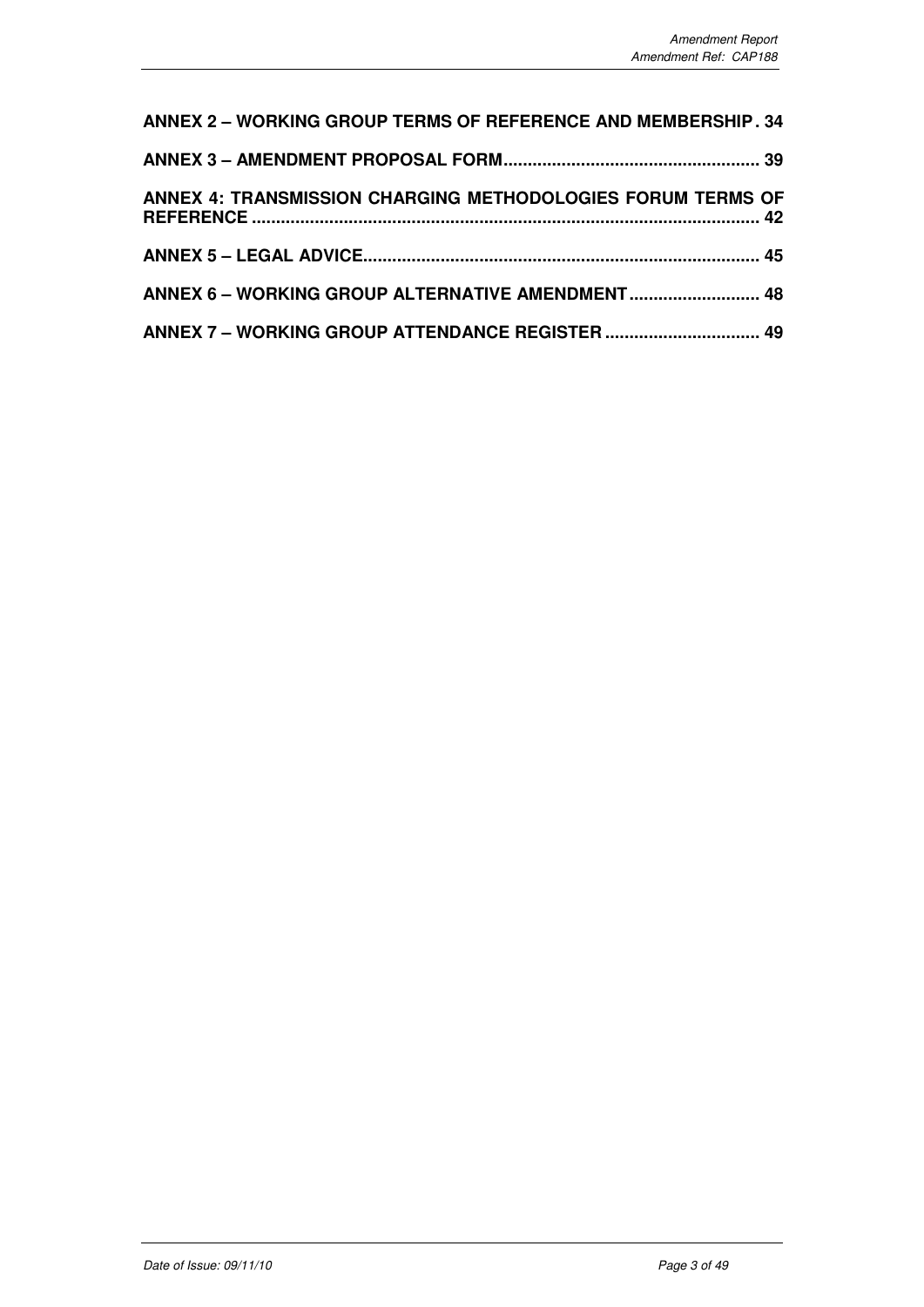**ANNEX 2 – WORKING GROUP TERMS OF REFERENCE AND MEMBERSHIP . 34**

**ANNEX 3 – AMENDMENT PROPOSAL FORM ...................................................... 39**

**ANNEX 4: TRANSMISSION CHARGING METHODOLOGIES FORUM TERMS OF REFERENCE ........................................................................................................ 42**

**ANNEX 5 – LEGAL ADVICE .................................................................................. 45**

**ANNEX 6 – WORKING GROUP ALTERNATIVE AMENDMENT ........................... 48**

**ANNEX 7 – WORKING GROUP ATTENDANCE REGISTER ................................ 49**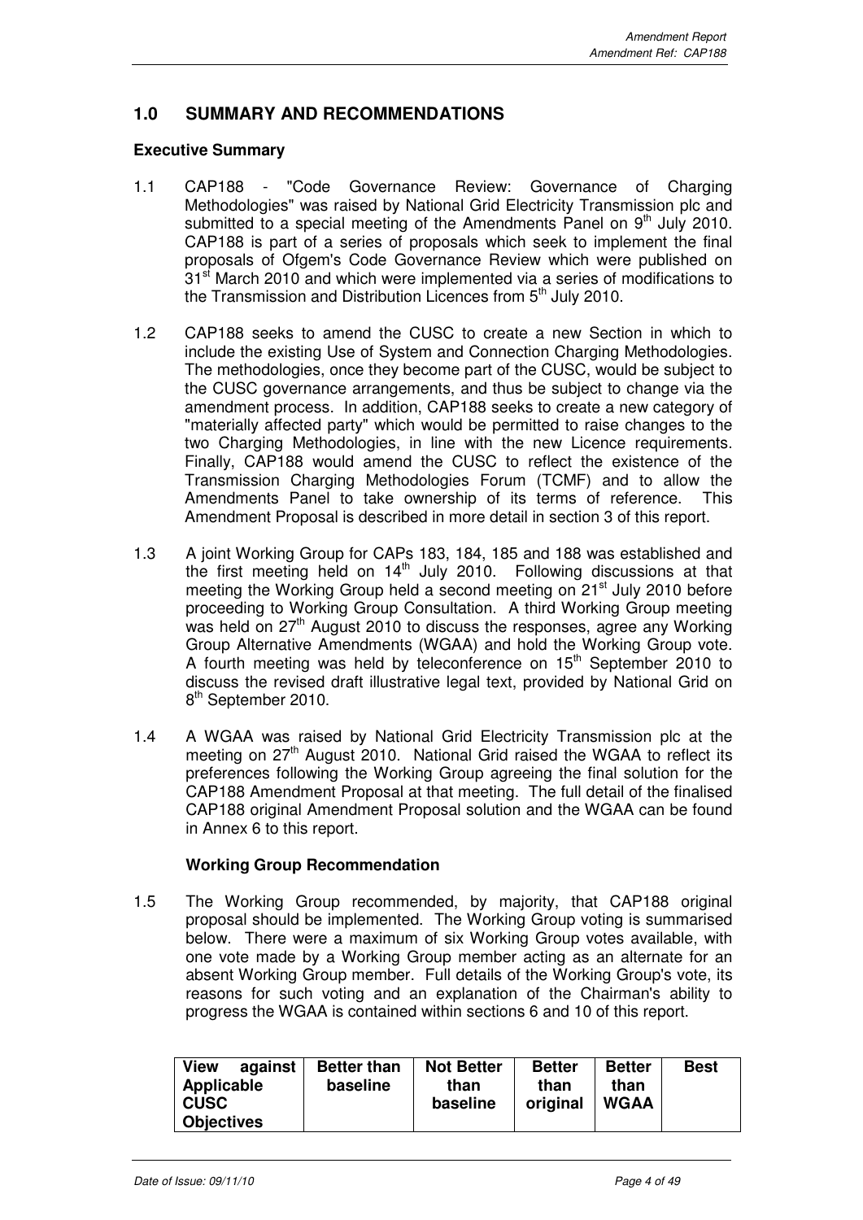## 1.0 SUMMARY AND RECOMMENDATIONS

### Executive Summary

1.1 CAP188 - "Code Governance Review: Governance of Charging Methodologies" was raised by National Grid Electricity Transmission plc and submitted to a special meeting of the Amendments Panel on 9[th] July 2010. CAP188 is part of a series of proposals which seek to implement the final proposals of Ofgem's Code Governance Review which were published on 31[st] March 2010 and which were implemented via a series of modifications to the Transmission and Distribution Licences from 5[th] July 2010.

1.2 CAP188 seeks to amend the CUSC to create a new Section in which to include the existing Use of System and Connection Charging Methodologies. The methodologies, once they become part of the CUSC, would be subject to the CUSC governance arrangements, and thus be subject to change via the amendment process. In addition, CAP188 seeks to create a new category of "materially affected party" which would be permitted to raise changes to the two Charging Methodologies, in line with the new Licence requirements. Finally, CAP188 would amend the CUSC to reflect the existence of the Transmission Charging Methodologies Forum (TCMF) and to allow the Amendments Panel to take ownership of its terms of reference. This Amendment Proposal is described in more detail in section 3 of this report.

1.3 A joint Working Group for CAPs 183, 184, 185 and 188 was established and the first meeting held on 14[th] July 2010. Following discussions at that meeting the Working Group held a second meeting on 21[st] July 2010 before proceeding to Working Group Consultation. A third Working Group meeting was held on 27[th] August 2010 to discuss the responses, agree any Working Group Alternative Amendments (WGAA) and hold the Working Group vote. A fourth meeting was held by teleconference on 15[th] September 2010 to discuss the revised draft illustrative legal text, provided by National Grid on 8[th] September 2010.

1.4 A WGAA was raised by National Grid Electricity Transmission plc at the meeting on 27[th] August 2010. National Grid raised the WGAA to reflect its preferences following the Working Group agreeing the final solution for the CAP188 Amendment Proposal at that meeting. The full detail of the finalised CAP188 original Amendment Proposal solution and the WGAA can be found in Annex 6 to this report.

### Working Group Recommendation

1.5 The Working Group recommended, by majority, that CAP188 original proposal should be implemented. The Working Group voting is summarised below. There were a maximum of six Working Group votes available, with one vote made by a Working Group member acting as an alternate for an absent Working Group member. Full details of the Working Group's vote, its reasons for such voting and an explanation of the Chairman's ability to progress the WGAA is contained within sections 6 and 10 of this report.

| View against Applicable CUSC Objectives | Better than baseline | Not Better than baseline | Better than original | Better than WGAA | Best |
|---|---|---|---|---|---|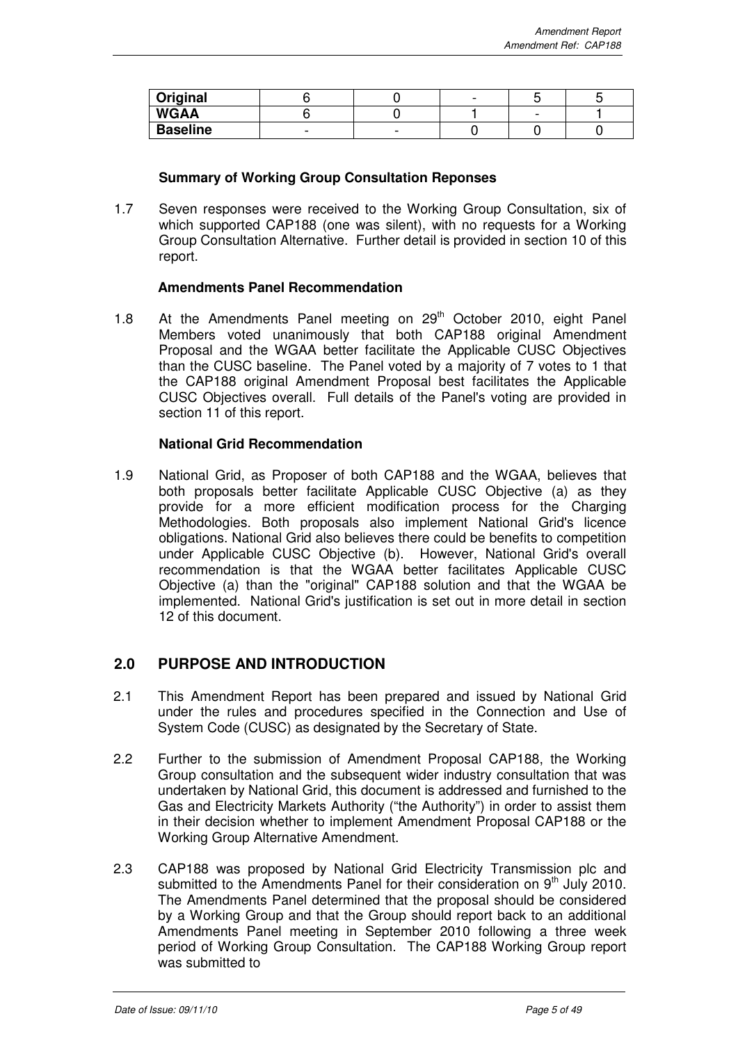| Original | 6 | 0 | - | 5 | 5 |
|---|---|---|---|---|---|
| WGAA | 6 | 0 | 1 | - | 1 |
| Baseline | - | - | 0 | 0 | 0 |

**Summary of Working Group Consultation Reponses**

1.7 Seven responses were received to the Working Group Consultation, six of which supported CAP188 (one was silent), with no requests for a Working Group Consultation Alternative. Further detail is provided in section 10 of this report.

**Amendments Panel Recommendation**

1.8 At the Amendments Panel meeting on 29th October 2010, eight Panel Members voted unanimously that both CAP188 original Amendment Proposal and the WGAA better facilitate the Applicable CUSC Objectives than the CUSC baseline. The Panel voted by a majority of 7 votes to 1 that the CAP188 original Amendment Proposal best facilitates the Applicable CUSC Objectives overall. Full details of the Panel's voting are provided in section 11 of this report.

**National Grid Recommendation**

1.9 National Grid, as Proposer of both CAP188 and the WGAA, believes that both proposals better facilitate Applicable CUSC Objective (a) as they provide for a more efficient modification process for the Charging Methodologies. Both proposals also implement National Grid's licence obligations. National Grid also believes there could be benefits to competition under Applicable CUSC Objective (b). However, National Grid's overall recommendation is that the WGAA better facilitates Applicable CUSC Objective (a) than the "original" CAP188 solution and that the WGAA be implemented. National Grid's justification is set out in more detail in section 12 of this document.

## 2.0 PURPOSE AND INTRODUCTION

2.1 This Amendment Report has been prepared and issued by National Grid under the rules and procedures specified in the Connection and Use of System Code (CUSC) as designated by the Secretary of State.

2.2 Further to the submission of Amendment Proposal CAP188, the Working Group consultation and the subsequent wider industry consultation that was undertaken by National Grid, this document is addressed and furnished to the Gas and Electricity Markets Authority ("the Authority") in order to assist them in their decision whether to implement Amendment Proposal CAP188 or the Working Group Alternative Amendment.

2.3 CAP188 was proposed by National Grid Electricity Transmission plc and submitted to the Amendments Panel for their consideration on 9th July 2010. The Amendments Panel determined that the proposal should be considered by a Working Group and that the Group should report back to an additional Amendments Panel meeting in September 2010 following a three week period of Working Group Consultation. The CAP188 Working Group report was submitted to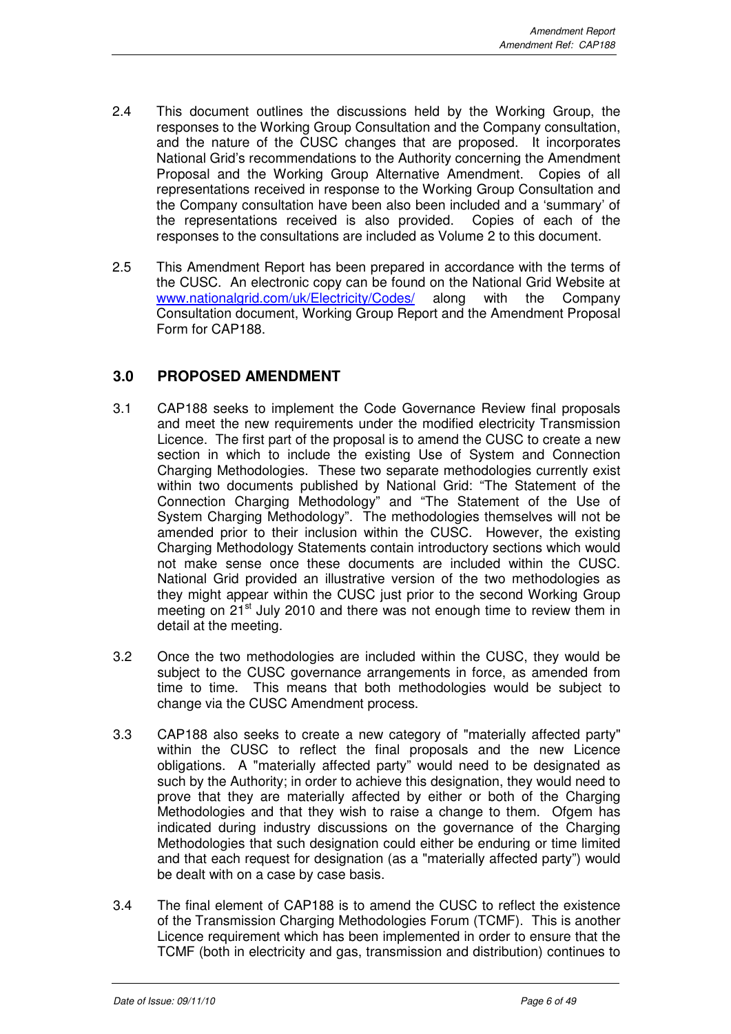2.4 This document outlines the discussions held by the Working Group, the responses to the Working Group Consultation and the Company consultation, and the nature of the CUSC changes that are proposed. It incorporates National Grid's recommendations to the Authority concerning the Amendment Proposal and the Working Group Alternative Amendment. Copies of all representations received in response to the Working Group Consultation and the Company consultation have been also been included and a 'summary' of the representations received is also provided. Copies of each of the responses to the consultations are included as Volume 2 to this document.

2.5 This Amendment Report has been prepared in accordance with the terms of the CUSC. An electronic copy can be found on the National Grid Website at www.nationalgrid.com/uk/Electricity/Codes/ along with the Company Consultation document, Working Group Report and the Amendment Proposal Form for CAP188.

## 3.0 PROPOSED AMENDMENT

3.1 CAP188 seeks to implement the Code Governance Review final proposals and meet the new requirements under the modified electricity Transmission Licence. The first part of the proposal is to amend the CUSC to create a new section in which to include the existing Use of System and Connection Charging Methodologies. These two separate methodologies currently exist within two documents published by National Grid: "The Statement of the Connection Charging Methodology" and "The Statement of the Use of System Charging Methodology". The methodologies themselves will not be amended prior to their inclusion within the CUSC. However, the existing Charging Methodology Statements contain introductory sections which would not make sense once these documents are included within the CUSC. National Grid provided an illustrative version of the two methodologies as they might appear within the CUSC just prior to the second Working Group meeting on 21st July 2010 and there was not enough time to review them in detail at the meeting.

3.2 Once the two methodologies are included within the CUSC, they would be subject to the CUSC governance arrangements in force, as amended from time to time. This means that both methodologies would be subject to change via the CUSC Amendment process.

3.3 CAP188 also seeks to create a new category of "materially affected party" within the CUSC to reflect the final proposals and the new Licence obligations. A "materially affected party" would need to be designated as such by the Authority; in order to achieve this designation, they would need to prove that they are materially affected by either or both of the Charging Methodologies and that they wish to raise a change to them. Ofgem has indicated during industry discussions on the governance of the Charging Methodologies that such designation could either be enduring or time limited and that each request for designation (as a "materially affected party") would be dealt with on a case by case basis.

3.4 The final element of CAP188 is to amend the CUSC to reflect the existence of the Transmission Charging Methodologies Forum (TCMF). This is another Licence requirement which has been implemented in order to ensure that the TCMF (both in electricity and gas, transmission and distribution) continues to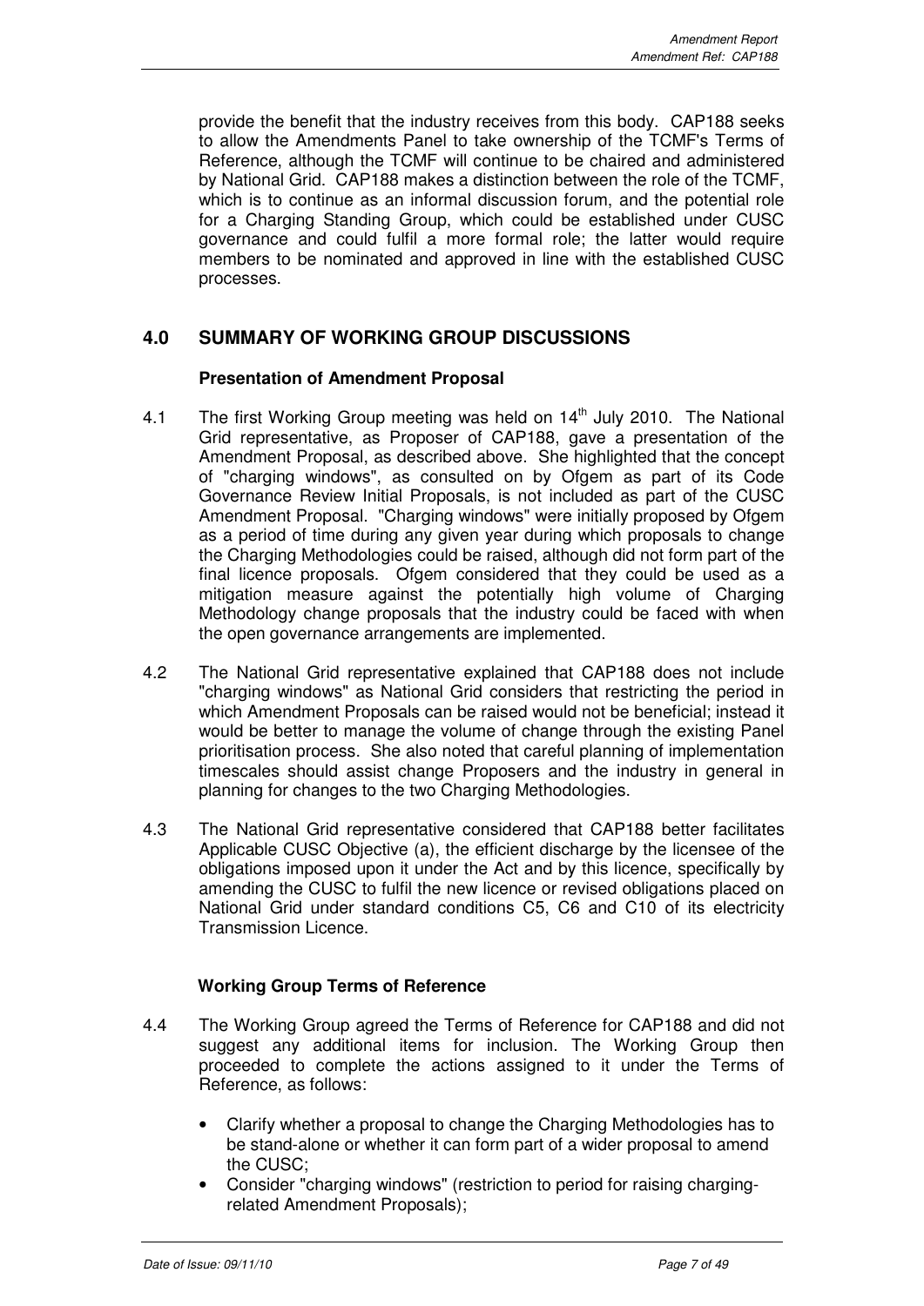provide the benefit that the industry receives from this body. CAP188 seeks to allow the Amendments Panel to take ownership of the TCMF's Terms of Reference, although the TCMF will continue to be chaired and administered by National Grid. CAP188 makes a distinction between the role of the TCMF, which is to continue as an informal discussion forum, and the potential role for a Charging Standing Group, which could be established under CUSC governance and could fulfil a more formal role; the latter would require members to be nominated and approved in line with the established CUSC processes.

## 4.0 SUMMARY OF WORKING GROUP DISCUSSIONS

**Presentation of Amendment Proposal**

4.1 The first Working Group meeting was held on 14th July 2010. The National Grid representative, as Proposer of CAP188, gave a presentation of the Amendment Proposal, as described above. She highlighted that the concept of "charging windows", as consulted on by Ofgem as part of its Code Governance Review Initial Proposals, is not included as part of the CUSC Amendment Proposal. "Charging windows" were initially proposed by Ofgem as a period of time during any given year during which proposals to change the Charging Methodologies could be raised, although did not form part of the final licence proposals. Ofgem considered that they could be used as a mitigation measure against the potentially high volume of Charging Methodology change proposals that the industry could be faced with when the open governance arrangements are implemented.

4.2 The National Grid representative explained that CAP188 does not include "charging windows" as National Grid considers that restricting the period in which Amendment Proposals can be raised would not be beneficial; instead it would be better to manage the volume of change through the existing Panel prioritisation process. She also noted that careful planning of implementation timescales should assist change Proposers and the industry in general in planning for changes to the two Charging Methodologies.

4.3 The National Grid representative considered that CAP188 better facilitates Applicable CUSC Objective (a), the efficient discharge by the licensee of the obligations imposed upon it under the Act and by this licence, specifically by amending the CUSC to fulfil the new licence or revised obligations placed on National Grid under standard conditions C5, C6 and C10 of its electricity Transmission Licence.

**Working Group Terms of Reference**

4.4 The Working Group agreed the Terms of Reference for CAP188 and did not suggest any additional items for inclusion. The Working Group then proceeded to complete the actions assigned to it under the Terms of Reference, as follows:

- Clarify whether a proposal to change the Charging Methodologies has to be stand-alone or whether it can form part of a wider proposal to amend the CUSC;
- Consider "charging windows" (restriction to period for raising charging-related Amendment Proposals);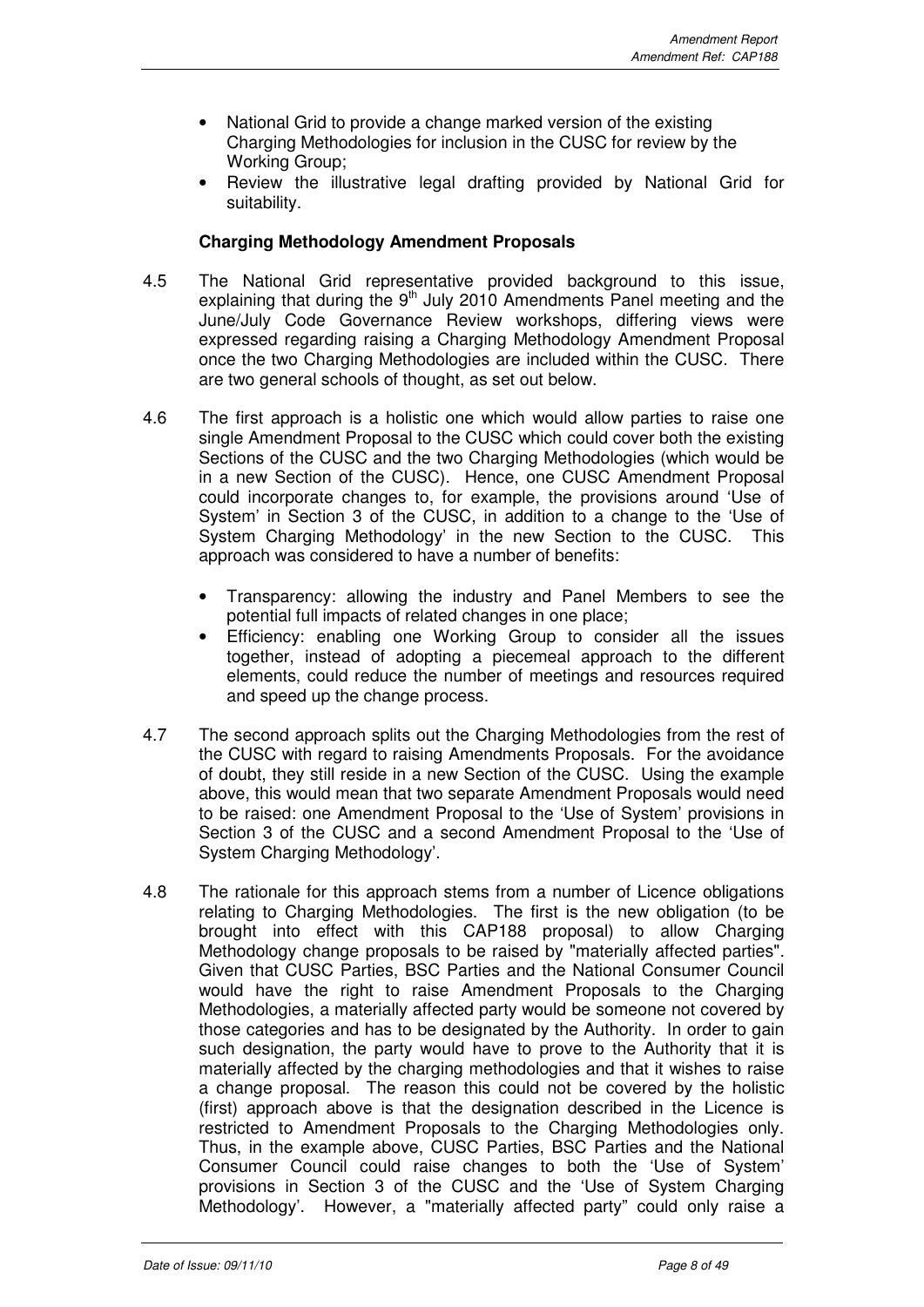- National Grid to provide a change marked version of the existing Charging Methodologies for inclusion in the CUSC for review by the Working Group;
- Review the illustrative legal drafting provided by National Grid for suitability.

**Charging Methodology Amendment Proposals**

4.5 The National Grid representative provided background to this issue, explaining that during the 9th July 2010 Amendments Panel meeting and the June/July Code Governance Review workshops, differing views were expressed regarding raising a Charging Methodology Amendment Proposal once the two Charging Methodologies are included within the CUSC. There are two general schools of thought, as set out below.

4.6 The first approach is a holistic one which would allow parties to raise one single Amendment Proposal to the CUSC which could cover both the existing Sections of the CUSC and the two Charging Methodologies (which would be in a new Section of the CUSC). Hence, one CUSC Amendment Proposal could incorporate changes to, for example, the provisions around 'Use of System' in Section 3 of the CUSC, in addition to a change to the 'Use of System Charging Methodology' in the new Section to the CUSC. This approach was considered to have a number of benefits:

- Transparency: allowing the industry and Panel Members to see the potential full impacts of related changes in one place;
- Efficiency: enabling one Working Group to consider all the issues together, instead of adopting a piecemeal approach to the different elements, could reduce the number of meetings and resources required and speed up the change process.

4.7 The second approach splits out the Charging Methodologies from the rest of the CUSC with regard to raising Amendments Proposals. For the avoidance of doubt, they still reside in a new Section of the CUSC. Using the example above, this would mean that two separate Amendment Proposals would need to be raised: one Amendment Proposal to the 'Use of System' provisions in Section 3 of the CUSC and a second Amendment Proposal to the 'Use of System Charging Methodology'.

4.8 The rationale for this approach stems from a number of Licence obligations relating to Charging Methodologies. The first is the new obligation (to be brought into effect with this CAP188 proposal) to allow Charging Methodology change proposals to be raised by "materially affected parties". Given that CUSC Parties, BSC Parties and the National Consumer Council would have the right to raise Amendment Proposals to the Charging Methodologies, a materially affected party would be someone not covered by those categories and has to be designated by the Authority. In order to gain such designation, the party would have to prove to the Authority that it is materially affected by the charging methodologies and that it wishes to raise a change proposal. The reason this could not be covered by the holistic (first) approach above is that the designation described in the Licence is restricted to Amendment Proposals to the Charging Methodologies only. Thus, in the example above, CUSC Parties, BSC Parties and the National Consumer Council could raise changes to both the 'Use of System' provisions in Section 3 of the CUSC and the 'Use of System Charging Methodology'. However, a "materially affected party" could only raise a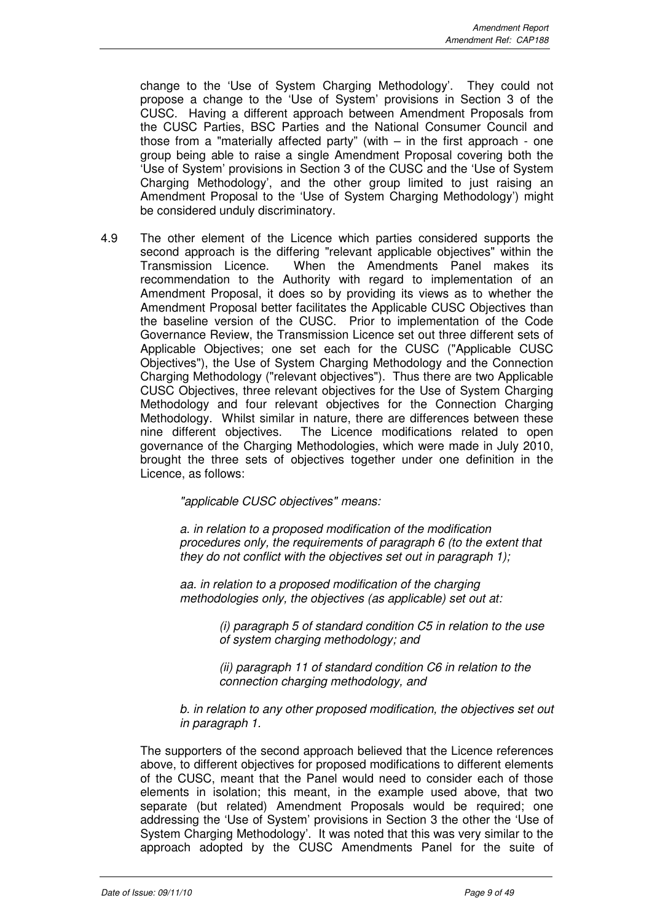change to the 'Use of System Charging Methodology'. They could not propose a change to the 'Use of System' provisions in Section 3 of the CUSC. Having a different approach between Amendment Proposals from the CUSC Parties, BSC Parties and the National Consumer Council and those from a "materially affected party" (with – in the first approach - one group being able to raise a single Amendment Proposal covering both the 'Use of System' provisions in Section 3 of the CUSC and the 'Use of System Charging Methodology', and the other group limited to just raising an Amendment Proposal to the 'Use of System Charging Methodology') might be considered unduly discriminatory.

4.9 The other element of the Licence which parties considered supports the second approach is the differing "relevant applicable objectives" within the Transmission Licence. When the Amendments Panel makes its recommendation to the Authority with regard to implementation of an Amendment Proposal, it does so by providing its views as to whether the Amendment Proposal better facilitates the Applicable CUSC Objectives than the baseline version of the CUSC. Prior to implementation of the Code Governance Review, the Transmission Licence set out three different sets of Applicable Objectives; one set each for the CUSC ("Applicable CUSC Objectives"), the Use of System Charging Methodology and the Connection Charging Methodology ("relevant objectives"). Thus there are two Applicable CUSC Objectives, three relevant objectives for the Use of System Charging Methodology and four relevant objectives for the Connection Charging Methodology. Whilst similar in nature, there are differences between these nine different objectives. The Licence modifications related to open governance of the Charging Methodologies, which were made in July 2010, brought the three sets of objectives together under one definition in the Licence, as follows:

> *"applicable CUSC objectives" means:*
>
> *a. in relation to a proposed modification of the modification procedures only, the requirements of paragraph 6 (to the extent that they do not conflict with the objectives set out in paragraph 1);*
>
> *aa. in relation to a proposed modification of the charging methodologies only, the objectives (as applicable) set out at:*
>
> > *(i) paragraph 5 of standard condition C5 in relation to the use of system charging methodology; and*
> >
> > *(ii) paragraph 11 of standard condition C6 in relation to the connection charging methodology, and*
>
> *b. in relation to any other proposed modification, the objectives set out in paragraph 1.*

The supporters of the second approach believed that the Licence references above, to different objectives for proposed modifications to different elements of the CUSC, meant that the Panel would need to consider each of those elements in isolation; this meant, in the example used above, that two separate (but related) Amendment Proposals would be required; one addressing the 'Use of System' provisions in Section 3 the other the 'Use of System Charging Methodology'. It was noted that this was very similar to the approach adopted by the CUSC Amendments Panel for the suite of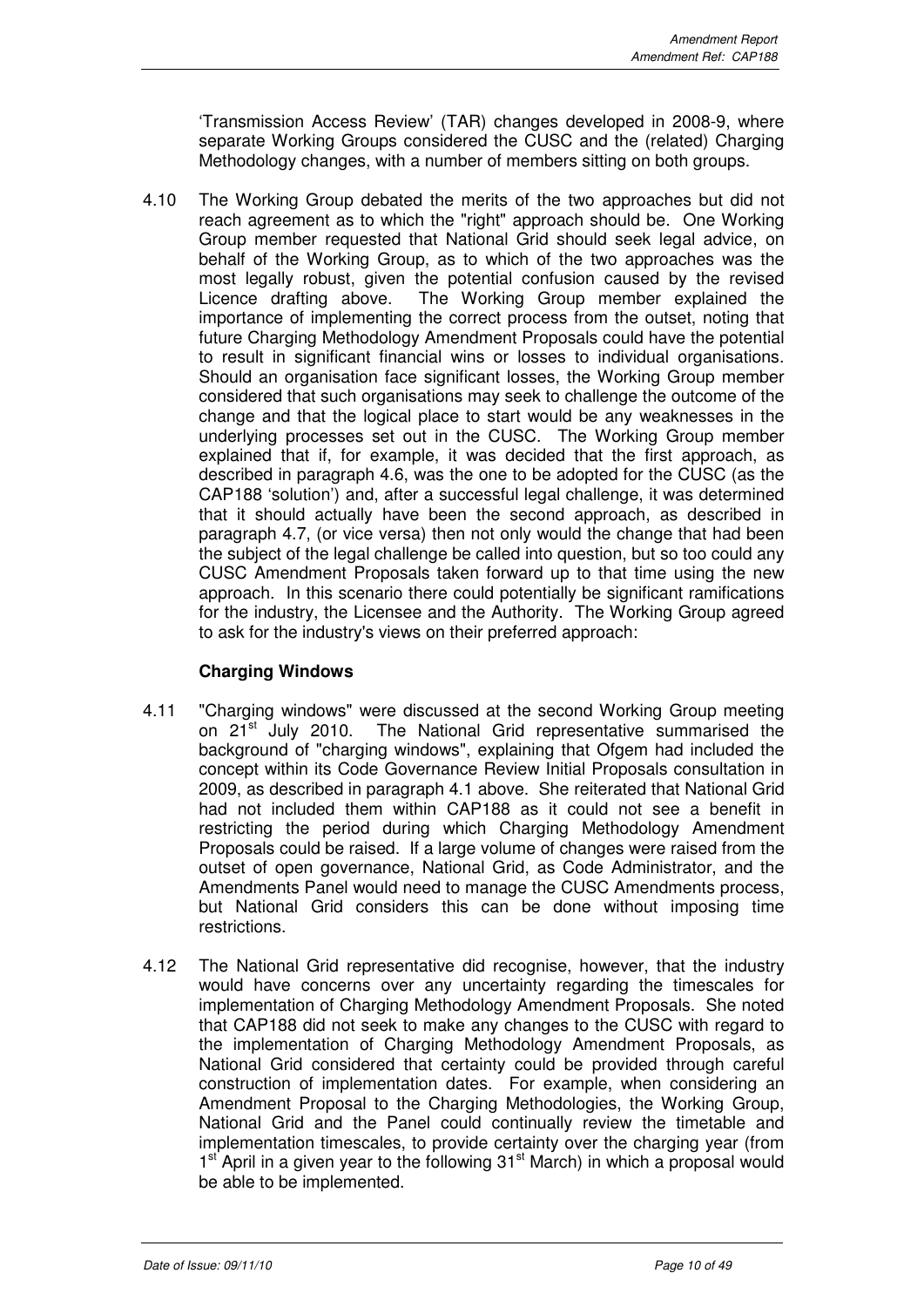'Transmission Access Review' (TAR) changes developed in 2008-9, where separate Working Groups considered the CUSC and the (related) Charging Methodology changes, with a number of members sitting on both groups.

4.10 The Working Group debated the merits of the two approaches but did not reach agreement as to which the "right" approach should be. One Working Group member requested that National Grid should seek legal advice, on behalf of the Working Group, as to which of the two approaches was the most legally robust, given the potential confusion caused by the revised Licence drafting above. The Working Group member explained the importance of implementing the correct process from the outset, noting that future Charging Methodology Amendment Proposals could have the potential to result in significant financial wins or losses to individual organisations. Should an organisation face significant losses, the Working Group member considered that such organisations may seek to challenge the outcome of the change and that the logical place to start would be any weaknesses in the underlying processes set out in the CUSC. The Working Group member explained that if, for example, it was decided that the first approach, as described in paragraph 4.6, was the one to be adopted for the CUSC (as the CAP188 'solution') and, after a successful legal challenge, it was determined that it should actually have been the second approach, as described in paragraph 4.7, (or vice versa) then not only would the change that had been the subject of the legal challenge be called into question, but so too could any CUSC Amendment Proposals taken forward up to that time using the new approach. In this scenario there could potentially be significant ramifications for the industry, the Licensee and the Authority. The Working Group agreed to ask for the industry's views on their preferred approach:

**Charging Windows**

4.11 "Charging windows" were discussed at the second Working Group meeting on 21st July 2010. The National Grid representative summarised the background of "charging windows", explaining that Ofgem had included the concept within its Code Governance Review Initial Proposals consultation in 2009, as described in paragraph 4.1 above. She reiterated that National Grid had not included them within CAP188 as it could not see a benefit in restricting the period during which Charging Methodology Amendment Proposals could be raised. If a large volume of changes were raised from the outset of open governance, National Grid, as Code Administrator, and the Amendments Panel would need to manage the CUSC Amendments process, but National Grid considers this can be done without imposing time restrictions.

4.12 The National Grid representative did recognise, however, that the industry would have concerns over any uncertainty regarding the timescales for implementation of Charging Methodology Amendment Proposals. She noted that CAP188 did not seek to make any changes to the CUSC with regard to the implementation of Charging Methodology Amendment Proposals, as National Grid considered that certainty could be provided through careful construction of implementation dates. For example, when considering an Amendment Proposal to the Charging Methodologies, the Working Group, National Grid and the Panel could continually review the timetable and implementation timescales, to provide certainty over the charging year (from 1st April in a given year to the following 31st March) in which a proposal would be able to be implemented.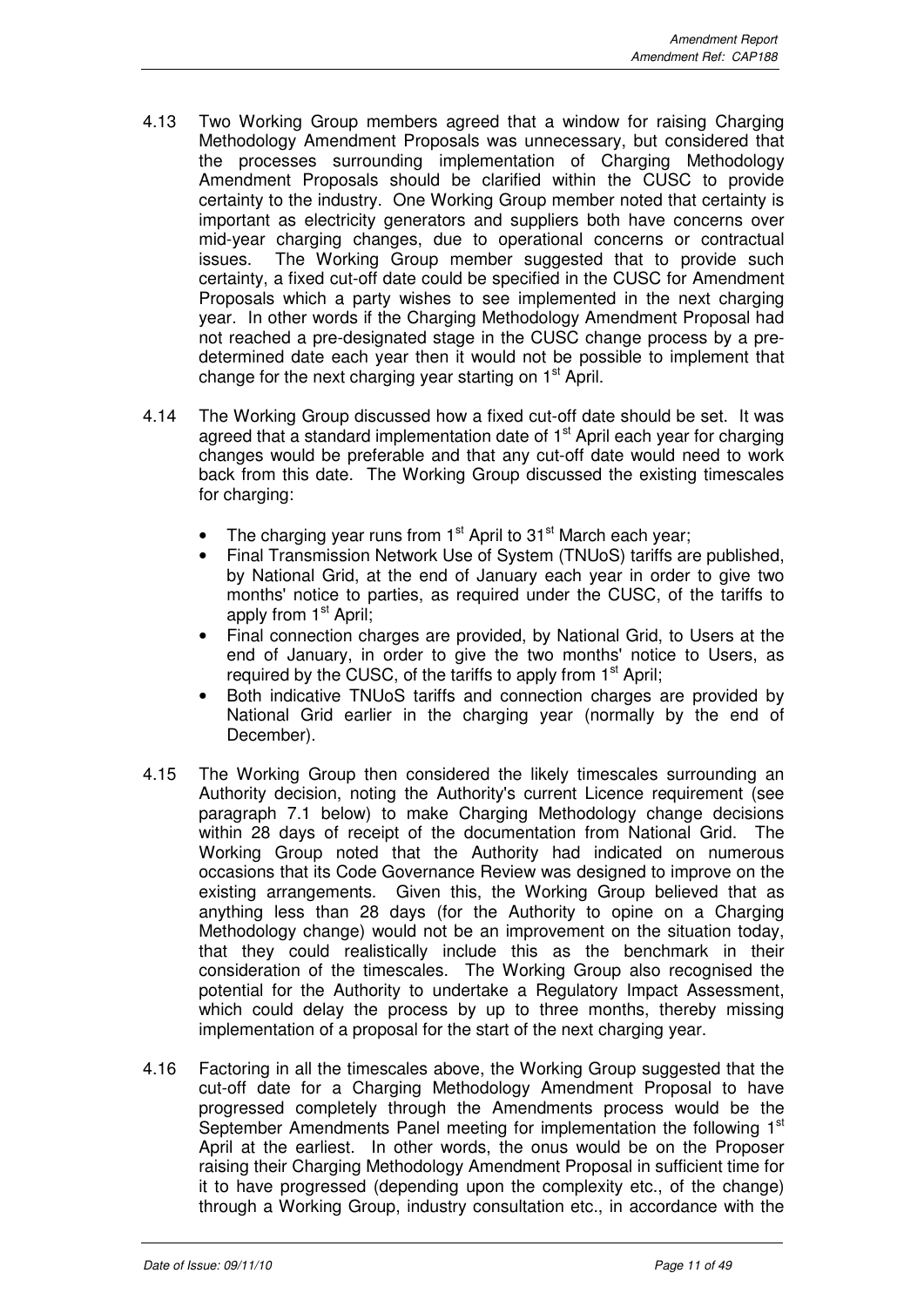4.13 Two Working Group members agreed that a window for raising Charging Methodology Amendment Proposals was unnecessary, but considered that the processes surrounding implementation of Charging Methodology Amendment Proposals should be clarified within the CUSC to provide certainty to the industry. One Working Group member noted that certainty is important as electricity generators and suppliers both have concerns over mid-year charging changes, due to operational concerns or contractual issues. The Working Group member suggested that to provide such certainty, a fixed cut-off date could be specified in the CUSC for Amendment Proposals which a party wishes to see implemented in the next charging year. In other words if the Charging Methodology Amendment Proposal had not reached a pre-designated stage in the CUSC change process by a pre-determined date each year then it would not be possible to implement that change for the next charging year starting on 1st April.

4.14 The Working Group discussed how a fixed cut-off date should be set. It was agreed that a standard implementation date of 1st April each year for charging changes would be preferable and that any cut-off date would need to work back from this date. The Working Group discussed the existing timescales for charging:

- The charging year runs from 1st April to 31st March each year;
- Final Transmission Network Use of System (TNUoS) tariffs are published, by National Grid, at the end of January each year in order to give two months' notice to parties, as required under the CUSC, of the tariffs to apply from 1st April;
- Final connection charges are provided, by National Grid, to Users at the end of January, in order to give the two months' notice to Users, as required by the CUSC, of the tariffs to apply from 1st April;
- Both indicative TNUoS tariffs and connection charges are provided by National Grid earlier in the charging year (normally by the end of December).

4.15 The Working Group then considered the likely timescales surrounding an Authority decision, noting the Authority's current Licence requirement (see paragraph 7.1 below) to make Charging Methodology change decisions within 28 days of receipt of the documentation from National Grid. The Working Group noted that the Authority had indicated on numerous occasions that its Code Governance Review was designed to improve on the existing arrangements. Given this, the Working Group believed that as anything less than 28 days (for the Authority to opine on a Charging Methodology change) would not be an improvement on the situation today, that they could realistically include this as the benchmark in their consideration of the timescales. The Working Group also recognised the potential for the Authority to undertake a Regulatory Impact Assessment, which could delay the process by up to three months, thereby missing implementation of a proposal for the start of the next charging year.

4.16 Factoring in all the timescales above, the Working Group suggested that the cut-off date for a Charging Methodology Amendment Proposal to have progressed completely through the Amendments process would be the September Amendments Panel meeting for implementation the following 1st April at the earliest. In other words, the onus would be on the Proposer raising their Charging Methodology Amendment Proposal in sufficient time for it to have progressed (depending upon the complexity etc., of the change) through a Working Group, industry consultation etc., in accordance with the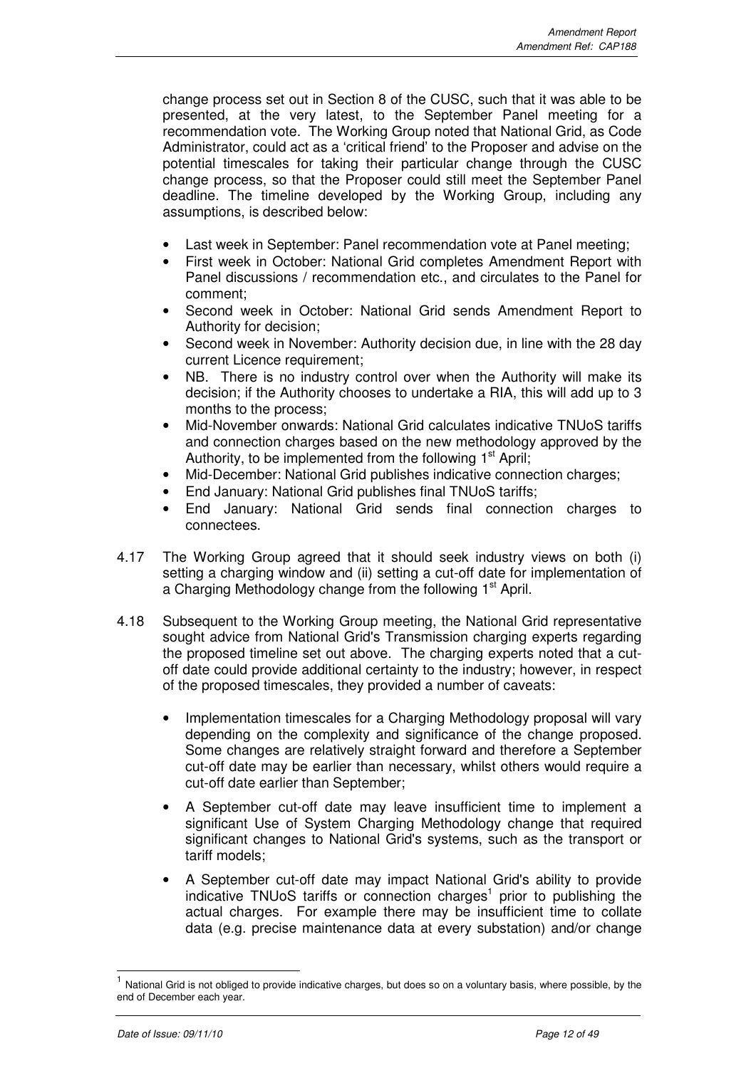change process set out in Section 8 of the CUSC, such that it was able to be presented, at the very latest, to the September Panel meeting for a recommendation vote. The Working Group noted that National Grid, as Code Administrator, could act as a 'critical friend' to the Proposer and advise on the potential timescales for taking their particular change through the CUSC change process, so that the Proposer could still meet the September Panel deadline. The timeline developed by the Working Group, including any assumptions, is described below:

- Last week in September: Panel recommendation vote at Panel meeting;
- First week in October: National Grid completes Amendment Report with Panel discussions / recommendation etc., and circulates to the Panel for comment;
- Second week in October: National Grid sends Amendment Report to Authority for decision;
- Second week in November: Authority decision due, in line with the 28 day current Licence requirement;
- NB. There is no industry control over when the Authority will make its decision; if the Authority chooses to undertake a RIA, this will add up to 3 months to the process;
- Mid-November onwards: National Grid calculates indicative TNUoS tariffs and connection charges based on the new methodology approved by the Authority, to be implemented from the following 1st April;
- Mid-December: National Grid publishes indicative connection charges;
- End January: National Grid publishes final TNUoS tariffs;
- End January: National Grid sends final connection charges to connectees.

4.17 The Working Group agreed that it should seek industry views on both (i) setting a charging window and (ii) setting a cut-off date for implementation of a Charging Methodology change from the following 1st April.

4.18 Subsequent to the Working Group meeting, the National Grid representative sought advice from National Grid's Transmission charging experts regarding the proposed timeline set out above. The charging experts noted that a cut-off date could provide additional certainty to the industry; however, in respect of the proposed timescales, they provided a number of caveats:

- Implementation timescales for a Charging Methodology proposal will vary depending on the complexity and significance of the change proposed. Some changes are relatively straight forward and therefore a September cut-off date may be earlier than necessary, whilst others would require a cut-off date earlier than September;

- A September cut-off date may leave insufficient time to implement a significant Use of System Charging Methodology change that required significant changes to National Grid's systems, such as the transport or tariff models;

- A September cut-off date may impact National Grid's ability to provide indicative TNUoS tariffs or connection charges[1] prior to publishing the actual charges. For example there may be insufficient time to collate data (e.g. precise maintenance data at every substation) and/or change

[1] National Grid is not obliged to provide indicative charges, but does so on a voluntary basis, where possible, by the end of December each year.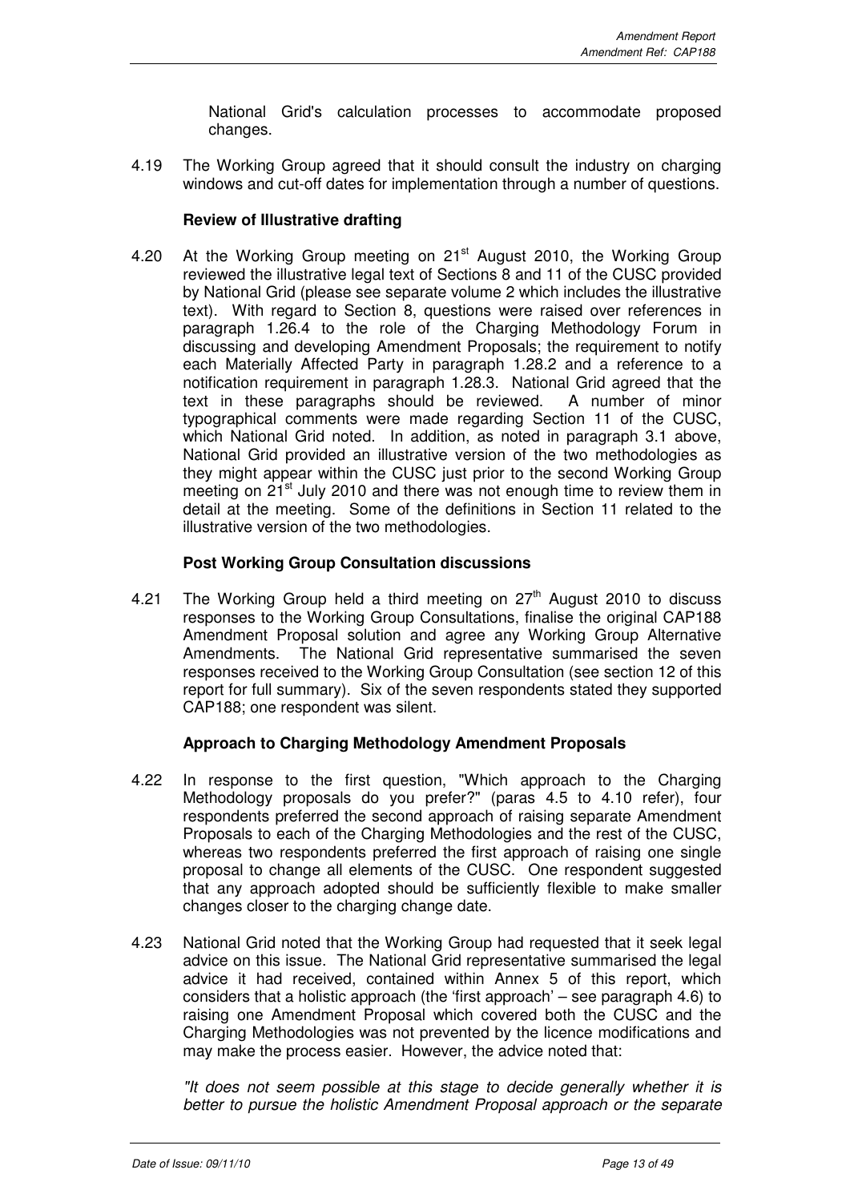National Grid's calculation processes to accommodate proposed changes.

4.19 The Working Group agreed that it should consult the industry on charging windows and cut-off dates for implementation through a number of questions.

**Review of Illustrative drafting**

4.20 At the Working Group meeting on 21st August 2010, the Working Group reviewed the illustrative legal text of Sections 8 and 11 of the CUSC provided by National Grid (please see separate volume 2 which includes the illustrative text). With regard to Section 8, questions were raised over references in paragraph 1.26.4 to the role of the Charging Methodology Forum in discussing and developing Amendment Proposals; the requirement to notify each Materially Affected Party in paragraph 1.28.2 and a reference to a notification requirement in paragraph 1.28.3. National Grid agreed that the text in these paragraphs should be reviewed. A number of minor typographical comments were made regarding Section 11 of the CUSC, which National Grid noted. In addition, as noted in paragraph 3.1 above, National Grid provided an illustrative version of the two methodologies as they might appear within the CUSC just prior to the second Working Group meeting on 21st July 2010 and there was not enough time to review them in detail at the meeting. Some of the definitions in Section 11 related to the illustrative version of the two methodologies.

**Post Working Group Consultation discussions**

4.21 The Working Group held a third meeting on 27th August 2010 to discuss responses to the Working Group Consultations, finalise the original CAP188 Amendment Proposal solution and agree any Working Group Alternative Amendments. The National Grid representative summarised the seven responses received to the Working Group Consultation (see section 12 of this report for full summary). Six of the seven respondents stated they supported CAP188; one respondent was silent.

**Approach to Charging Methodology Amendment Proposals**

4.22 In response to the first question, "Which approach to the Charging Methodology proposals do you prefer?" (paras 4.5 to 4.10 refer), four respondents preferred the second approach of raising separate Amendment Proposals to each of the Charging Methodologies and the rest of the CUSC, whereas two respondents preferred the first approach of raising one single proposal to change all elements of the CUSC. One respondent suggested that any approach adopted should be sufficiently flexible to make smaller changes closer to the charging change date.

4.23 National Grid noted that the Working Group had requested that it seek legal advice on this issue. The National Grid representative summarised the legal advice it had received, contained within Annex 5 of this report, which considers that a holistic approach (the 'first approach' – see paragraph 4.6) to raising one Amendment Proposal which covered both the CUSC and the Charging Methodologies was not prevented by the licence modifications and may make the process easier. However, the advice noted that:

*"It does not seem possible at this stage to decide generally whether it is better to pursue the holistic Amendment Proposal approach or the separate*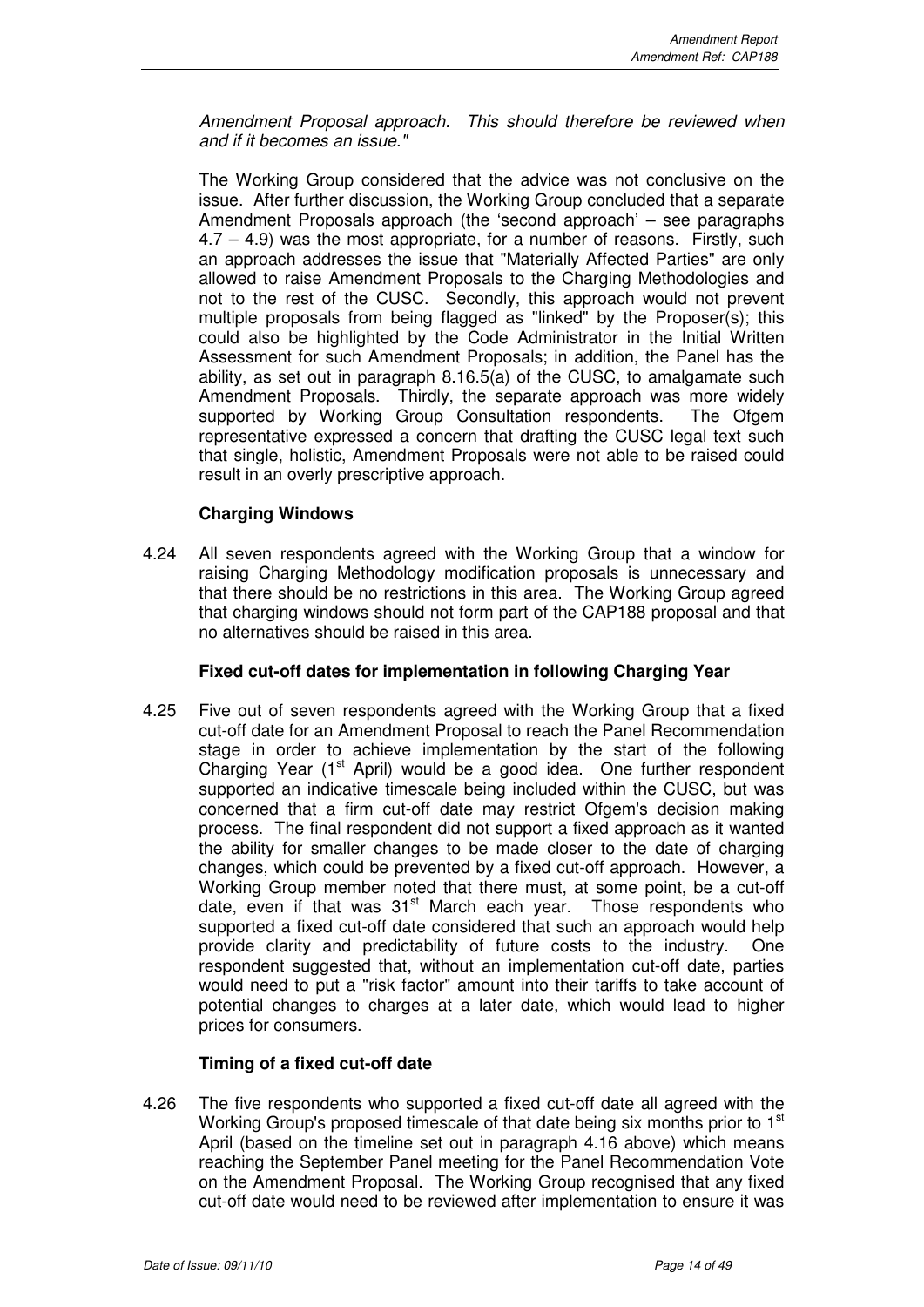*Amendment Proposal approach. This should therefore be reviewed when and if it becomes an issue."*

The Working Group considered that the advice was not conclusive on the issue. After further discussion, the Working Group concluded that a separate Amendment Proposals approach (the 'second approach' – see paragraphs 4.7 – 4.9) was the most appropriate, for a number of reasons. Firstly, such an approach addresses the issue that "Materially Affected Parties" are only allowed to raise Amendment Proposals to the Charging Methodologies and not to the rest of the CUSC. Secondly, this approach would not prevent multiple proposals from being flagged as "linked" by the Proposer(s); this could also be highlighted by the Code Administrator in the Initial Written Assessment for such Amendment Proposals; in addition, the Panel has the ability, as set out in paragraph 8.16.5(a) of the CUSC, to amalgamate such Amendment Proposals. Thirdly, the separate approach was more widely supported by Working Group Consultation respondents. The Ofgem representative expressed a concern that drafting the CUSC legal text such that single, holistic, Amendment Proposals were not able to be raised could result in an overly prescriptive approach.

**Charging Windows**

4.24 All seven respondents agreed with the Working Group that a window for raising Charging Methodology modification proposals is unnecessary and that there should be no restrictions in this area. The Working Group agreed that charging windows should not form part of the CAP188 proposal and that no alternatives should be raised in this area.

**Fixed cut-off dates for implementation in following Charging Year**

4.25 Five out of seven respondents agreed with the Working Group that a fixed cut-off date for an Amendment Proposal to reach the Panel Recommendation stage in order to achieve implementation by the start of the following Charging Year (1st April) would be a good idea. One further respondent supported an indicative timescale being included within the CUSC, but was concerned that a firm cut-off date may restrict Ofgem's decision making process. The final respondent did not support a fixed approach as it wanted the ability for smaller changes to be made closer to the date of charging changes, which could be prevented by a fixed cut-off approach. However, a Working Group member noted that there must, at some point, be a cut-off date, even if that was 31st March each year. Those respondents who supported a fixed cut-off date considered that such an approach would help provide clarity and predictability of future costs to the industry. One respondent suggested that, without an implementation cut-off date, parties would need to put a "risk factor" amount into their tariffs to take account of potential changes to charges at a later date, which would lead to higher prices for consumers.

**Timing of a fixed cut-off date**

4.26 The five respondents who supported a fixed cut-off date all agreed with the Working Group's proposed timescale of that date being six months prior to 1st April (based on the timeline set out in paragraph 4.16 above) which means reaching the September Panel meeting for the Panel Recommendation Vote on the Amendment Proposal. The Working Group recognised that any fixed cut-off date would need to be reviewed after implementation to ensure it was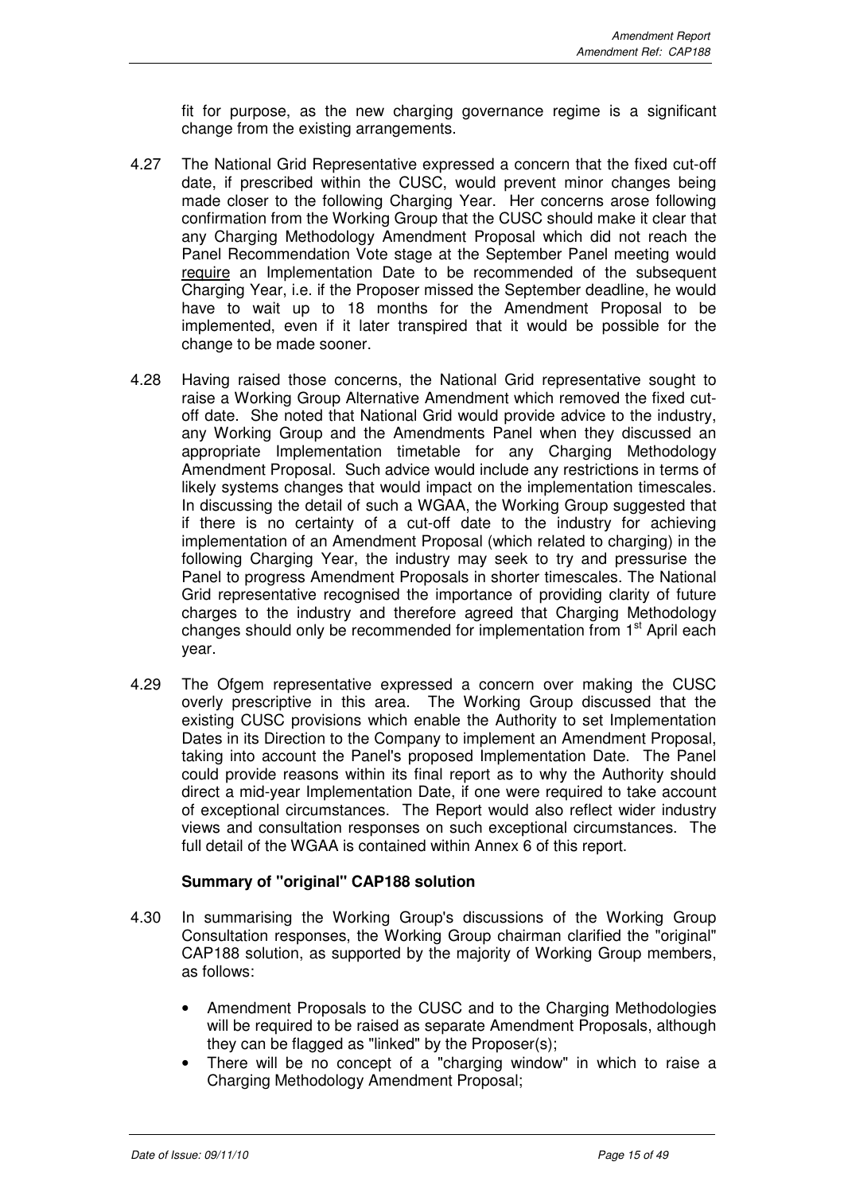fit for purpose, as the new charging governance regime is a significant change from the existing arrangements.

4.27 The National Grid Representative expressed a concern that the fixed cut-off date, if prescribed within the CUSC, would prevent minor changes being made closer to the following Charging Year. Her concerns arose following confirmation from the Working Group that the CUSC should make it clear that any Charging Methodology Amendment Proposal which did not reach the Panel Recommendation Vote stage at the September Panel meeting would require an Implementation Date to be recommended of the subsequent Charging Year, i.e. if the Proposer missed the September deadline, he would have to wait up to 18 months for the Amendment Proposal to be implemented, even if it later transpired that it would be possible for the change to be made sooner.

4.28 Having raised those concerns, the National Grid representative sought to raise a Working Group Alternative Amendment which removed the fixed cut-off date. She noted that National Grid would provide advice to the industry, any Working Group and the Amendments Panel when they discussed an appropriate Implementation timetable for any Charging Methodology Amendment Proposal. Such advice would include any restrictions in terms of likely systems changes that would impact on the implementation timescales. In discussing the detail of such a WGAA, the Working Group suggested that if there is no certainty of a cut-off date to the industry for achieving implementation of an Amendment Proposal (which related to charging) in the following Charging Year, the industry may seek to try and pressurise the Panel to progress Amendment Proposals in shorter timescales. The National Grid representative recognised the importance of providing clarity of future charges to the industry and therefore agreed that Charging Methodology changes should only be recommended for implementation from 1st April each year.

4.29 The Ofgem representative expressed a concern over making the CUSC overly prescriptive in this area. The Working Group discussed that the existing CUSC provisions which enable the Authority to set Implementation Dates in its Direction to the Company to implement an Amendment Proposal, taking into account the Panel's proposed Implementation Date. The Panel could provide reasons within its final report as to why the Authority should direct a mid-year Implementation Date, if one were required to take account of exceptional circumstances. The Report would also reflect wider industry views and consultation responses on such exceptional circumstances. The full detail of the WGAA is contained within Annex 6 of this report.

**Summary of "original" CAP188 solution**

4.30 In summarising the Working Group's discussions of the Working Group Consultation responses, the Working Group chairman clarified the "original" CAP188 solution, as supported by the majority of Working Group members, as follows:

- Amendment Proposals to the CUSC and to the Charging Methodologies will be required to be raised as separate Amendment Proposals, although they can be flagged as "linked" by the Proposer(s);
- There will be no concept of a "charging window" in which to raise a Charging Methodology Amendment Proposal;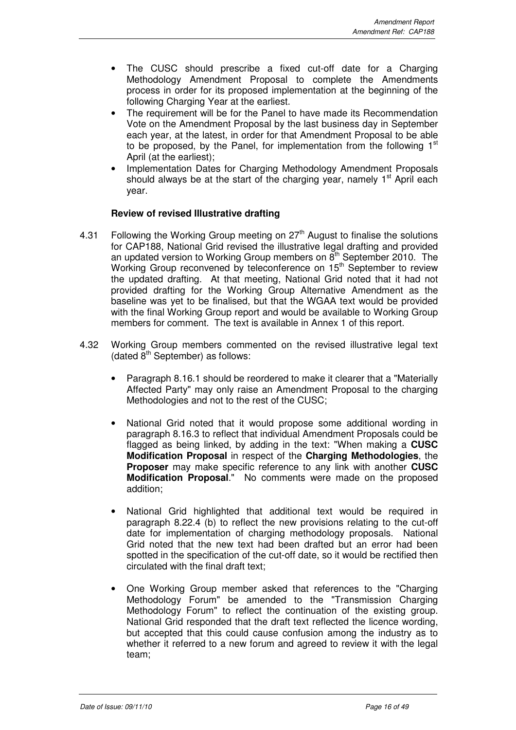- The CUSC should prescribe a fixed cut-off date for a Charging Methodology Amendment Proposal to complete the Amendments process in order for its proposed implementation at the beginning of the following Charging Year at the earliest.
- The requirement will be for the Panel to have made its Recommendation Vote on the Amendment Proposal by the last business day in September each year, at the latest, in order for that Amendment Proposal to be able to be proposed, by the Panel, for implementation from the following 1st April (at the earliest);
- Implementation Dates for Charging Methodology Amendment Proposals should always be at the start of the charging year, namely 1st April each year.

**Review of revised Illustrative drafting**

4.31 Following the Working Group meeting on 27th August to finalise the solutions for CAP188, National Grid revised the illustrative legal drafting and provided an updated version to Working Group members on 8th September 2010. The Working Group reconvened by teleconference on 15th September to review the updated drafting. At that meeting, National Grid noted that it had not provided drafting for the Working Group Alternative Amendment as the baseline was yet to be finalised, but that the WGAA text would be provided with the final Working Group report and would be available to Working Group members for comment. The text is available in Annex 1 of this report.

4.32 Working Group members commented on the revised illustrative legal text (dated 8th September) as follows:

- Paragraph 8.16.1 should be reordered to make it clearer that a "Materially Affected Party" may only raise an Amendment Proposal to the charging Methodologies and not to the rest of the CUSC;

- National Grid noted that it would propose some additional wording in paragraph 8.16.3 to reflect that individual Amendment Proposals could be flagged as being linked, by adding in the text: "When making a **CUSC Modification Proposal** in respect of the **Charging Methodologies**, the **Proposer** may make specific reference to any link with another **CUSC Modification Proposal**." No comments were made on the proposed addition;

- National Grid highlighted that additional text would be required in paragraph 8.22.4 (b) to reflect the new provisions relating to the cut-off date for implementation of charging methodology proposals. National Grid noted that the new text had been drafted but an error had been spotted in the specification of the cut-off date, so it would be rectified then circulated with the final draft text;

- One Working Group member asked that references to the "Charging Methodology Forum" be amended to the "Transmission Charging Methodology Forum" to reflect the continuation of the existing group. National Grid responded that the draft text reflected the licence wording, but accepted that this could cause confusion among the industry as to whether it referred to a new forum and agreed to review it with the legal team;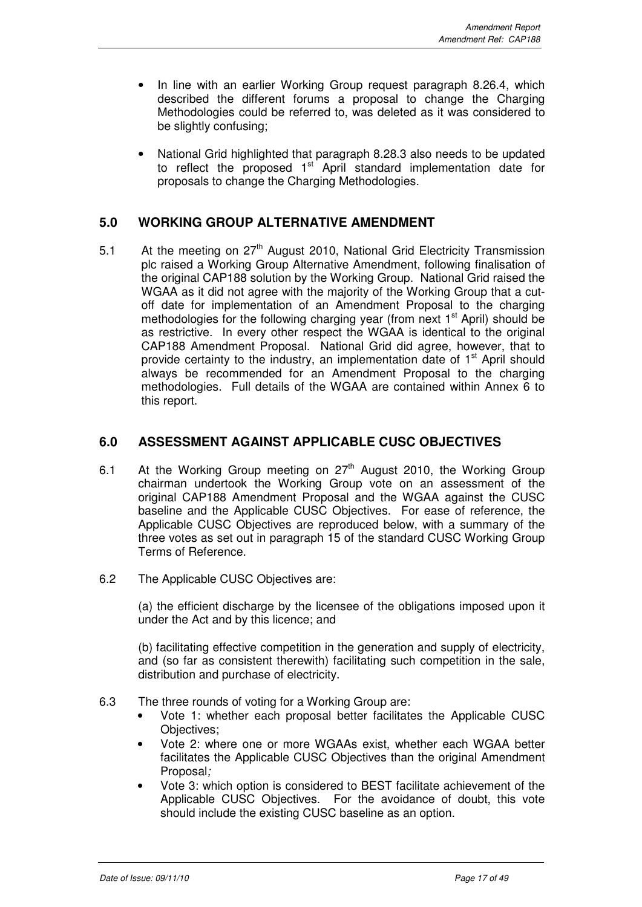- In line with an earlier Working Group request paragraph 8.26.4, which described the different forums a proposal to change the Charging Methodologies could be referred to, was deleted as it was considered to be slightly confusing;

- National Grid highlighted that paragraph 8.28.3 also needs to be updated to reflect the proposed 1st April standard implementation date for proposals to change the Charging Methodologies.

## 5.0 WORKING GROUP ALTERNATIVE AMENDMENT

5.1 At the meeting on 27th August 2010, National Grid Electricity Transmission plc raised a Working Group Alternative Amendment, following finalisation of the original CAP188 solution by the Working Group. National Grid raised the WGAA as it did not agree with the majority of the Working Group that a cut-off date for implementation of an Amendment Proposal to the charging methodologies for the following charging year (from next 1st April) should be as restrictive. In every other respect the WGAA is identical to the original CAP188 Amendment Proposal. National Grid did agree, however, that to provide certainty to the industry, an implementation date of 1st April should always be recommended for an Amendment Proposal to the charging methodologies. Full details of the WGAA are contained within Annex 6 to this report.

## 6.0 ASSESSMENT AGAINST APPLICABLE CUSC OBJECTIVES

6.1 At the Working Group meeting on 27th August 2010, the Working Group chairman undertook the Working Group vote on an assessment of the original CAP188 Amendment Proposal and the WGAA against the CUSC baseline and the Applicable CUSC Objectives. For ease of reference, the Applicable CUSC Objectives are reproduced below, with a summary of the three votes as set out in paragraph 15 of the standard CUSC Working Group Terms of Reference.

6.2 The Applicable CUSC Objectives are:

(a) the efficient discharge by the licensee of the obligations imposed upon it under the Act and by this licence; and

(b) facilitating effective competition in the generation and supply of electricity, and (so far as consistent therewith) facilitating such competition in the sale, distribution and purchase of electricity.

6.3 The three rounds of voting for a Working Group are:

- Vote 1: whether each proposal better facilitates the Applicable CUSC Objectives;
- Vote 2: where one or more WGAAs exist, whether each WGAA better facilitates the Applicable CUSC Objectives than the original Amendment Proposal;
- Vote 3: which option is considered to BEST facilitate achievement of the Applicable CUSC Objectives. For the avoidance of doubt, this vote should include the existing CUSC baseline as an option.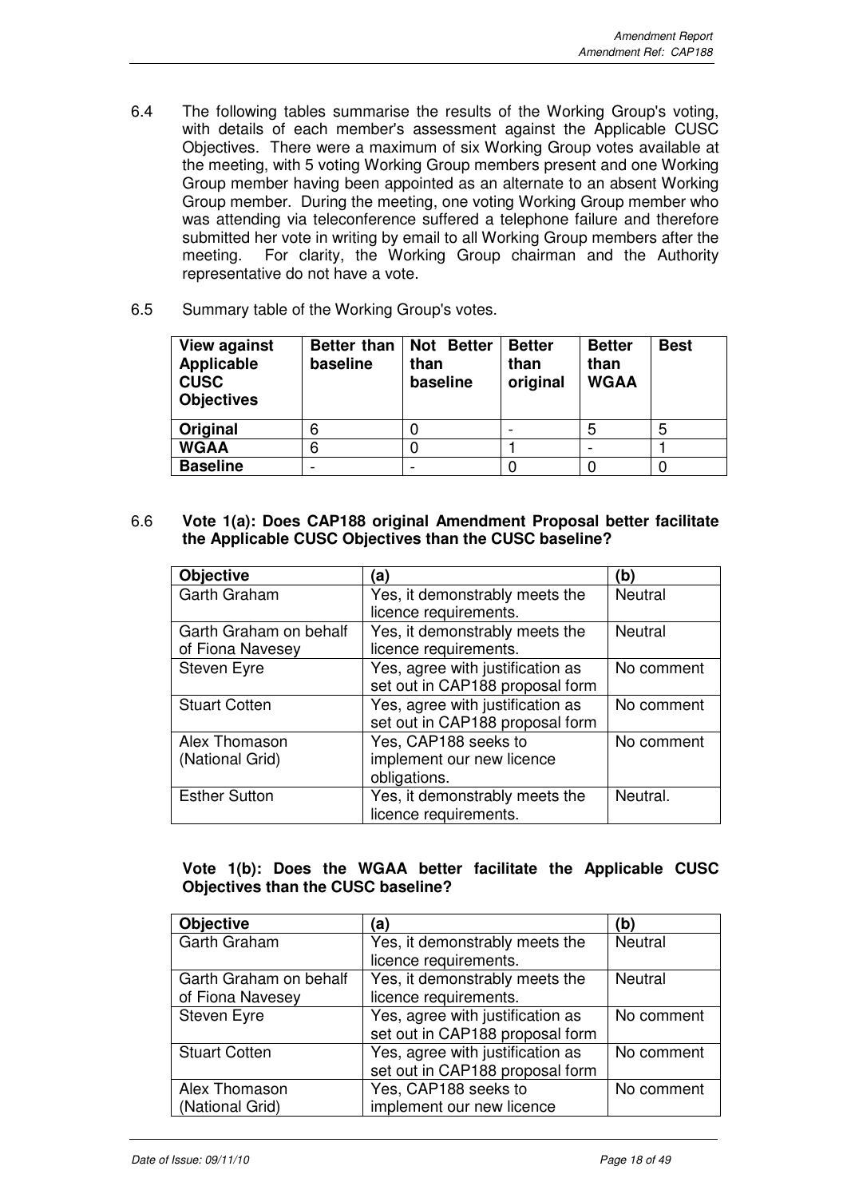6.4 The following tables summarise the results of the Working Group's voting, with details of each member's assessment against the Applicable CUSC Objectives. There were a maximum of six Working Group votes available at the meeting, with 5 voting Working Group members present and one Working Group member having been appointed as an alternate to an absent Working Group member. During the meeting, one voting Working Group member who was attending via teleconference suffered a telephone failure and therefore submitted her vote in writing by email to all Working Group members after the meeting. For clarity, the Working Group chairman and the Authority representative do not have a vote.

6.5 Summary table of the Working Group's votes.

| View against Applicable CUSC Objectives | Better than baseline | Not Better than baseline | Better than original | Better than WGAA | Best |
|---|---|---|---|---|---|
| **Original** | 6 | 0 | - | 5 | 5 |
| **WGAA** | 6 | 0 | 1 | - | 1 |
| **Baseline** | - | - | 0 | 0 | 0 |

6.6 **Vote 1(a): Does CAP188 original Amendment Proposal better facilitate the Applicable CUSC Objectives than the CUSC baseline?**

| Objective | (a) | (b) |
|---|---|---|
| Garth Graham | Yes, it demonstrably meets the licence requirements. | Neutral |
| Garth Graham on behalf of Fiona Navesey | Yes, it demonstrably meets the licence requirements. | Neutral |
| Steven Eyre | Yes, agree with justification as set out in CAP188 proposal form | No comment |
| Stuart Cotten | Yes, agree with justification as set out in CAP188 proposal form | No comment |
| Alex Thomason (National Grid) | Yes, CAP188 seeks to implement our new licence obligations. | No comment |
| Esther Sutton | Yes, it demonstrably meets the licence requirements. | Neutral. |

**Vote 1(b): Does the WGAA better facilitate the Applicable CUSC Objectives than the CUSC baseline?**

| Objective | (a) | (b) |
|---|---|---|
| Garth Graham | Yes, it demonstrably meets the licence requirements. | Neutral |
| Garth Graham on behalf of Fiona Navesey | Yes, it demonstrably meets the licence requirements. | Neutral |
| Steven Eyre | Yes, agree with justification as set out in CAP188 proposal form | No comment |
| Stuart Cotten | Yes, agree with justification as set out in CAP188 proposal form | No comment |
| Alex Thomason (National Grid) | Yes, CAP188 seeks to implement our new licence | No comment |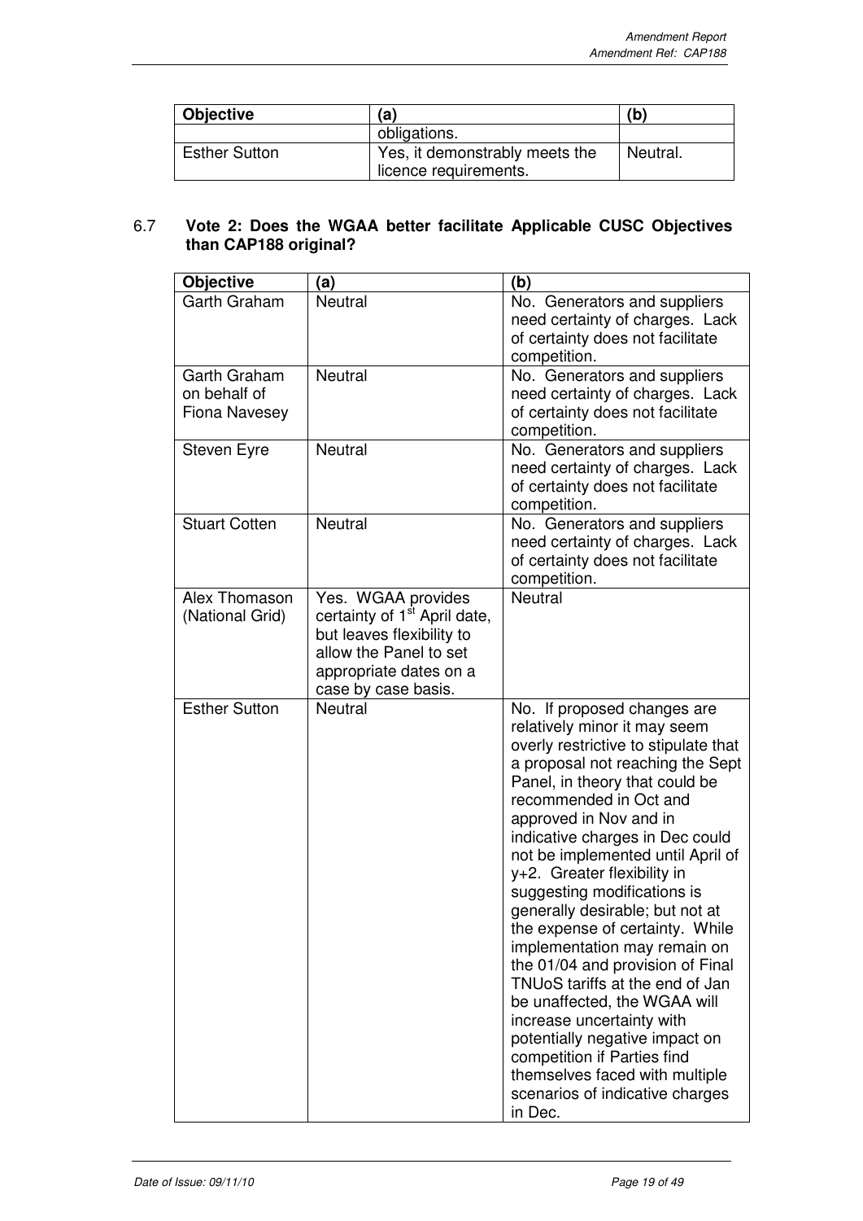| Objective | (a) | (b) |
|---|---|---|
| | obligations. | |
| Esther Sutton | Yes, it demonstrably meets the licence requirements. | Neutral. |

### 6.7 **Vote 2: Does the WGAA better facilitate Applicable CUSC Objectives than CAP188 original?**

| Objective | (a) | (b) |
|---|---|---|
| Garth Graham | Neutral | No. Generators and suppliers need certainty of charges. Lack of certainty does not facilitate competition. |
| Garth Graham on behalf of Fiona Navesey | Neutral | No. Generators and suppliers need certainty of charges. Lack of certainty does not facilitate competition. |
| Steven Eyre | Neutral | No. Generators and suppliers need certainty of charges. Lack of certainty does not facilitate competition. |
| Stuart Cotten | Neutral | No. Generators and suppliers need certainty of charges. Lack of certainty does not facilitate competition. |
| Alex Thomason (National Grid) | Yes. WGAA provides certainty of 1st April date, but leaves flexibility to allow the Panel to set appropriate dates on a case by case basis. | Neutral |
| Esther Sutton | Neutral | No. If proposed changes are relatively minor it may seem overly restrictive to stipulate that a proposal not reaching the Sept Panel, in theory that could be recommended in Oct and approved in Nov and in indicative charges in Dec could not be implemented until April of y+2. Greater flexibility in suggesting modifications is generally desirable; but not at the expense of certainty. While implementation may remain on the 01/04 and provision of Final TNUoS tariffs at the end of Jan be unaffected, the WGAA will increase uncertainty with potentially negative impact on competition if Parties find themselves faced with multiple scenarios of indicative charges in Dec. |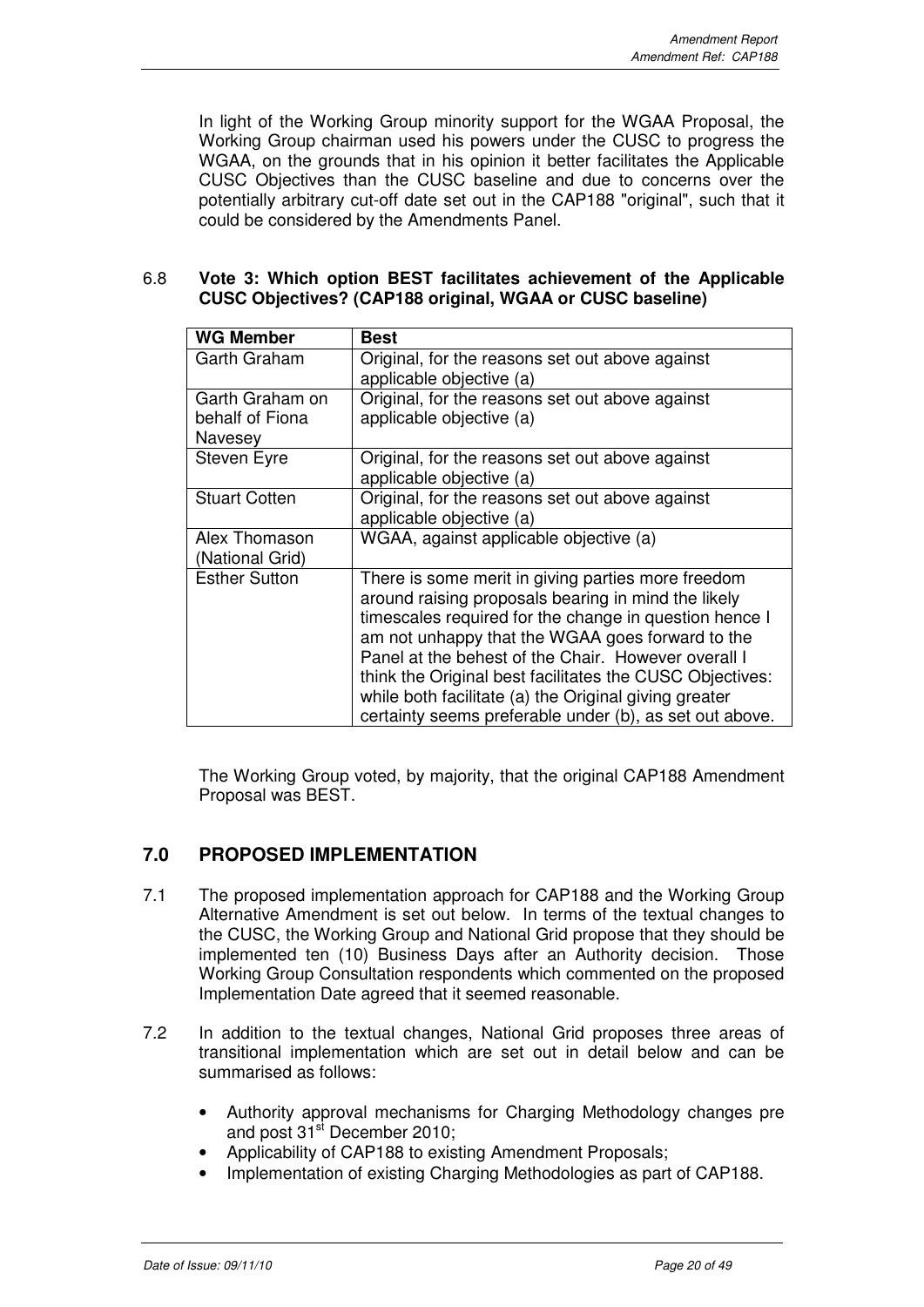In light of the Working Group minority support for the WGAA Proposal, the Working Group chairman used his powers under the CUSC to progress the WGAA, on the grounds that in his opinion it better facilitates the Applicable CUSC Objectives than the CUSC baseline and due to concerns over the potentially arbitrary cut-off date set out in the CAP188 "original", such that it could be considered by the Amendments Panel.

6.8 **Vote 3: Which option BEST facilitates achievement of the Applicable CUSC Objectives? (CAP188 original, WGAA or CUSC baseline)**

| WG Member | Best |
|---|---|
| Garth Graham | Original, for the reasons set out above against applicable objective (a) |
| Garth Graham on behalf of Fiona Navesey | Original, for the reasons set out above against applicable objective (a) |
| Steven Eyre | Original, for the reasons set out above against applicable objective (a) |
| Stuart Cotten | Original, for the reasons set out above against applicable objective (a) |
| Alex Thomason (National Grid) | WGAA, against applicable objective (a) |
| Esther Sutton | There is some merit in giving parties more freedom around raising proposals bearing in mind the likely timescales required for the change in question hence I am not unhappy that the WGAA goes forward to the Panel at the behest of the Chair. However overall I think the Original best facilitates the CUSC Objectives: while both facilitate (a) the Original giving greater certainty seems preferable under (b), as set out above. |

The Working Group voted, by majority, that the original CAP188 Amendment Proposal was BEST.

## 7.0 PROPOSED IMPLEMENTATION

7.1 The proposed implementation approach for CAP188 and the Working Group Alternative Amendment is set out below. In terms of the textual changes to the CUSC, the Working Group and National Grid propose that they should be implemented ten (10) Business Days after an Authority decision. Those Working Group Consultation respondents which commented on the proposed Implementation Date agreed that it seemed reasonable.

7.2 In addition to the textual changes, National Grid proposes three areas of transitional implementation which are set out in detail below and can be summarised as follows:

- Authority approval mechanisms for Charging Methodology changes pre and post 31st December 2010;
- Applicability of CAP188 to existing Amendment Proposals;
- Implementation of existing Charging Methodologies as part of CAP188.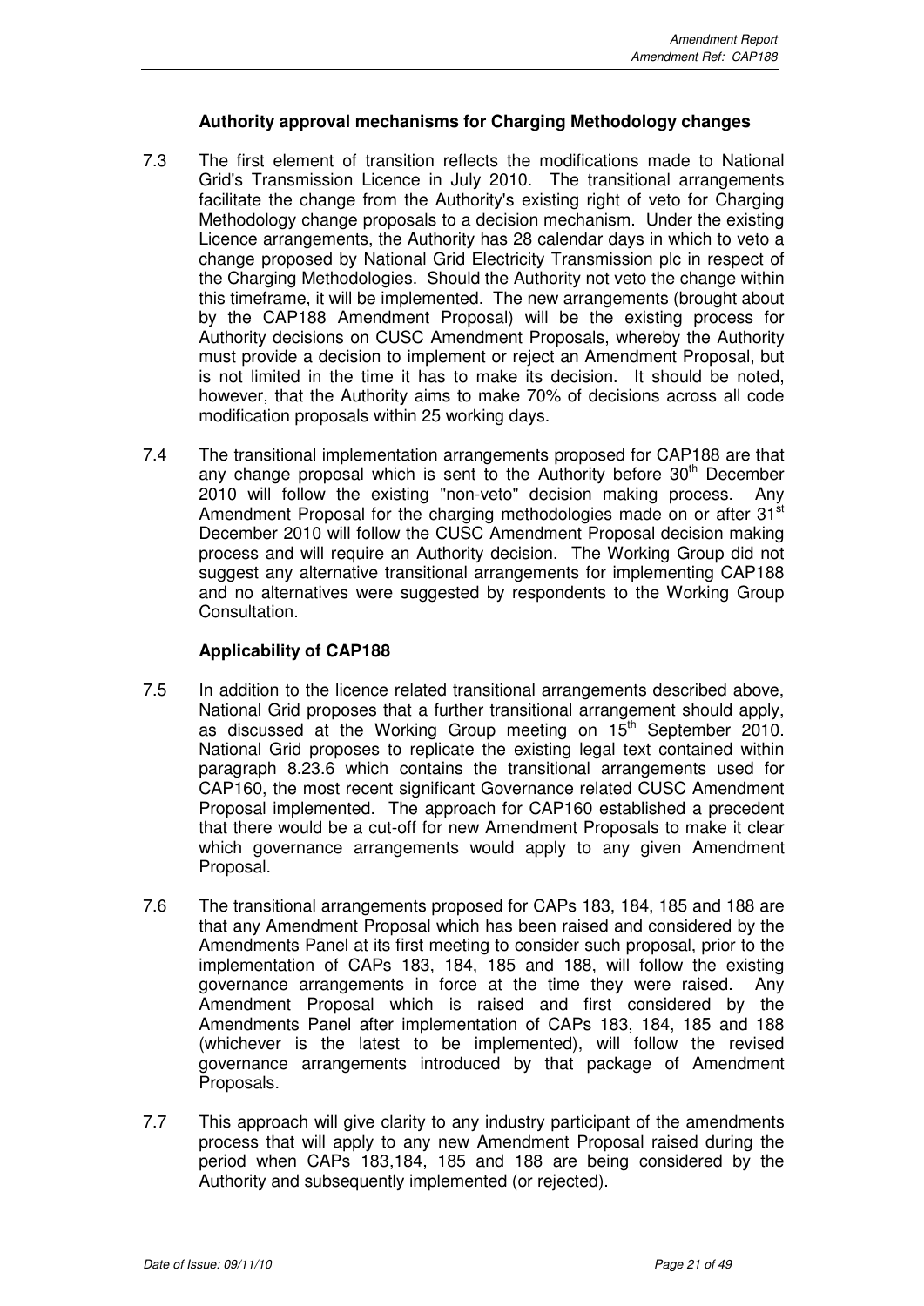### Authority approval mechanisms for Charging Methodology changes

7.3 The first element of transition reflects the modifications made to National Grid's Transmission Licence in July 2010. The transitional arrangements facilitate the change from the Authority's existing right of veto for Charging Methodology change proposals to a decision mechanism. Under the existing Licence arrangements, the Authority has 28 calendar days in which to veto a change proposed by National Grid Electricity Transmission plc in respect of the Charging Methodologies. Should the Authority not veto the change within this timeframe, it will be implemented. The new arrangements (brought about by the CAP188 Amendment Proposal) will be the existing process for Authority decisions on CUSC Amendment Proposals, whereby the Authority must provide a decision to implement or reject an Amendment Proposal, but is not limited in the time it has to make its decision. It should be noted, however, that the Authority aims to make 70% of decisions across all code modification proposals within 25 working days.

7.4 The transitional implementation arrangements proposed for CAP188 are that any change proposal which is sent to the Authority before 30th December 2010 will follow the existing "non-veto" decision making process. Any Amendment Proposal for the charging methodologies made on or after 31st December 2010 will follow the CUSC Amendment Proposal decision making process and will require an Authority decision. The Working Group did not suggest any alternative transitional arrangements for implementing CAP188 and no alternatives were suggested by respondents to the Working Group Consultation.

### Applicability of CAP188

7.5 In addition to the licence related transitional arrangements described above, National Grid proposes that a further transitional arrangement should apply, as discussed at the Working Group meeting on 15th September 2010. National Grid proposes to replicate the existing legal text contained within paragraph 8.23.6 which contains the transitional arrangements used for CAP160, the most recent significant Governance related CUSC Amendment Proposal implemented. The approach for CAP160 established a precedent that there would be a cut-off for new Amendment Proposals to make it clear which governance arrangements would apply to any given Amendment Proposal.

7.6 The transitional arrangements proposed for CAPs 183, 184, 185 and 188 are that any Amendment Proposal which has been raised and considered by the Amendments Panel at its first meeting to consider such proposal, prior to the implementation of CAPs 183, 184, 185 and 188, will follow the existing governance arrangements in force at the time they were raised. Any Amendment Proposal which is raised and first considered by the Amendments Panel after implementation of CAPs 183, 184, 185 and 188 (whichever is the latest to be implemented), will follow the revised governance arrangements introduced by that package of Amendment Proposals.

7.7 This approach will give clarity to any industry participant of the amendments process that will apply to any new Amendment Proposal raised during the period when CAPs 183,184, 185 and 188 are being considered by the Authority and subsequently implemented (or rejected).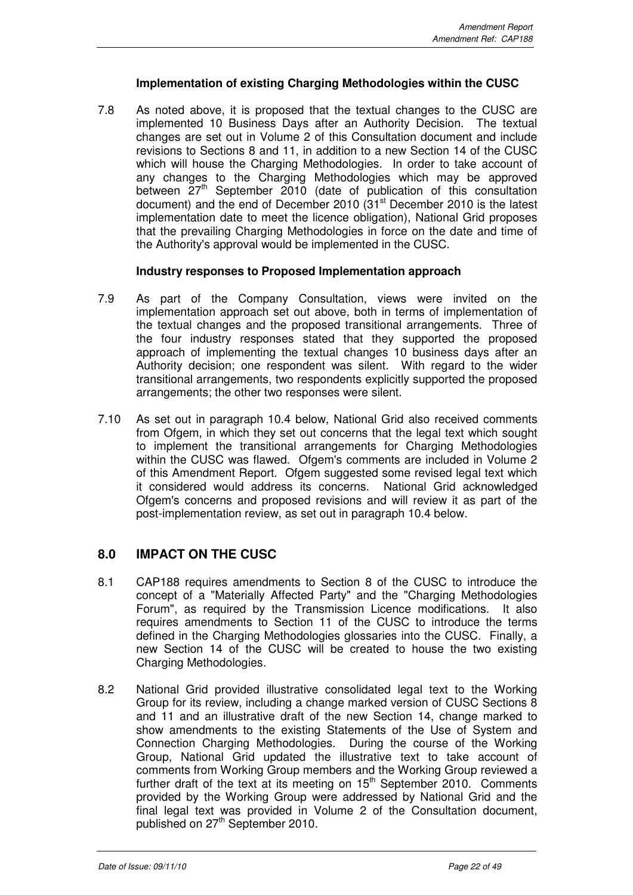**Implementation of existing Charging Methodologies within the CUSC**

7.8 As noted above, it is proposed that the textual changes to the CUSC are implemented 10 Business Days after an Authority Decision. The textual changes are set out in Volume 2 of this Consultation document and include revisions to Sections 8 and 11, in addition to a new Section 14 of the CUSC which will house the Charging Methodologies. In order to take account of any changes to the Charging Methodologies which may be approved between 27th September 2010 (date of publication of this consultation document) and the end of December 2010 (31st December 2010 is the latest implementation date to meet the licence obligation), National Grid proposes that the prevailing Charging Methodologies in force on the date and time of the Authority's approval would be implemented in the CUSC.

**Industry responses to Proposed Implementation approach**

7.9 As part of the Company Consultation, views were invited on the implementation approach set out above, both in terms of implementation of the textual changes and the proposed transitional arrangements. Three of the four industry responses stated that they supported the proposed approach of implementing the textual changes 10 business days after an Authority decision; one respondent was silent. With regard to the wider transitional arrangements, two respondents explicitly supported the proposed arrangements; the other two responses were silent.

7.10 As set out in paragraph 10.4 below, National Grid also received comments from Ofgem, in which they set out concerns that the legal text which sought to implement the transitional arrangements for Charging Methodologies within the CUSC was flawed. Ofgem's comments are included in Volume 2 of this Amendment Report. Ofgem suggested some revised legal text which it considered would address its concerns. National Grid acknowledged Ofgem's concerns and proposed revisions and will review it as part of the post-implementation review, as set out in paragraph 10.4 below.

## 8.0 IMPACT ON THE CUSC

8.1 CAP188 requires amendments to Section 8 of the CUSC to introduce the concept of a "Materially Affected Party" and the "Charging Methodologies Forum", as required by the Transmission Licence modifications. It also requires amendments to Section 11 of the CUSC to introduce the terms defined in the Charging Methodologies glossaries into the CUSC. Finally, a new Section 14 of the CUSC will be created to house the two existing Charging Methodologies.

8.2 National Grid provided illustrative consolidated legal text to the Working Group for its review, including a change marked version of CUSC Sections 8 and 11 and an illustrative draft of the new Section 14, change marked to show amendments to the existing Statements of the Use of System and Connection Charging Methodologies. During the course of the Working Group, National Grid updated the illustrative text to take account of comments from Working Group members and the Working Group reviewed a further draft of the text at its meeting on 15th September 2010. Comments provided by the Working Group were addressed by National Grid and the final legal text was provided in Volume 2 of the Consultation document, published on 27th September 2010.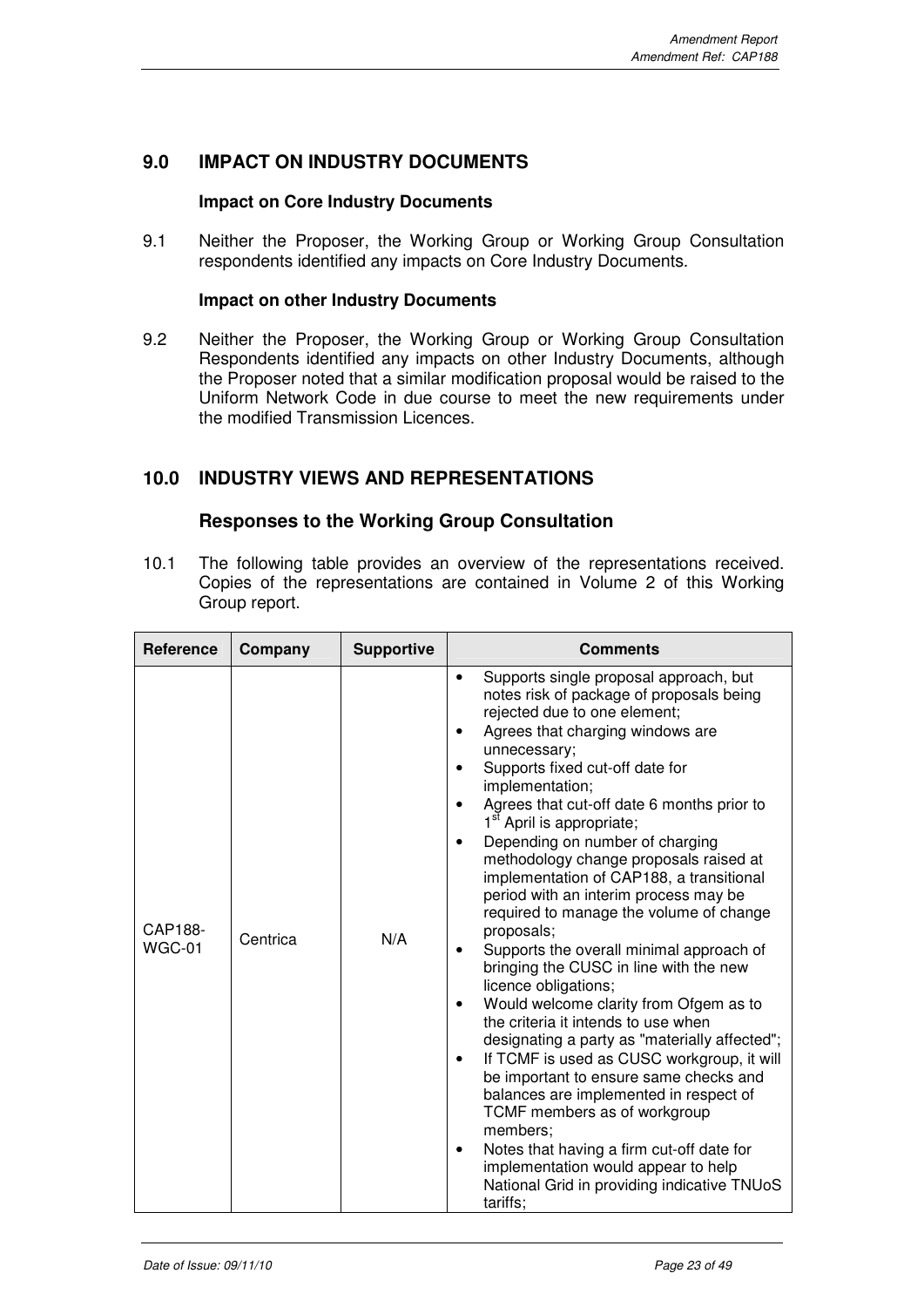## 9.0 IMPACT ON INDUSTRY DOCUMENTS

**Impact on Core Industry Documents**

9.1 Neither the Proposer, the Working Group or Working Group Consultation respondents identified any impacts on Core Industry Documents.

**Impact on other Industry Documents**

9.2 Neither the Proposer, the Working Group or Working Group Consultation Respondents identified any impacts on other Industry Documents, although the Proposer noted that a similar modification proposal would be raised to the Uniform Network Code in due course to meet the new requirements under the modified Transmission Licences.

## 10.0 INDUSTRY VIEWS AND REPRESENTATIONS

### Responses to the Working Group Consultation

10.1 The following table provides an overview of the representations received. Copies of the representations are contained in Volume 2 of this Working Group report.

| Reference | Company | Supportive | Comments |
|---|---|---|---|
| CAP188-WGC-01 | Centrica | N/A | • Supports single proposal approach, but notes risk of package of proposals being rejected due to one element;<br>• Agrees that charging windows are unnecessary;<br>• Supports fixed cut-off date for implementation;<br>• Agrees that cut-off date 6 months prior to 1st April is appropriate;<br>• Depending on number of charging methodology change proposals raised at implementation of CAP188, a transitional period with an interim process may be required to manage the volume of change proposals;<br>• Supports the overall minimal approach of bringing the CUSC in line with the new licence obligations;<br>• Would welcome clarity from Ofgem as to the criteria it intends to use when designating a party as "materially affected";<br>• If TCMF is used as CUSC workgroup, it will be important to ensure same checks and balances are implemented in respect of TCMF members as of workgroup members;<br>• Notes that having a firm cut-off date for implementation would appear to help National Grid in providing indicative TNUoS tariffs; |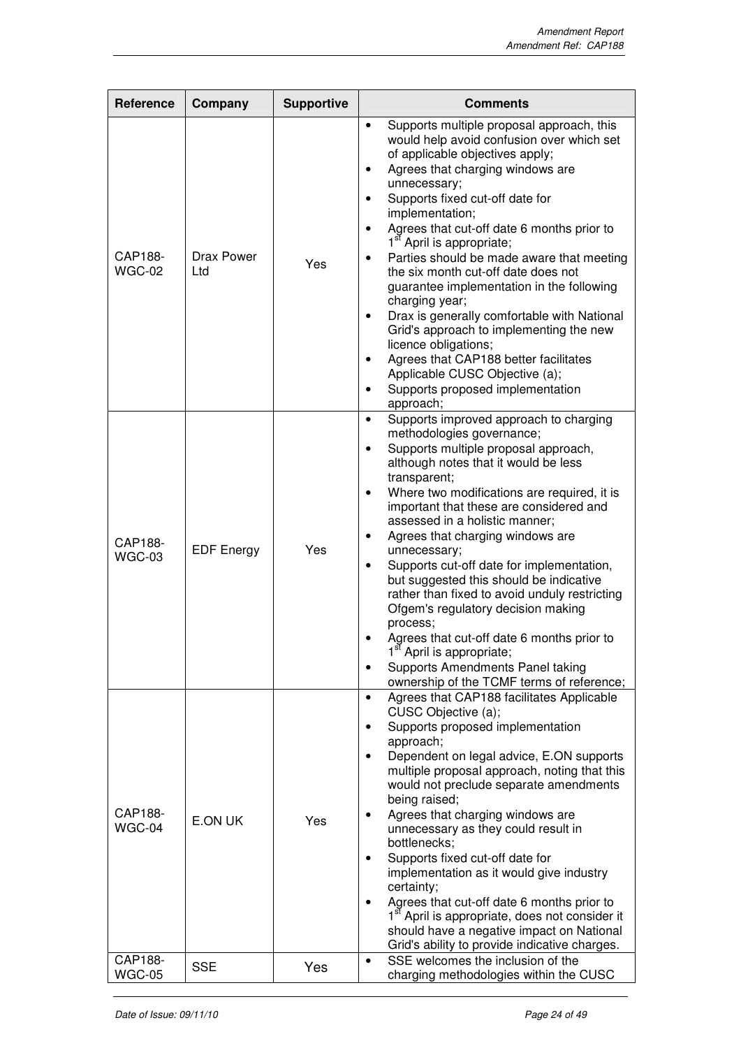| Reference | Company | Supportive | Comments |
|---|---|---|---|
| CAP188-WGC-02 | Drax Power Ltd | Yes | • Supports multiple proposal approach, this would help avoid confusion over which set of applicable objectives apply;<br>• Agrees that charging windows are unnecessary;<br>• Supports fixed cut-off date for implementation;<br>• Agrees that cut-off date 6 months prior to 1st April is appropriate;<br>• Parties should be made aware that meeting the six month cut-off date does not guarantee implementation in the following charging year;<br>• Drax is generally comfortable with National Grid's approach to implementing the new licence obligations;<br>• Agrees that CAP188 better facilitates Applicable CUSC Objective (a);<br>• Supports proposed implementation approach; |
| CAP188-WGC-03 | EDF Energy | Yes | • Supports improved approach to charging methodologies governance;<br>• Supports multiple proposal approach, although notes that it would be less transparent;<br>• Where two modifications are required, it is important that these are considered and assessed in a holistic manner;<br>• Agrees that charging windows are unnecessary;<br>• Supports cut-off date for implementation, but suggested this should be indicative rather than fixed to avoid unduly restricting Ofgem's regulatory decision making process;<br>• Agrees that cut-off date 6 months prior to 1st April is appropriate;<br>• Supports Amendments Panel taking ownership of the TCMF terms of reference; |
| CAP188-WGC-04 | E.ON UK | Yes | • Agrees that CAP188 facilitates Applicable CUSC Objective (a);<br>• Supports proposed implementation approach;<br>• Dependent on legal advice, E.ON supports multiple proposal approach, noting that this would not preclude separate amendments being raised;<br>• Agrees that charging windows are unnecessary as they could result in bottlenecks;<br>• Supports fixed cut-off date for implementation as it would give industry certainty;<br>• Agrees that cut-off date 6 months prior to 1st April is appropriate, does not consider it should have a negative impact on National Grid's ability to provide indicative charges. |
| CAP188-WGC-05 | SSE | Yes | • SSE welcomes the inclusion of the charging methodologies within the CUSC |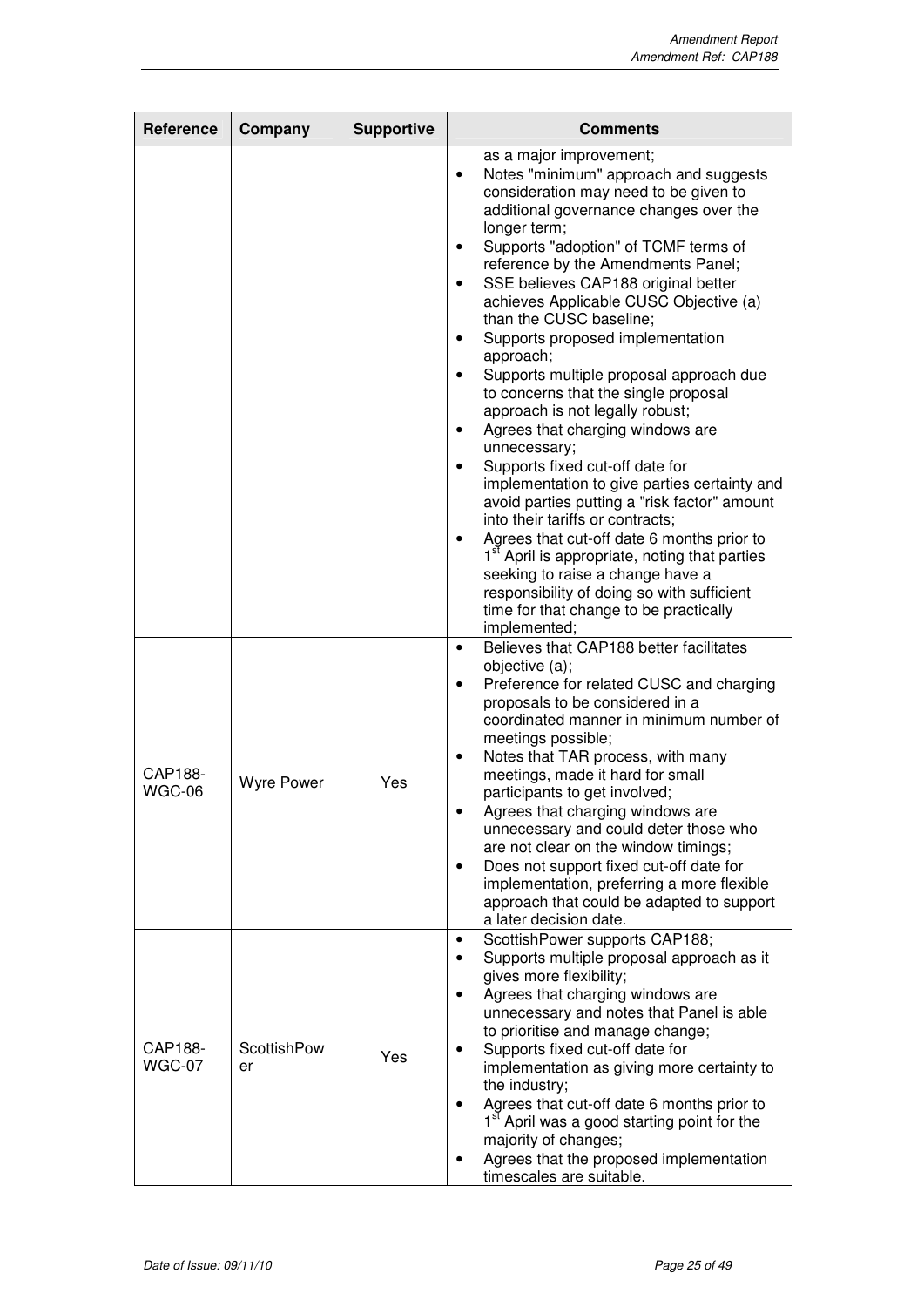| Reference | Company | Supportive | Comments |
|---|---|---|---|
| | | | as a major improvement;<br>• Notes "minimum" approach and suggests consideration may need to be given to additional governance changes over the longer term;<br>• Supports "adoption" of TCMF terms of reference by the Amendments Panel;<br>• SSE believes CAP188 original better achieves Applicable CUSC Objective (a) than the CUSC baseline;<br>• Supports proposed implementation approach;<br>• Supports multiple proposal approach due to concerns that the single proposal approach is not legally robust;<br>• Agrees that charging windows are unnecessary;<br>• Supports fixed cut-off date for implementation to give parties certainty and avoid parties putting a "risk factor" amount into their tariffs or contracts;<br>• Agrees that cut-off date 6 months prior to 1st April is appropriate, noting that parties seeking to raise a change have a responsibility of doing so with sufficient time for that change to be practically implemented; |
| CAP188-WGC-06 | Wyre Power | Yes | • Believes that CAP188 better facilitates objective (a);<br>• Preference for related CUSC and charging proposals to be considered in a coordinated manner in minimum number of meetings possible;<br>• Notes that TAR process, with many meetings, made it hard for small participants to get involved;<br>• Agrees that charging windows are unnecessary and could deter those who are not clear on the window timings;<br>• Does not support fixed cut-off date for implementation, preferring a more flexible approach that could be adapted to support a later decision date. |
| CAP188-WGC-07 | ScottishPower | Yes | • ScottishPower supports CAP188;<br>• Supports multiple proposal approach as it gives more flexibility;<br>• Agrees that charging windows are unnecessary and notes that Panel is able to prioritise and manage change;<br>• Supports fixed cut-off date for implementation as giving more certainty to the industry;<br>• Agrees that cut-off date 6 months prior to 1st April was a good starting point for the majority of changes;<br>• Agrees that the proposed implementation timescales are suitable. |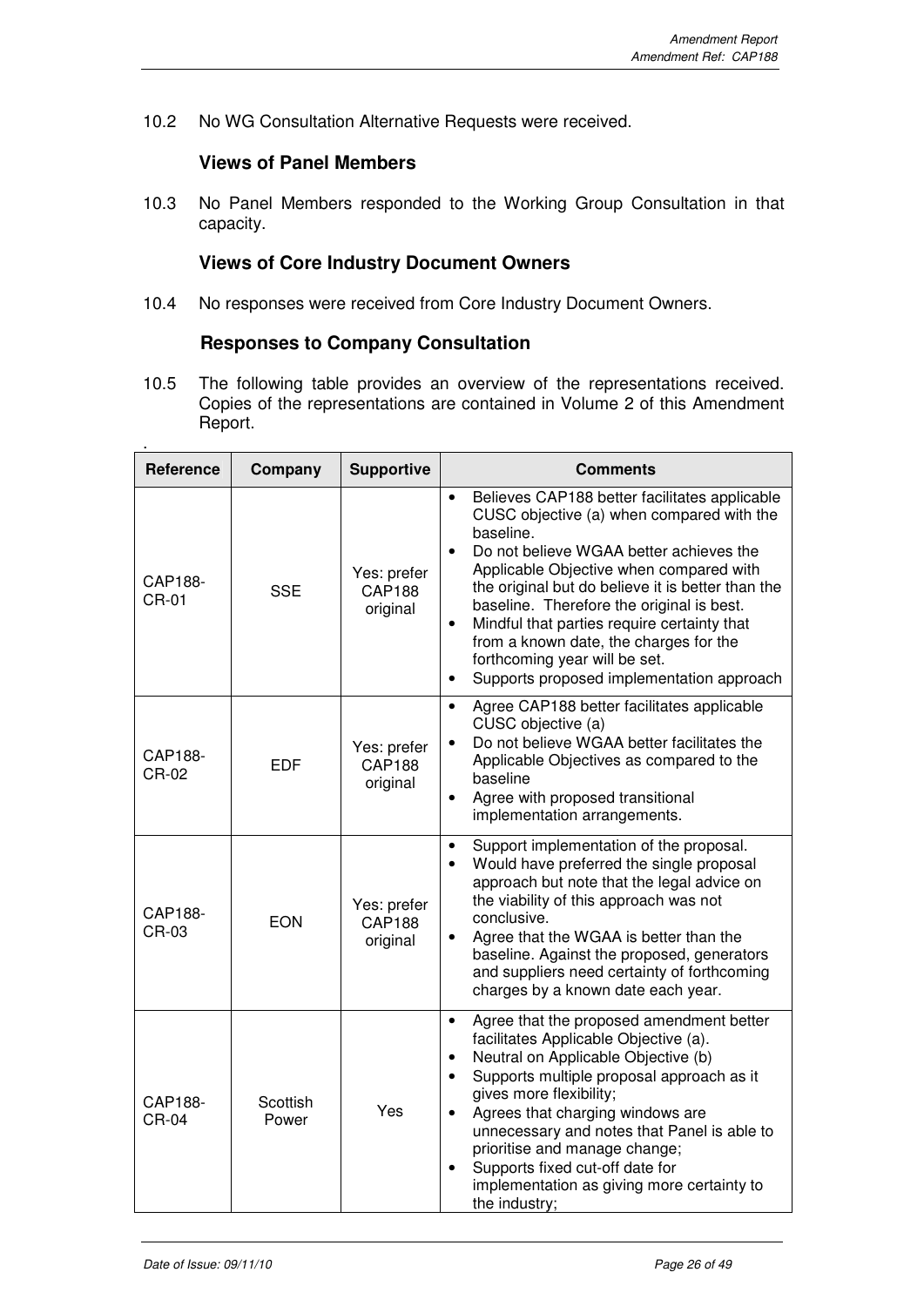10.2 No WG Consultation Alternative Requests were received.

### Views of Panel Members

10.3 No Panel Members responded to the Working Group Consultation in that capacity.

### Views of Core Industry Document Owners

10.4 No responses were received from Core Industry Document Owners.

### Responses to Company Consultation

10.5 The following table provides an overview of the representations received. Copies of the representations are contained in Volume 2 of this Amendment Report.

.

| Reference | Company | Supportive | Comments |
|---|---|---|---|
| CAP188-CR-01 | SSE | Yes: prefer CAP188 original | • Believes CAP188 better facilitates applicable CUSC objective (a) when compared with the baseline.<br>• Do not believe WGAA better achieves the Applicable Objective when compared with the original but do believe it is better than the baseline. Therefore the original is best.<br>• Mindful that parties require certainty that from a known date, the charges for the forthcoming year will be set.<br>• Supports proposed implementation approach |
| CAP188-CR-02 | EDF | Yes: prefer CAP188 original | • Agree CAP188 better facilitates applicable CUSC objective (a)<br>• Do not believe WGAA better facilitates the Applicable Objectives as compared to the baseline<br>• Agree with proposed transitional implementation arrangements. |
| CAP188-CR-03 | EON | Yes: prefer CAP188 original | • Support implementation of the proposal.<br>• Would have preferred the single proposal approach but note that the legal advice on the viability of this approach was not conclusive.<br>• Agree that the WGAA is better than the baseline. Against the proposed, generators and suppliers need certainty of forthcoming charges by a known date each year. |
| CAP188-CR-04 | Scottish Power | Yes | • Agree that the proposed amendment better facilitates Applicable Objective (a).<br>• Neutral on Applicable Objective (b)<br>• Supports multiple proposal approach as it gives more flexibility;<br>• Agrees that charging windows are unnecessary and notes that Panel is able to prioritise and manage change;<br>• Supports fixed cut-off date for implementation as giving more certainty to the industry; |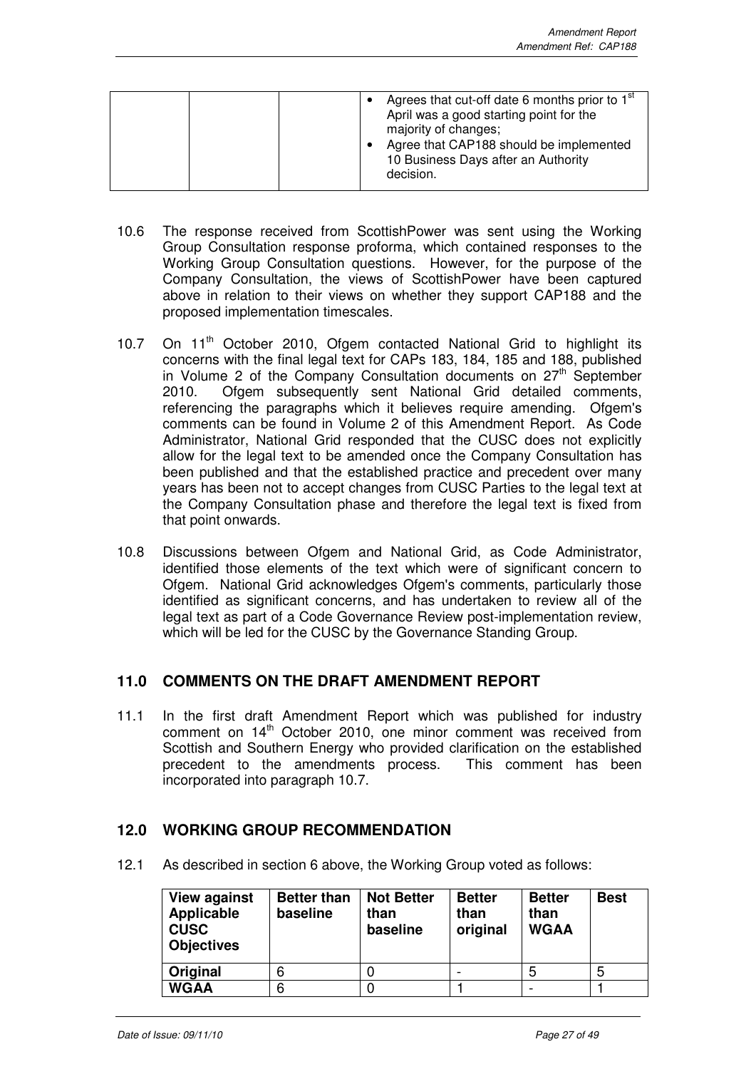| | | | • Agrees that cut-off date 6 months prior to 1st April was a good starting point for the majority of changes;<br>• Agree that CAP188 should be implemented 10 Business Days after an Authority decision. |
|---|---|---|---|

10.6 The response received from ScottishPower was sent using the Working Group Consultation response proforma, which contained responses to the Working Group Consultation questions. However, for the purpose of the Company Consultation, the views of ScottishPower have been captured above in relation to their views on whether they support CAP188 and the proposed implementation timescales.

10.7 On 11th October 2010, Ofgem contacted National Grid to highlight its concerns with the final legal text for CAPs 183, 184, 185 and 188, published in Volume 2 of the Company Consultation documents on 27th September 2010. Ofgem subsequently sent National Grid detailed comments, referencing the paragraphs which it believes require amending. Ofgem's comments can be found in Volume 2 of this Amendment Report. As Code Administrator, National Grid responded that the CUSC does not explicitly allow for the legal text to be amended once the Company Consultation has been published and that the established practice and precedent over many years has been not to accept changes from CUSC Parties to the legal text at the Company Consultation phase and therefore the legal text is fixed from that point onwards.

10.8 Discussions between Ofgem and National Grid, as Code Administrator, identified those elements of the text which were of significant concern to Ofgem. National Grid acknowledges Ofgem's comments, particularly those identified as significant concerns, and has undertaken to review all of the legal text as part of a Code Governance Review post-implementation review, which will be led for the CUSC by the Governance Standing Group.

## 11.0 COMMENTS ON THE DRAFT AMENDMENT REPORT

11.1 In the first draft Amendment Report which was published for industry comment on 14th October 2010, one minor comment was received from Scottish and Southern Energy who provided clarification on the established precedent to the amendments process. This comment has been incorporated into paragraph 10.7.

## 12.0 WORKING GROUP RECOMMENDATION

12.1 As described in section 6 above, the Working Group voted as follows:

| View against Applicable CUSC Objectives | Better than baseline | Not Better than baseline | Better than original | Better than WGAA | Best |
|---|---|---|---|---|---|
| **Original** | 6 | 0 | - | 5 | 5 |
| **WGAA** | 6 | 0 | 1 | - | 1 |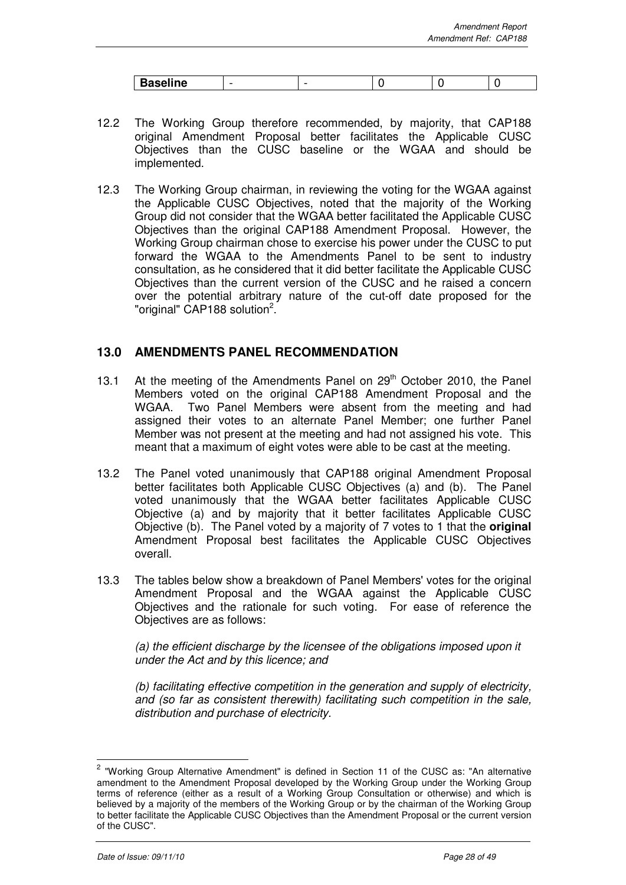| Baseline | - | - | 0 | 0 | 0 |
|---|---|---|---|---|---|

12.2 The Working Group therefore recommended, by majority, that CAP188 original Amendment Proposal better facilitates the Applicable CUSC Objectives than the CUSC baseline or the WGAA and should be implemented.

12.3 The Working Group chairman, in reviewing the voting for the WGAA against the Applicable CUSC Objectives, noted that the majority of the Working Group did not consider that the WGAA better facilitated the Applicable CUSC Objectives than the original CAP188 Amendment Proposal. However, the Working Group chairman chose to exercise his power under the CUSC to put forward the WGAA to the Amendments Panel to be sent to industry consultation, as he considered that it did better facilitate the Applicable CUSC Objectives than the current version of the CUSC and he raised a concern over the potential arbitrary nature of the cut-off date proposed for the "original" CAP188 solution[2].

## 13.0 AMENDMENTS PANEL RECOMMENDATION

13.1 At the meeting of the Amendments Panel on 29th October 2010, the Panel Members voted on the original CAP188 Amendment Proposal and the WGAA. Two Panel Members were absent from the meeting and had assigned their votes to an alternate Panel Member; one further Panel Member was not present at the meeting and had not assigned his vote. This meant that a maximum of eight votes were able to be cast at the meeting.

13.2 The Panel voted unanimously that CAP188 original Amendment Proposal better facilitates both Applicable CUSC Objectives (a) and (b). The Panel voted unanimously that the WGAA better facilitates Applicable CUSC Objective (a) and by majority that it better facilitates Applicable CUSC Objective (b). The Panel voted by a majority of 7 votes to 1 that the **original** Amendment Proposal best facilitates the Applicable CUSC Objectives overall.

13.3 The tables below show a breakdown of Panel Members' votes for the original Amendment Proposal and the WGAA against the Applicable CUSC Objectives and the rationale for such voting. For ease of reference the Objectives are as follows:

*(a) the efficient discharge by the licensee of the obligations imposed upon it under the Act and by this licence; and*

*(b) facilitating effective competition in the generation and supply of electricity, and (so far as consistent therewith) facilitating such competition in the sale, distribution and purchase of electricity.*

[2] "Working Group Alternative Amendment" is defined in Section 11 of the CUSC as: "An alternative amendment to the Amendment Proposal developed by the Working Group under the Working Group terms of reference (either as a result of a Working Group Consultation or otherwise) and which is believed by a majority of the members of the Working Group or by the chairman of the Working Group to better facilitate the Applicable CUSC Objectives than the Amendment Proposal or the current version of the CUSC".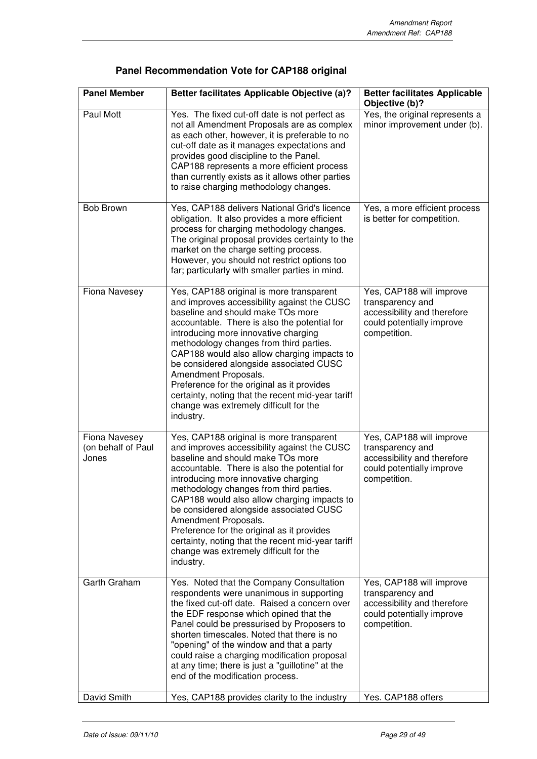## Panel Recommendation Vote for CAP188 original

| Panel Member | Better facilitates Applicable Objective (a)? | Better facilitates Applicable Objective (b)? |
|---|---|---|
| Paul Mott | Yes. The fixed cut-off date is not perfect as not all Amendment Proposals are as complex as each other, however, it is preferable to no cut-off date as it manages expectations and provides good discipline to the Panel. CAP188 represents a more efficient process than currently exists as it allows other parties to raise charging methodology changes. | Yes, the original represents a minor improvement under (b). |
| Bob Brown | Yes, CAP188 delivers National Grid's licence obligation. It also provides a more efficient process for charging methodology changes. The original proposal provides certainty to the market on the charge setting process. However, you should not restrict options too far; particularly with smaller parties in mind. | Yes, a more efficient process is better for competition. |
| Fiona Navesey | Yes, CAP188 original is more transparent and improves accessibility against the CUSC baseline and should make TOs more accountable. There is also the potential for introducing more innovative charging methodology changes from third parties. CAP188 would also allow charging impacts to be considered alongside associated CUSC Amendment Proposals. Preference for the original as it provides certainty, noting that the recent mid-year tariff change was extremely difficult for the industry. | Yes, CAP188 will improve transparency and accessibility and therefore could potentially improve competition. |
| Fiona Navesey (on behalf of Paul Jones | Yes, CAP188 original is more transparent and improves accessibility against the CUSC baseline and should make TOs more accountable. There is also the potential for introducing more innovative charging methodology changes from third parties. CAP188 would also allow charging impacts to be considered alongside associated CUSC Amendment Proposals. Preference for the original as it provides certainty, noting that the recent mid-year tariff change was extremely difficult for the industry. | Yes, CAP188 will improve transparency and accessibility and therefore could potentially improve competition. |
| Garth Graham | Yes. Noted that the Company Consultation respondents were unanimous in supporting the fixed cut-off date. Raised a concern over the EDF response which opined that the Panel could be pressurised by Proposers to shorten timescales. Noted that there is no "opening" of the window and that a party could raise a charging modification proposal at any time; there is just a "guillotine" at the end of the modification process. | Yes, CAP188 will improve transparency and accessibility and therefore could potentially improve competition. |
| David Smith | Yes, CAP188 provides clarity to the industry | Yes. CAP188 offers |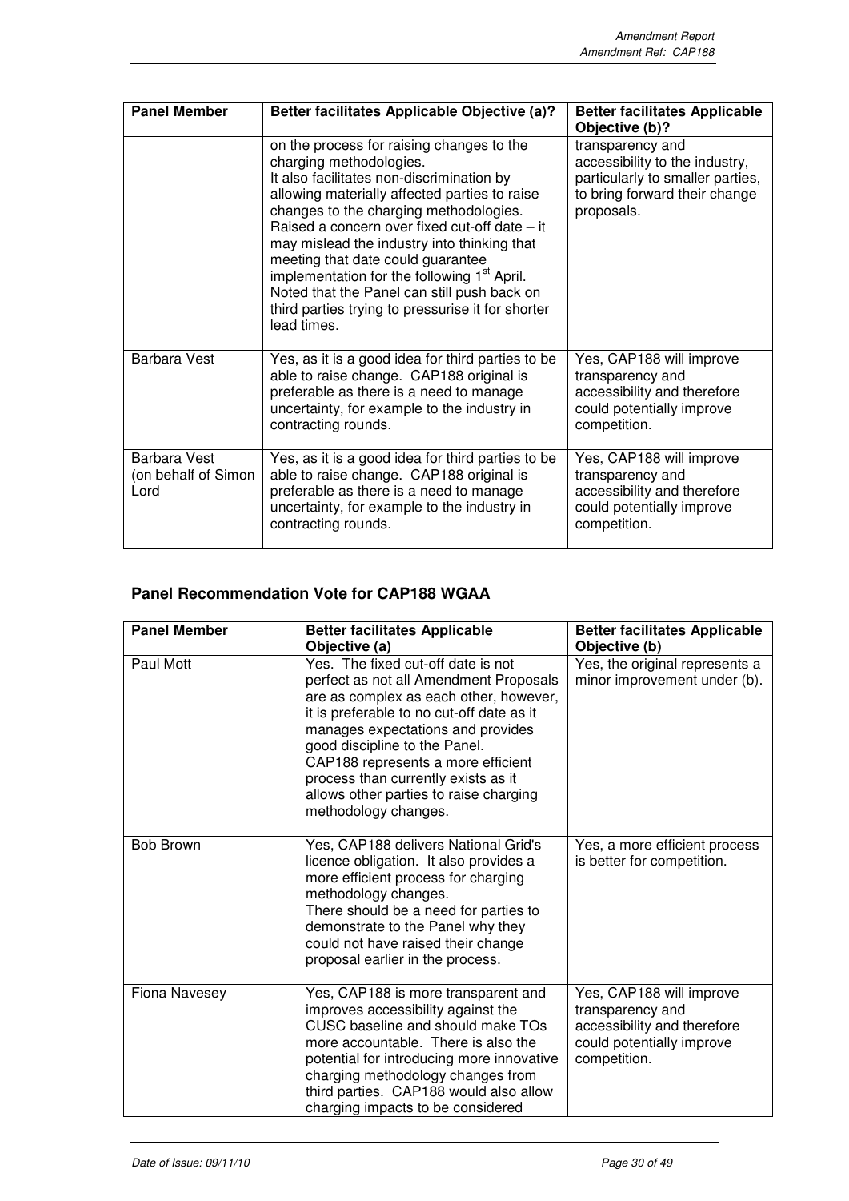| Panel Member | Better facilitates Applicable Objective (a)? | Better facilitates Applicable Objective (b)? |
|---|---|---|
| | on the process for raising changes to the charging methodologies. It also facilitates non-discrimination by allowing materially affected parties to raise changes to the charging methodologies. Raised a concern over fixed cut-off date – it may mislead the industry into thinking that meeting that date could guarantee implementation for the following 1st April. Noted that the Panel can still push back on third parties trying to pressurise it for shorter lead times. | transparency and accessibility to the industry, particularly to smaller parties, to bring forward their change proposals. |
| Barbara Vest | Yes, as it is a good idea for third parties to be able to raise change. CAP188 original is preferable as there is a need to manage uncertainty, for example to the industry in contracting rounds. | Yes, CAP188 will improve transparency and accessibility and therefore could potentially improve competition. |
| Barbara Vest (on behalf of Simon Lord | Yes, as it is a good idea for third parties to be able to raise change. CAP188 original is preferable as there is a need to manage uncertainty, for example to the industry in contracting rounds. | Yes, CAP188 will improve transparency and accessibility and therefore could potentially improve competition. |

### Panel Recommendation Vote for CAP188 WGAA

| Panel Member | Better facilitates Applicable Objective (a) | Better facilitates Applicable Objective (b) |
|---|---|---|
| Paul Mott | Yes. The fixed cut-off date is not perfect as not all Amendment Proposals are as complex as each other, however, it is preferable to no cut-off date as it manages expectations and provides good discipline to the Panel. CAP188 represents a more efficient process than currently exists as it allows other parties to raise charging methodology changes. | Yes, the original represents a minor improvement under (b). |
| Bob Brown | Yes, CAP188 delivers National Grid's licence obligation. It also provides a more efficient process for charging methodology changes. There should be a need for parties to demonstrate to the Panel why they could not have raised their change proposal earlier in the process. | Yes, a more efficient process is better for competition. |
| Fiona Navesey | Yes, CAP188 is more transparent and improves accessibility against the CUSC baseline and should make TOs more accountable. There is also the potential for introducing more innovative charging methodology changes from third parties. CAP188 would also allow charging impacts to be considered | Yes, CAP188 will improve transparency and accessibility and therefore could potentially improve competition. |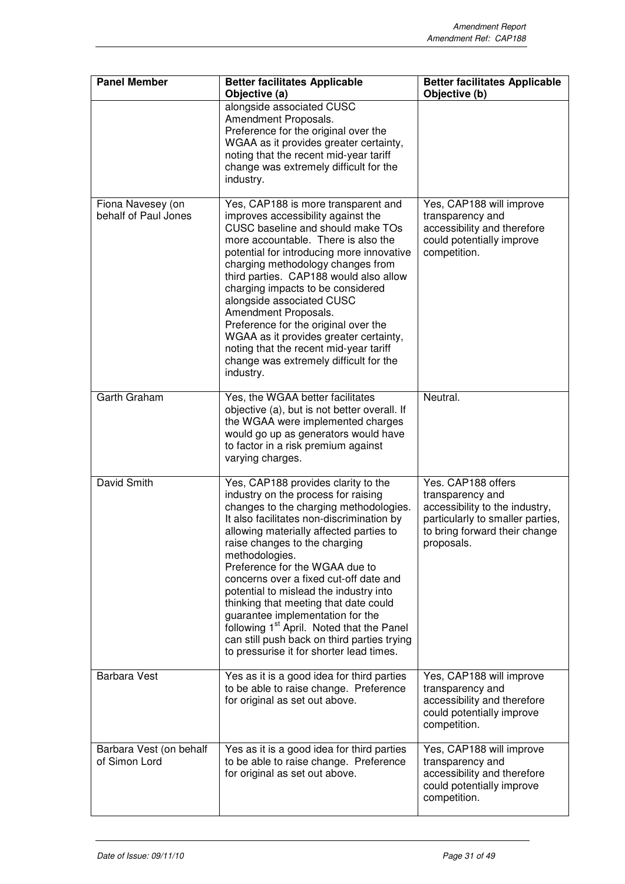| Panel Member | Better facilitates Applicable Objective (a) | Better facilitates Applicable Objective (b) |
|---|---|---|
| | alongside associated CUSC Amendment Proposals.<br>Preference for the original over the WGAA as it provides greater certainty, noting that the recent mid-year tariff change was extremely difficult for the industry. | |
| Fiona Navesey (on behalf of Paul Jones | Yes, CAP188 is more transparent and improves accessibility against the CUSC baseline and should make TOs more accountable. There is also the potential for introducing more innovative charging methodology changes from third parties. CAP188 would also allow charging impacts to be considered alongside associated CUSC Amendment Proposals.<br>Preference for the original over the WGAA as it provides greater certainty, noting that the recent mid-year tariff change was extremely difficult for the industry. | Yes, CAP188 will improve transparency and accessibility and therefore could potentially improve competition. |
| Garth Graham | Yes, the WGAA better facilitates objective (a), but is not better overall. If the WGAA were implemented charges would go up as generators would have to factor in a risk premium against varying charges. | Neutral. |
| David Smith | Yes, CAP188 provides clarity to the industry on the process for raising changes to the charging methodologies. It also facilitates non-discrimination by allowing materially affected parties to raise changes to the charging methodologies.<br>Preference for the WGAA due to concerns over a fixed cut-off date and potential to mislead the industry into thinking that meeting that date could guarantee implementation for the following 1st April. Noted that the Panel can still push back on third parties trying to pressurise it for shorter lead times. | Yes. CAP188 offers transparency and accessibility to the industry, particularly to smaller parties, to bring forward their change proposals. |
| Barbara Vest | Yes as it is a good idea for third parties to be able to raise change. Preference for original as set out above. | Yes, CAP188 will improve transparency and accessibility and therefore could potentially improve competition. |
| Barbara Vest (on behalf of Simon Lord | Yes as it is a good idea for third parties to be able to raise change. Preference for original as set out above. | Yes, CAP188 will improve transparency and accessibility and therefore could potentially improve competition. |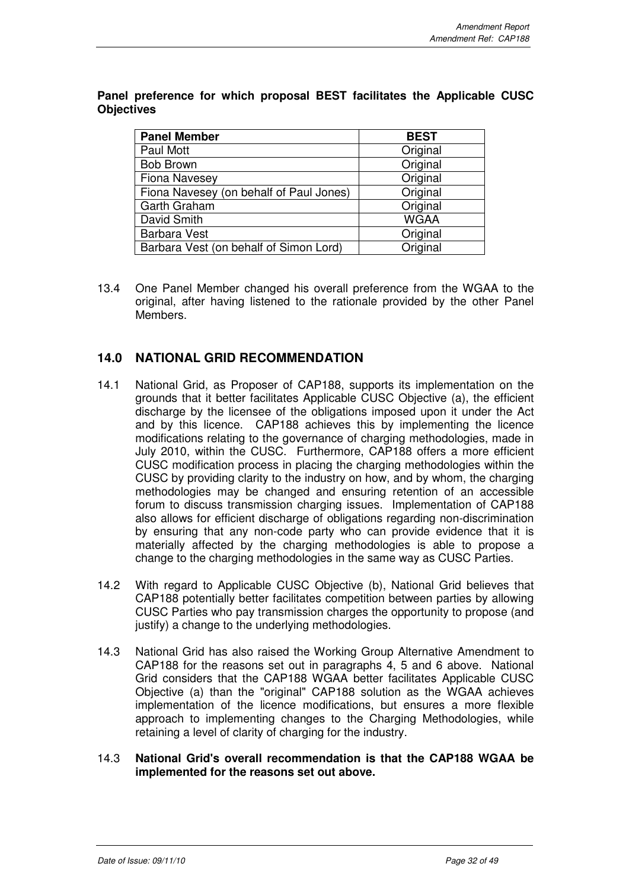**Panel preference for which proposal BEST facilitates the Applicable CUSC Objectives**

| Panel Member | BEST |
|---|---|
| Paul Mott | Original |
| Bob Brown | Original |
| Fiona Navesey | Original |
| Fiona Navesey (on behalf of Paul Jones) | Original |
| Garth Graham | Original |
| David Smith | WGAA |
| Barbara Vest | Original |
| Barbara Vest (on behalf of Simon Lord) | Original |

13.4 One Panel Member changed his overall preference from the WGAA to the original, after having listened to the rationale provided by the other Panel Members.

## 14.0 NATIONAL GRID RECOMMENDATION

14.1 National Grid, as Proposer of CAP188, supports its implementation on the grounds that it better facilitates Applicable CUSC Objective (a), the efficient discharge by the licensee of the obligations imposed upon it under the Act and by this licence. CAP188 achieves this by implementing the licence modifications relating to the governance of charging methodologies, made in July 2010, within the CUSC. Furthermore, CAP188 offers a more efficient CUSC modification process in placing the charging methodologies within the CUSC by providing clarity to the industry on how, and by whom, the charging methodologies may be changed and ensuring retention of an accessible forum to discuss transmission charging issues. Implementation of CAP188 also allows for efficient discharge of obligations regarding non-discrimination by ensuring that any non-code party who can provide evidence that it is materially affected by the charging methodologies is able to propose a change to the charging methodologies in the same way as CUSC Parties.

14.2 With regard to Applicable CUSC Objective (b), National Grid believes that CAP188 potentially better facilitates competition between parties by allowing CUSC Parties who pay transmission charges the opportunity to propose (and justify) a change to the underlying methodologies.

14.3 National Grid has also raised the Working Group Alternative Amendment to CAP188 for the reasons set out in paragraphs 4, 5 and 6 above. National Grid considers that the CAP188 WGAA better facilitates Applicable CUSC Objective (a) than the "original" CAP188 solution as the WGAA achieves implementation of the licence modifications, but ensures a more flexible approach to implementing changes to the Charging Methodologies, while retaining a level of clarity of charging for the industry.

14.3 **National Grid's overall recommendation is that the CAP188 WGAA be implemented for the reasons set out above.**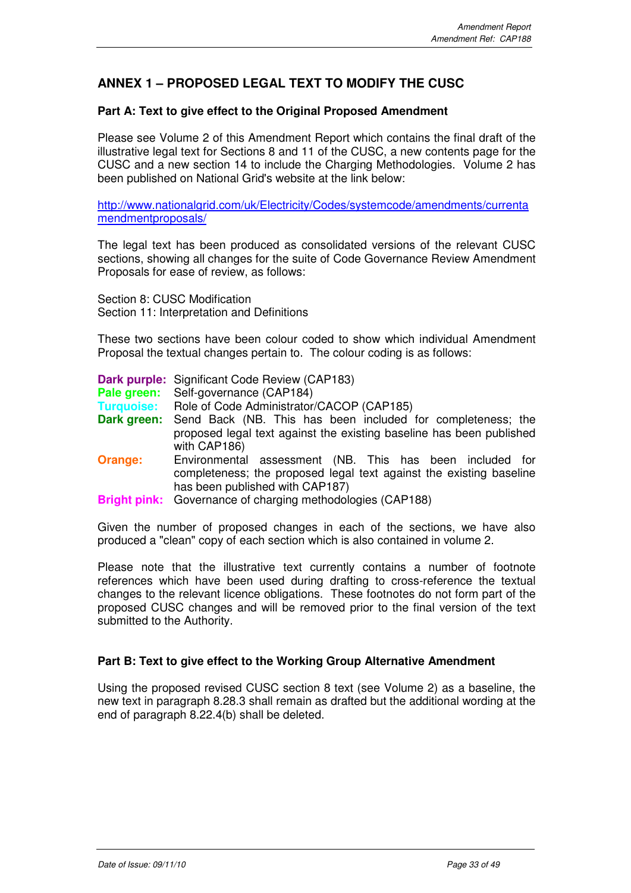## ANNEX 1 – PROPOSED LEGAL TEXT TO MODIFY THE CUSC

### Part A: Text to give effect to the Original Proposed Amendment

Please see Volume 2 of this Amendment Report which contains the final draft of the illustrative legal text for Sections 8 and 11 of the CUSC, a new contents page for the CUSC and a new section 14 to include the Charging Methodologies. Volume 2 has been published on National Grid's website at the link below:

http://www.nationalgrid.com/uk/Electricity/Codes/systemcode/amendments/currentamendmentproposals/

The legal text has been produced as consolidated versions of the relevant CUSC sections, showing all changes for the suite of Code Governance Review Amendment Proposals for ease of review, as follows:

Section 8: CUSC Modification
Section 11: Interpretation and Definitions

These two sections have been colour coded to show which individual Amendment Proposal the textual changes pertain to. The colour coding is as follows:

**Dark purple:** Significant Code Review (CAP183)
**Pale green:** Self-governance (CAP184)
**Turquoise:** Role of Code Administrator/CACOP (CAP185)
**Dark green:** Send Back (NB. This has been included for completeness; the proposed legal text against the existing baseline has been published with CAP186)
**Orange:** Environmental assessment (NB. This has been included for completeness; the proposed legal text against the existing baseline has been published with CAP187)
**Bright pink:** Governance of charging methodologies (CAP188)

Given the number of proposed changes in each of the sections, we have also produced a "clean" copy of each section which is also contained in volume 2.

Please note that the illustrative text currently contains a number of footnote references which have been used during drafting to cross-reference the textual changes to the relevant licence obligations. These footnotes do not form part of the proposed CUSC changes and will be removed prior to the final version of the text submitted to the Authority.

### Part B: Text to give effect to the Working Group Alternative Amendment

Using the proposed revised CUSC section 8 text (see Volume 2) as a baseline, the new text in paragraph 8.28.3 shall remain as drafted but the additional wording at the end of paragraph 8.22.4(b) shall be deleted.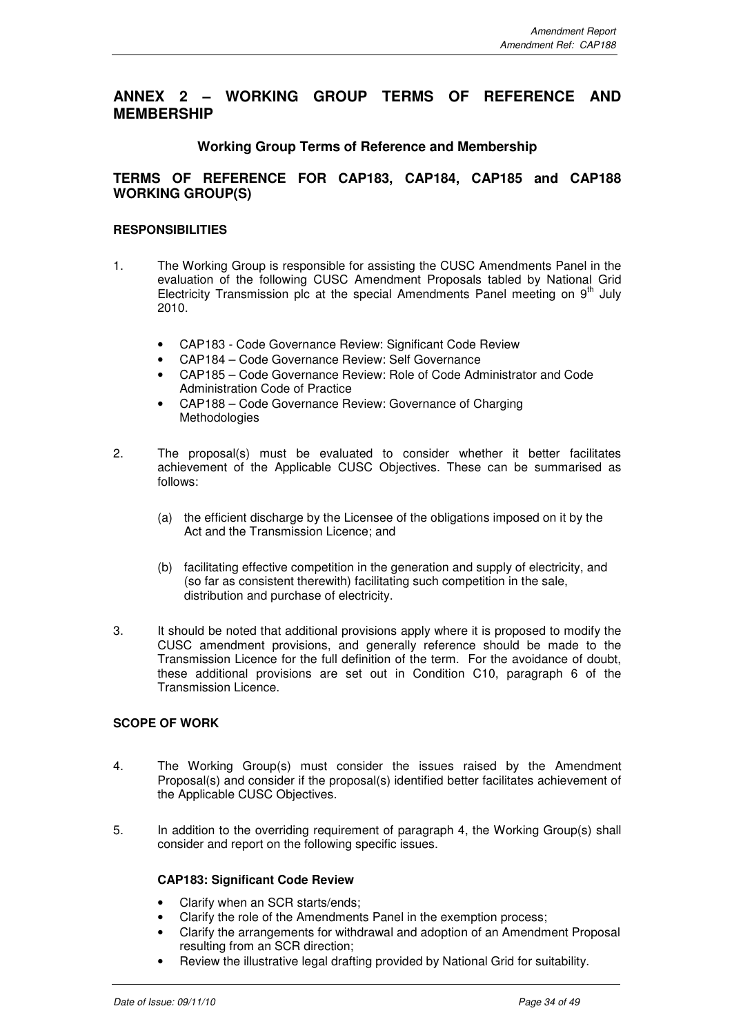# ANNEX 2 – WORKING GROUP TERMS OF REFERENCE AND MEMBERSHIP

## Working Group Terms of Reference and Membership

## TERMS OF REFERENCE FOR CAP183, CAP184, CAP185 and CAP188 WORKING GROUP(S)

### RESPONSIBILITIES

1. The Working Group is responsible for assisting the CUSC Amendments Panel in the evaluation of the following CUSC Amendment Proposals tabled by National Grid Electricity Transmission plc at the special Amendments Panel meeting on 9th July 2010.

   - CAP183 - Code Governance Review: Significant Code Review
   - CAP184 – Code Governance Review: Self Governance
   - CAP185 – Code Governance Review: Role of Code Administrator and Code Administration Code of Practice
   - CAP188 – Code Governance Review: Governance of Charging Methodologies

2. The proposal(s) must be evaluated to consider whether it better facilitates achievement of the Applicable CUSC Objectives. These can be summarised as follows:

   (a) the efficient discharge by the Licensee of the obligations imposed on it by the Act and the Transmission Licence; and

   (b) facilitating effective competition in the generation and supply of electricity, and (so far as consistent therewith) facilitating such competition in the sale, distribution and purchase of electricity.

3. It should be noted that additional provisions apply where it is proposed to modify the CUSC amendment provisions, and generally reference should be made to the Transmission Licence for the full definition of the term. For the avoidance of doubt, these additional provisions are set out in Condition C10, paragraph 6 of the Transmission Licence.

### SCOPE OF WORK

4. The Working Group(s) must consider the issues raised by the Amendment Proposal(s) and consider if the proposal(s) identified better facilitates achievement of the Applicable CUSC Objectives.

5. In addition to the overriding requirement of paragraph 4, the Working Group(s) shall consider and report on the following specific issues.

   **CAP183: Significant Code Review**

   - Clarify when an SCR starts/ends;
   - Clarify the role of the Amendments Panel in the exemption process;
   - Clarify the arrangements for withdrawal and adoption of an Amendment Proposal resulting from an SCR direction;
   - Review the illustrative legal drafting provided by National Grid for suitability.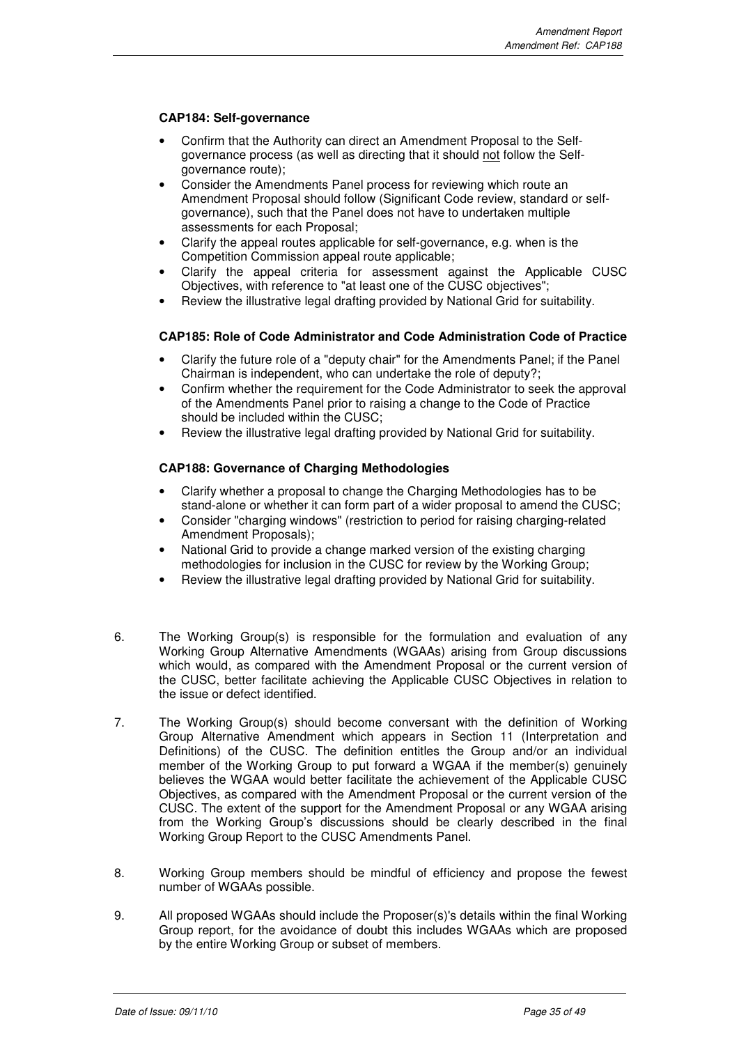**CAP184: Self-governance**

- Confirm that the Authority can direct an Amendment Proposal to the Self-governance process (as well as directing that it should not follow the Self-governance route);
- Consider the Amendments Panel process for reviewing which route an Amendment Proposal should follow (Significant Code review, standard or self-governance), such that the Panel does not have to undertaken multiple assessments for each Proposal;
- Clarify the appeal routes applicable for self-governance, e.g. when is the Competition Commission appeal route applicable;
- Clarify the appeal criteria for assessment against the Applicable CUSC Objectives, with reference to "at least one of the CUSC objectives";
- Review the illustrative legal drafting provided by National Grid for suitability.

**CAP185: Role of Code Administrator and Code Administration Code of Practice**

- Clarify the future role of a "deputy chair" for the Amendments Panel; if the Panel Chairman is independent, who can undertake the role of deputy?;
- Confirm whether the requirement for the Code Administrator to seek the approval of the Amendments Panel prior to raising a change to the Code of Practice should be included within the CUSC;
- Review the illustrative legal drafting provided by National Grid for suitability.

**CAP188: Governance of Charging Methodologies**

- Clarify whether a proposal to change the Charging Methodologies has to be stand-alone or whether it can form part of a wider proposal to amend the CUSC;
- Consider "charging windows" (restriction to period for raising charging-related Amendment Proposals);
- National Grid to provide a change marked version of the existing charging methodologies for inclusion in the CUSC for review by the Working Group;
- Review the illustrative legal drafting provided by National Grid for suitability.

6. The Working Group(s) is responsible for the formulation and evaluation of any Working Group Alternative Amendments (WGAAs) arising from Group discussions which would, as compared with the Amendment Proposal or the current version of the CUSC, better facilitate achieving the Applicable CUSC Objectives in relation to the issue or defect identified.

7. The Working Group(s) should become conversant with the definition of Working Group Alternative Amendment which appears in Section 11 (Interpretation and Definitions) of the CUSC. The definition entitles the Group and/or an individual member of the Working Group to put forward a WGAA if the member(s) genuinely believes the WGAA would better facilitate the achievement of the Applicable CUSC Objectives, as compared with the Amendment Proposal or the current version of the CUSC. The extent of the support for the Amendment Proposal or any WGAA arising from the Working Group's discussions should be clearly described in the final Working Group Report to the CUSC Amendments Panel.

8. Working Group members should be mindful of efficiency and propose the fewest number of WGAAs possible.

9. All proposed WGAAs should include the Proposer(s)'s details within the final Working Group report, for the avoidance of doubt this includes WGAAs which are proposed by the entire Working Group or subset of members.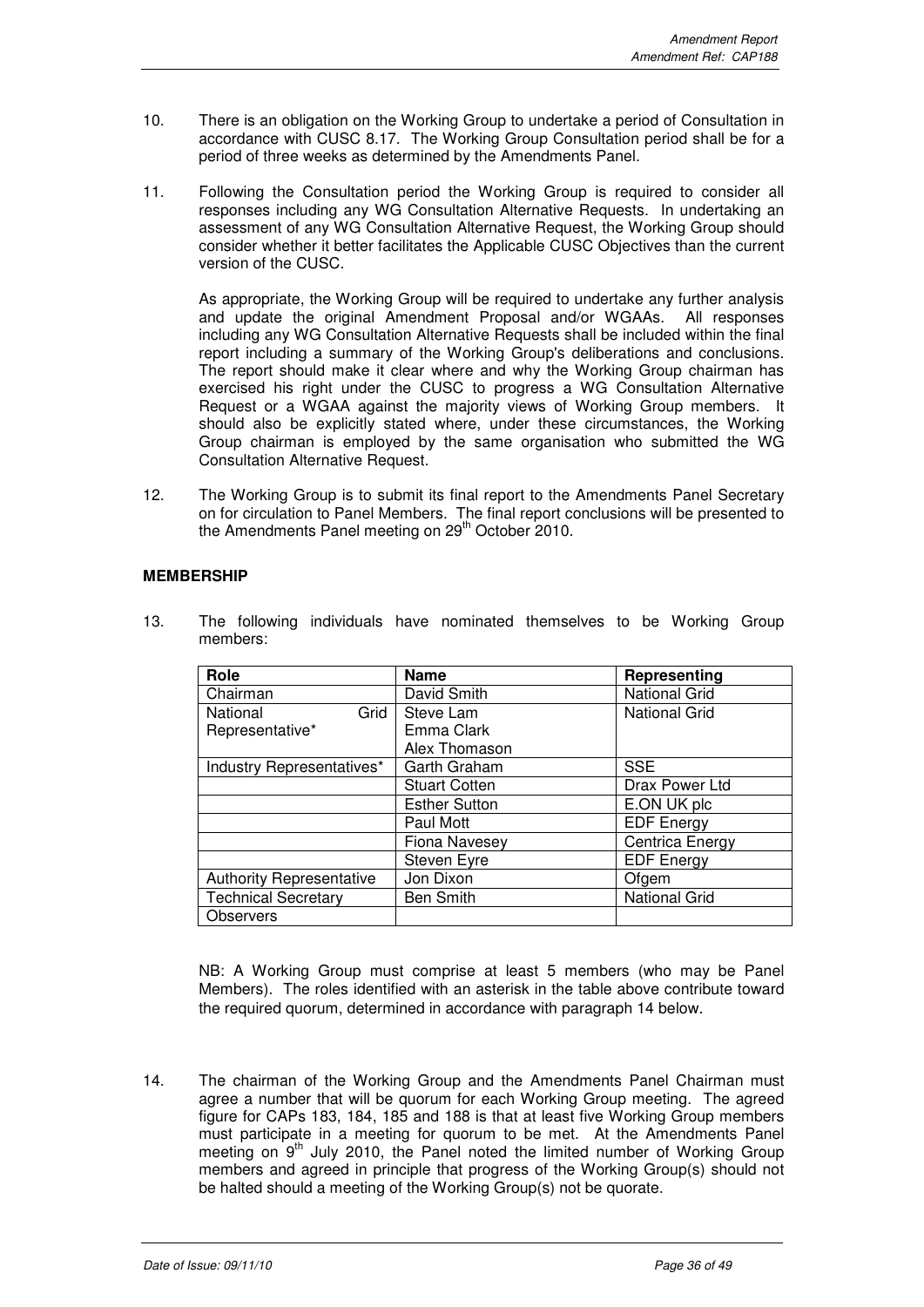10. There is an obligation on the Working Group to undertake a period of Consultation in accordance with CUSC 8.17. The Working Group Consultation period shall be for a period of three weeks as determined by the Amendments Panel.

11. Following the Consultation period the Working Group is required to consider all responses including any WG Consultation Alternative Requests. In undertaking an assessment of any WG Consultation Alternative Request, the Working Group should consider whether it better facilitates the Applicable CUSC Objectives than the current version of the CUSC.

    As appropriate, the Working Group will be required to undertake any further analysis and update the original Amendment Proposal and/or WGAAs. All responses including any WG Consultation Alternative Requests shall be included within the final report including a summary of the Working Group's deliberations and conclusions. The report should make it clear where and why the Working Group chairman has exercised his right under the CUSC to progress a WG Consultation Alternative Request or a WGAA against the majority views of Working Group members. It should also be explicitly stated where, under these circumstances, the Working Group chairman is employed by the same organisation who submitted the WG Consultation Alternative Request.

12. The Working Group is to submit its final report to the Amendments Panel Secretary on for circulation to Panel Members. The final report conclusions will be presented to the Amendments Panel meeting on 29th October 2010.

**MEMBERSHIP**

13. The following individuals have nominated themselves to be Working Group members:

| Role | Name | Representing |
|---|---|---|
| Chairman | David Smith | National Grid |
| National Grid Representative* | Steve Lam<br>Emma Clark<br>Alex Thomason | National Grid |
| Industry Representatives* | Garth Graham | SSE |
| | Stuart Cotten | Drax Power Ltd |
| | Esther Sutton | E.ON UK plc |
| | Paul Mott | EDF Energy |
| | Fiona Navesey | Centrica Energy |
| | Steven Eyre | EDF Energy |
| Authority Representative | Jon Dixon | Ofgem |
| Technical Secretary | Ben Smith | National Grid |
| Observers | | |

NB: A Working Group must comprise at least 5 members (who may be Panel Members). The roles identified with an asterisk in the table above contribute toward the required quorum, determined in accordance with paragraph 14 below.

14. The chairman of the Working Group and the Amendments Panel Chairman must agree a number that will be quorum for each Working Group meeting. The agreed figure for CAPs 183, 184, 185 and 188 is that at least five Working Group members must participate in a meeting for quorum to be met. At the Amendments Panel meeting on 9th July 2010, the Panel noted the limited number of Working Group members and agreed in principle that progress of the Working Group(s) should not be halted should a meeting of the Working Group(s) not be quorate.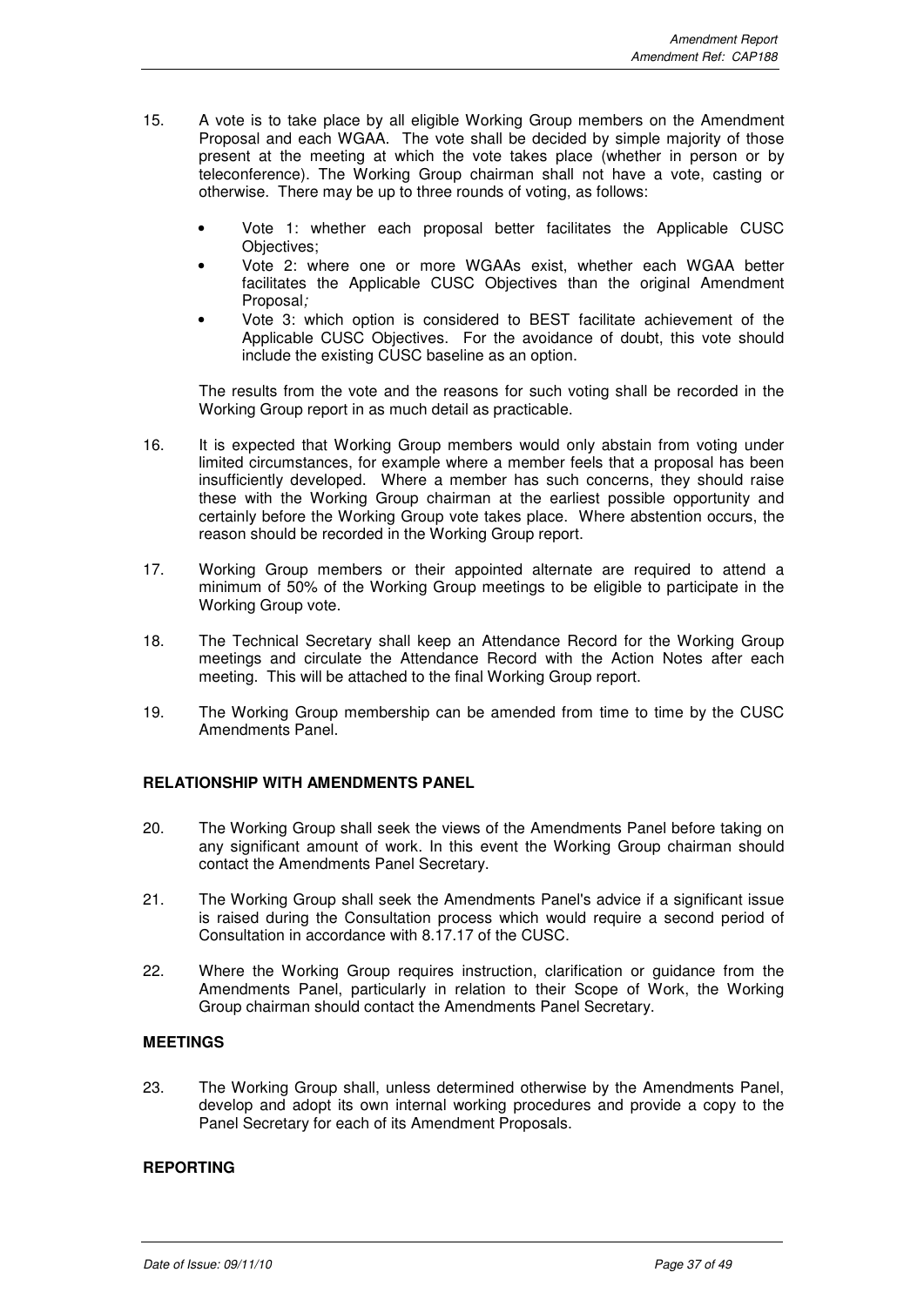15. A vote is to take place by all eligible Working Group members on the Amendment Proposal and each WGAA. The vote shall be decided by simple majority of those present at the meeting at which the vote takes place (whether in person or by teleconference). The Working Group chairman shall not have a vote, casting or otherwise. There may be up to three rounds of voting, as follows:

    - Vote 1: whether each proposal better facilitates the Applicable CUSC Objectives;
    - Vote 2: where one or more WGAAs exist, whether each WGAA better facilitates the Applicable CUSC Objectives than the original Amendment Proposal;
    - Vote 3: which option is considered to BEST facilitate achievement of the Applicable CUSC Objectives. For the avoidance of doubt, this vote should include the existing CUSC baseline as an option.

    The results from the vote and the reasons for such voting shall be recorded in the Working Group report in as much detail as practicable.

16. It is expected that Working Group members would only abstain from voting under limited circumstances, for example where a member feels that a proposal has been insufficiently developed. Where a member has such concerns, they should raise these with the Working Group chairman at the earliest possible opportunity and certainly before the Working Group vote takes place. Where abstention occurs, the reason should be recorded in the Working Group report.

17. Working Group members or their appointed alternate are required to attend a minimum of 50% of the Working Group meetings to be eligible to participate in the Working Group vote.

18. The Technical Secretary shall keep an Attendance Record for the Working Group meetings and circulate the Attendance Record with the Action Notes after each meeting. This will be attached to the final Working Group report.

19. The Working Group membership can be amended from time to time by the CUSC Amendments Panel.

**RELATIONSHIP WITH AMENDMENTS PANEL**

20. The Working Group shall seek the views of the Amendments Panel before taking on any significant amount of work. In this event the Working Group chairman should contact the Amendments Panel Secretary.

21. The Working Group shall seek the Amendments Panel's advice if a significant issue is raised during the Consultation process which would require a second period of Consultation in accordance with 8.17.17 of the CUSC.

22. Where the Working Group requires instruction, clarification or guidance from the Amendments Panel, particularly in relation to their Scope of Work, the Working Group chairman should contact the Amendments Panel Secretary.

**MEETINGS**

23. The Working Group shall, unless determined otherwise by the Amendments Panel, develop and adopt its own internal working procedures and provide a copy to the Panel Secretary for each of its Amendment Proposals.

**REPORTING**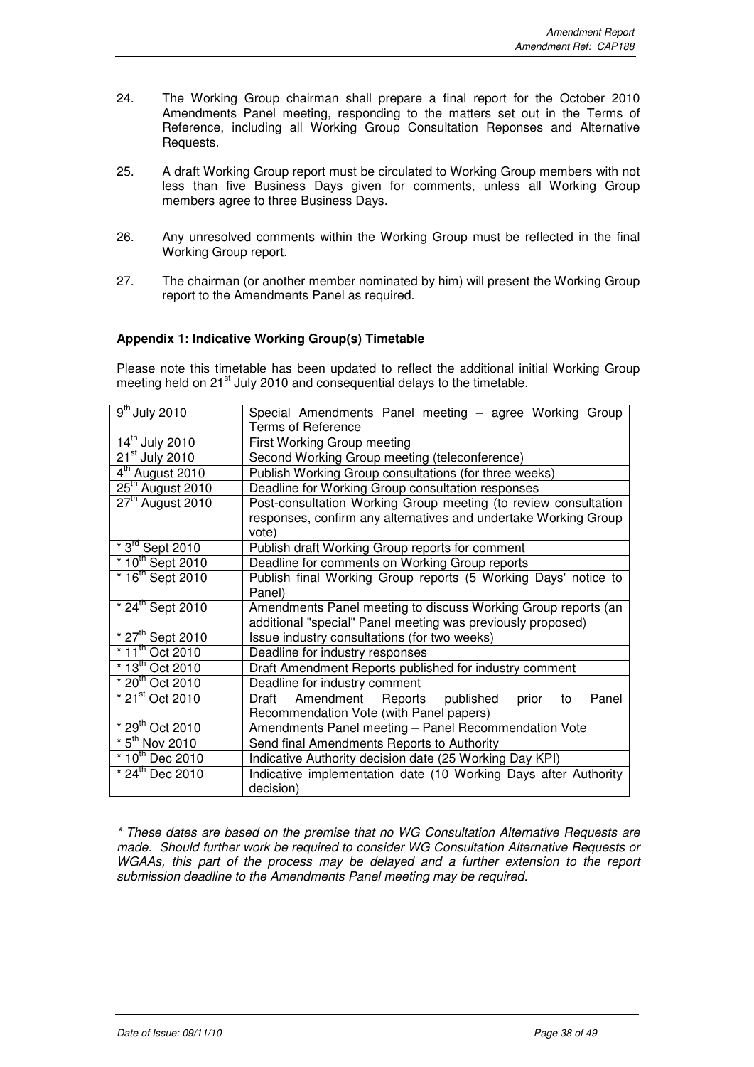24. The Working Group chairman shall prepare a final report for the October 2010 Amendments Panel meeting, responding to the matters set out in the Terms of Reference, including all Working Group Consultation Reponses and Alternative Requests.

25. A draft Working Group report must be circulated to Working Group members with not less than five Business Days given for comments, unless all Working Group members agree to three Business Days.

26. Any unresolved comments within the Working Group must be reflected in the final Working Group report.

27. The chairman (or another member nominated by him) will present the Working Group report to the Amendments Panel as required.

**Appendix 1: Indicative Working Group(s) Timetable**

Please note this timetable has been updated to reflect the additional initial Working Group meeting held on 21st July 2010 and consequential delays to the timetable.

| | |
|---|---|
| 9th July 2010 | Special Amendments Panel meeting – agree Working Group Terms of Reference |
| 14th July 2010 | First Working Group meeting |
| 21st July 2010 | Second Working Group meeting (teleconference) |
| 4th August 2010 | Publish Working Group consultations (for three weeks) |
| 25th August 2010 | Deadline for Working Group consultation responses |
| 27th August 2010 | Post-consultation Working Group meeting (to review consultation responses, confirm any alternatives and undertake Working Group vote) |
| * 3rd Sept 2010 | Publish draft Working Group reports for comment |
| * 10th Sept 2010 | Deadline for comments on Working Group reports |
| * 16th Sept 2010 | Publish final Working Group reports (5 Working Days' notice to Panel) |
| * 24th Sept 2010 | Amendments Panel meeting to discuss Working Group reports (an additional "special" Panel meeting was previously proposed) |
| * 27th Sept 2010 | Issue industry consultations (for two weeks) |
| * 11th Oct 2010 | Deadline for industry responses |
| * 13th Oct 2010 | Draft Amendment Reports published for industry comment |
| * 20th Oct 2010 | Deadline for industry comment |
| * 21st Oct 2010 | Draft Amendment Reports published prior to Panel Recommendation Vote (with Panel papers) |
| * 29th Oct 2010 | Amendments Panel meeting – Panel Recommendation Vote |
| * 5th Nov 2010 | Send final Amendments Reports to Authority |
| * 10th Dec 2010 | Indicative Authority decision date (25 Working Day KPI) |
| * 24th Dec 2010 | Indicative implementation date (10 Working Days after Authority decision) |

*\* These dates are based on the premise that no WG Consultation Alternative Requests are made. Should further work be required to consider WG Consultation Alternative Requests or WGAAs, this part of the process may be delayed and a further extension to the report submission deadline to the Amendments Panel meeting may be required.*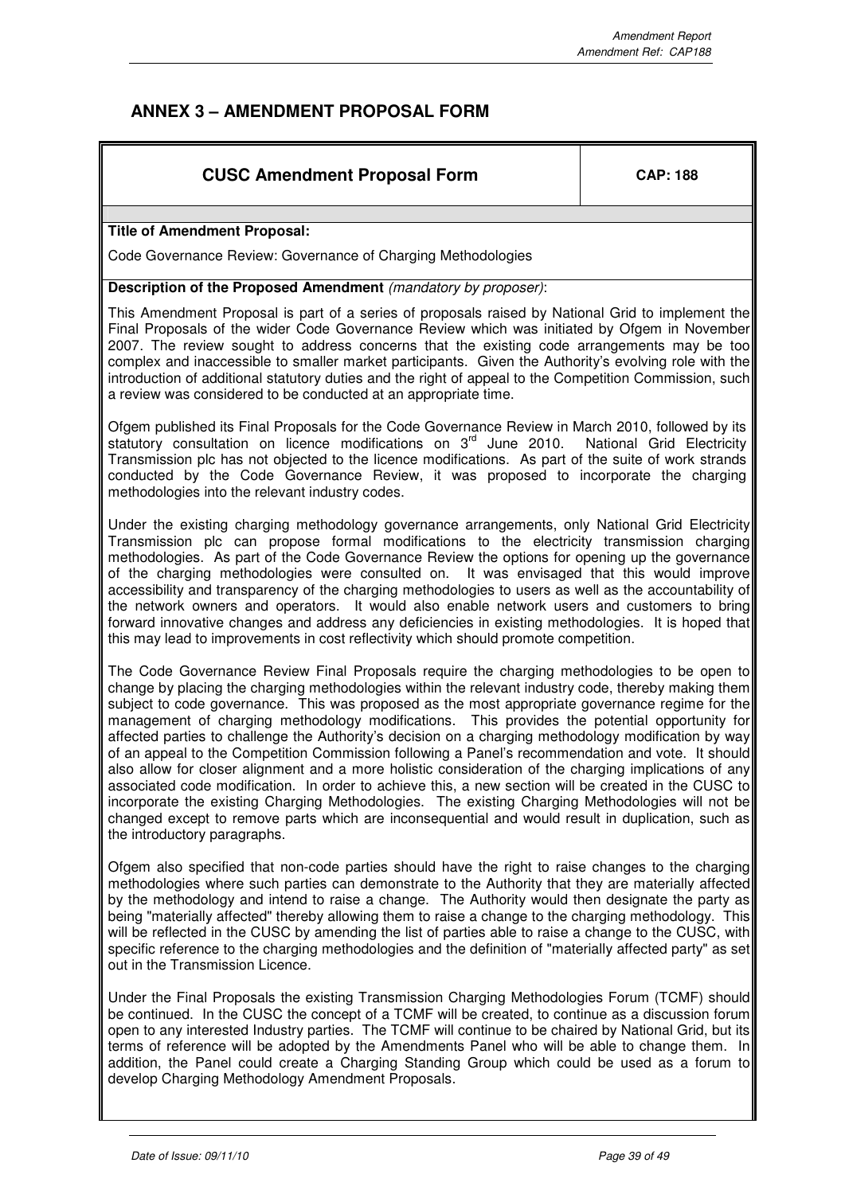## ANNEX 3 – AMENDMENT PROPOSAL FORM

| CUSC Amendment Proposal Form | CAP: 188 |
| --- | --- |

**Title of Amendment Proposal:**

Code Governance Review: Governance of Charging Methodologies

**Description of the Proposed Amendment** *(mandatory by proposer)*:

This Amendment Proposal is part of a series of proposals raised by National Grid to implement the Final Proposals of the wider Code Governance Review which was initiated by Ofgem in November 2007. The review sought to address concerns that the existing code arrangements may be too complex and inaccessible to smaller market participants. Given the Authority's evolving role with the introduction of additional statutory duties and the right of appeal to the Competition Commission, such a review was considered to be conducted at an appropriate time.

Ofgem published its Final Proposals for the Code Governance Review in March 2010, followed by its statutory consultation on licence modifications on 3rd June 2010. National Grid Electricity Transmission plc has not objected to the licence modifications. As part of the suite of work strands conducted by the Code Governance Review, it was proposed to incorporate the charging methodologies into the relevant industry codes.

Under the existing charging methodology governance arrangements, only National Grid Electricity Transmission plc can propose formal modifications to the electricity transmission charging methodologies. As part of the Code Governance Review the options for opening up the governance of the charging methodologies were consulted on. It was envisaged that this would improve accessibility and transparency of the charging methodologies to users as well as the accountability of the network owners and operators. It would also enable network users and customers to bring forward innovative changes and address any deficiencies in existing methodologies. It is hoped that this may lead to improvements in cost reflectivity which should promote competition.

The Code Governance Review Final Proposals require the charging methodologies to be open to change by placing the charging methodologies within the relevant industry code, thereby making them subject to code governance. This was proposed as the most appropriate governance regime for the management of charging methodology modifications. This provides the potential opportunity for affected parties to challenge the Authority's decision on a charging methodology modification by way of an appeal to the Competition Commission following a Panel's recommendation and vote. It should also allow for closer alignment and a more holistic consideration of the charging implications of any associated code modification. In order to achieve this, a new section will be created in the CUSC to incorporate the existing Charging Methodologies. The existing Charging Methodologies will not be changed except to remove parts which are inconsequential and would result in duplication, such as the introductory paragraphs.

Ofgem also specified that non-code parties should have the right to raise changes to the charging methodologies where such parties can demonstrate to the Authority that they are materially affected by the methodology and intend to raise a change. The Authority would then designate the party as being "materially affected" thereby allowing them to raise a change to the charging methodology. This will be reflected in the CUSC by amending the list of parties able to raise a change to the CUSC, with specific reference to the charging methodologies and the definition of "materially affected party" as set out in the Transmission Licence.

Under the Final Proposals the existing Transmission Charging Methodologies Forum (TCMF) should be continued. In the CUSC the concept of a TCMF will be created, to continue as a discussion forum open to any interested Industry parties. The TCMF will continue to be chaired by National Grid, but its terms of reference will be adopted by the Amendments Panel who will be able to change them. In addition, the Panel could create a Charging Standing Group which could be used as a forum to develop Charging Methodology Amendment Proposals.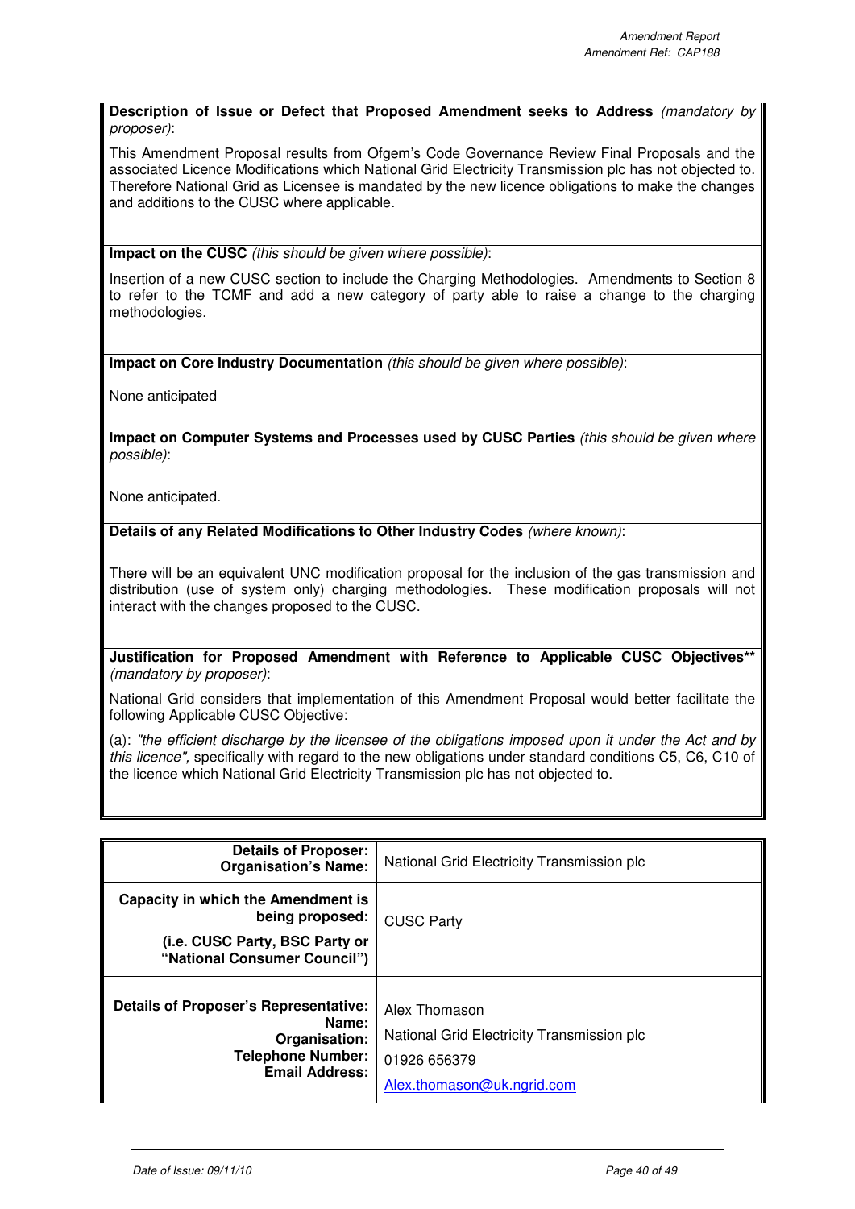**Description of Issue or Defect that Proposed Amendment seeks to Address** *(mandatory by proposer)*:

This Amendment Proposal results from Ofgem's Code Governance Review Final Proposals and the associated Licence Modifications which National Grid Electricity Transmission plc has not objected to. Therefore National Grid as Licensee is mandated by the new licence obligations to make the changes and additions to the CUSC where applicable.

**Impact on the CUSC** *(this should be given where possible)*:

Insertion of a new CUSC section to include the Charging Methodologies. Amendments to Section 8 to refer to the TCMF and add a new category of party able to raise a change to the charging methodologies.

**Impact on Core Industry Documentation** *(this should be given where possible)*:

None anticipated

**Impact on Computer Systems and Processes used by CUSC Parties** *(this should be given where possible)*:

None anticipated.

**Details of any Related Modifications to Other Industry Codes** *(where known)*:

There will be an equivalent UNC modification proposal for the inclusion of the gas transmission and distribution (use of system only) charging methodologies. These modification proposals will not interact with the changes proposed to the CUSC.

**Justification for Proposed Amendment with Reference to Applicable CUSC Objectives**** *(mandatory by proposer)*:

National Grid considers that implementation of this Amendment Proposal would better facilitate the following Applicable CUSC Objective:

(a): *"the efficient discharge by the licensee of the obligations imposed upon it under the Act and by this licence",* specifically with regard to the new obligations under standard conditions C5, C6, C10 of the licence which National Grid Electricity Transmission plc has not objected to.

| | |
|---|---|
| **Details of Proposer: Organisation's Name:** | National Grid Electricity Transmission plc |
| **Capacity in which the Amendment is being proposed:** **(i.e. CUSC Party, BSC Party or "National Consumer Council")** | CUSC Party |
| **Details of Proposer's Representative: Name: Organisation: Telephone Number: Email Address:** | Alex Thomason<br>National Grid Electricity Transmission plc<br>01926 656379<br>Alex.thomason@uk.ngrid.com |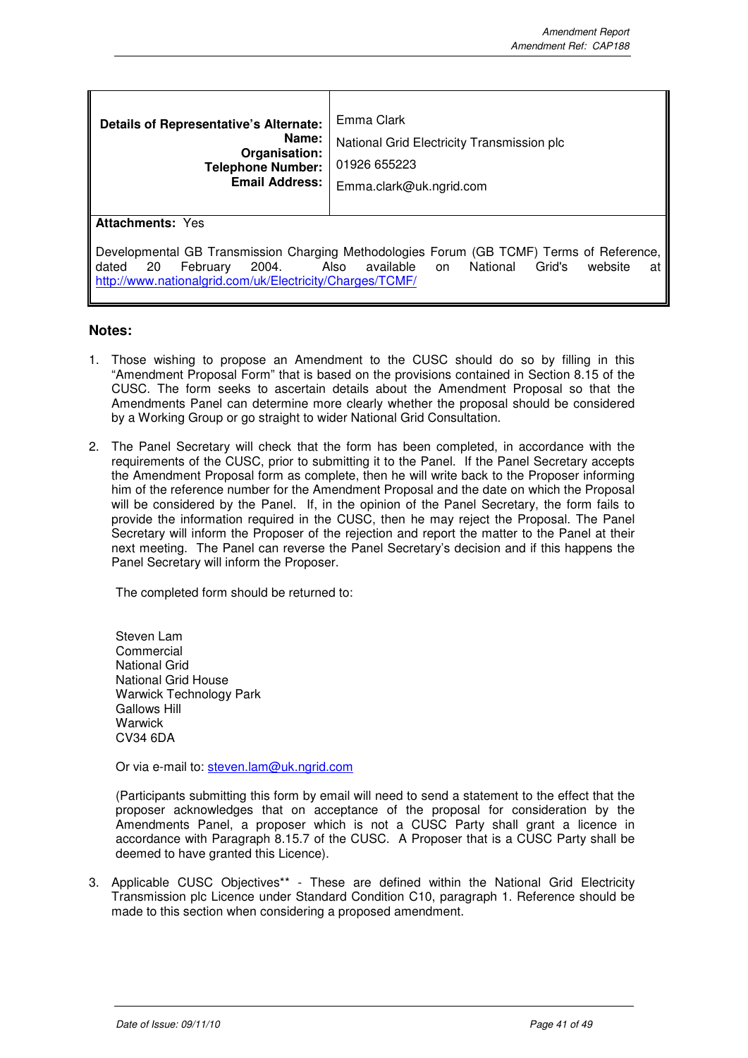| **Details of Representative's Alternate:** **Name:** **Organisation:** **Telephone Number:** **Email Address:** | Emma Clark<br>National Grid Electricity Transmission plc<br>01926 655223<br>Emma.clark@uk.ngrid.com |
|---|---|

**Attachments:** Yes

Developmental GB Transmission Charging Methodologies Forum (GB TCMF) Terms of Reference, dated 20 February 2004. Also available on National Grid's website at http://www.nationalgrid.com/uk/Electricity/Charges/TCMF/

## Notes:

1. Those wishing to propose an Amendment to the CUSC should do so by filling in this "Amendment Proposal Form" that is based on the provisions contained in Section 8.15 of the CUSC. The form seeks to ascertain details about the Amendment Proposal so that the Amendments Panel can determine more clearly whether the proposal should be considered by a Working Group or go straight to wider National Grid Consultation.

2. The Panel Secretary will check that the form has been completed, in accordance with the requirements of the CUSC, prior to submitting it to the Panel. If the Panel Secretary accepts the Amendment Proposal form as complete, then he will write back to the Proposer informing him of the reference number for the Amendment Proposal and the date on which the Proposal will be considered by the Panel. If, in the opinion of the Panel Secretary, the form fails to provide the information required in the CUSC, then he may reject the Proposal. The Panel Secretary will inform the Proposer of the rejection and report the matter to the Panel at their next meeting. The Panel can reverse the Panel Secretary's decision and if this happens the Panel Secretary will inform the Proposer.

   The completed form should be returned to:

   Steven Lam
   Commercial
   National Grid
   National Grid House
   Warwick Technology Park
   Gallows Hill
   Warwick
   CV34 6DA

   Or via e-mail to: steven.lam@uk.ngrid.com

   (Participants submitting this form by email will need to send a statement to the effect that the proposer acknowledges that on acceptance of the proposal for consideration by the Amendments Panel, a proposer which is not a CUSC Party shall grant a licence in accordance with Paragraph 8.15.7 of the CUSC. A Proposer that is a CUSC Party shall be deemed to have granted this Licence).

3. Applicable CUSC Objectives** - These are defined within the National Grid Electricity Transmission plc Licence under Standard Condition C10, paragraph 1. Reference should be made to this section when considering a proposed amendment.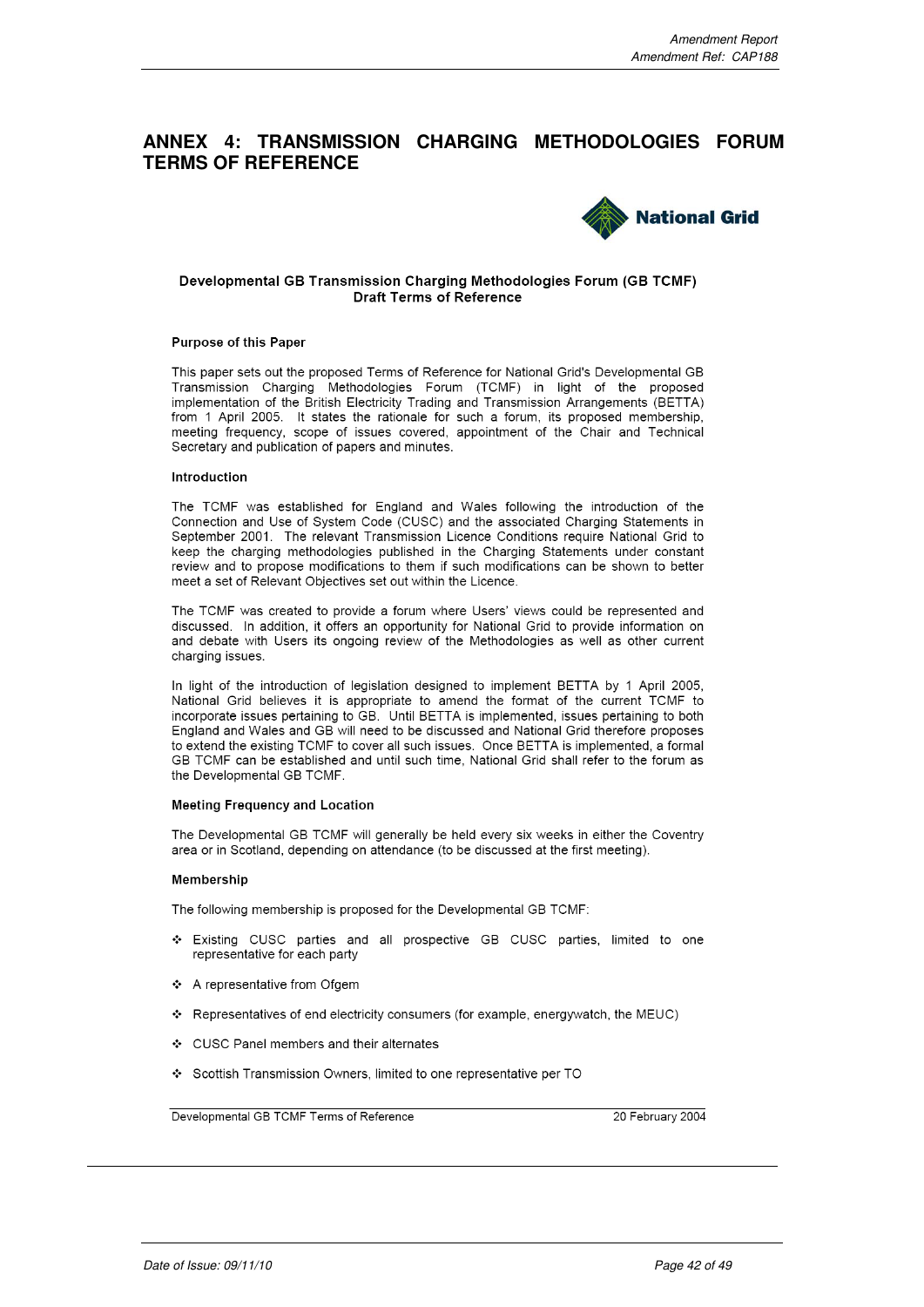# ANNEX 4: TRANSMISSION CHARGING METHODOLOGIES FORUM TERMS OF REFERENCE

National Grid

**Developmental GB Transmission Charging Methodologies Forum (GB TCMF)**
**Draft Terms of Reference**

**Purpose of this Paper**

This paper sets out the proposed Terms of Reference for National Grid's Developmental GB Transmission Charging Methodologies Forum (TCMF) in light of the proposed implementation of the British Electricity Trading and Transmission Arrangements (BETTA) from 1 April 2005. It states the rationale for such a forum, its proposed membership, meeting frequency, scope of issues covered, appointment of the Chair and Technical Secretary and publication of papers and minutes.

**Introduction**

The TCMF was established for England and Wales following the introduction of the Connection and Use of System Code (CUSC) and the associated Charging Statements in September 2001. The relevant Transmission Licence Conditions require National Grid to keep the charging methodologies published in the Charging Statements under constant review and to propose modifications to them if such modifications can be shown to better meet a set of Relevant Objectives set out within the Licence.

The TCMF was created to provide a forum where Users' views could be represented and discussed. In addition, it offers an opportunity for National Grid to provide information on and debate with Users its ongoing review of the Methodologies as well as other current charging issues.

In light of the introduction of legislation designed to implement BETTA by 1 April 2005, National Grid believes it is appropriate to amend the format of the current TCMF to incorporate issues pertaining to GB. Until BETTA is implemented, issues pertaining to both England and Wales and GB will need to be discussed and National Grid therefore proposes to extend the existing TCMF to cover all such issues. Once BETTA is implemented, a formal GB TCMF can be established and until such time, National Grid shall refer to the forum as the Developmental GB TCMF.

**Meeting Frequency and Location**

The Developmental GB TCMF will generally be held every six weeks in either the Coventry area or in Scotland, depending on attendance (to be discussed at the first meeting).

**Membership**

The following membership is proposed for the Developmental GB TCMF:

- Existing CUSC parties and all prospective GB CUSC parties, limited to one representative for each party
- A representative from Ofgem
- Representatives of end electricity consumers (for example, energywatch, the MEUC)
- CUSC Panel members and their alternates
- Scottish Transmission Owners, limited to one representative per TO

Developmental GB TCMF Terms of Reference | 20 February 2004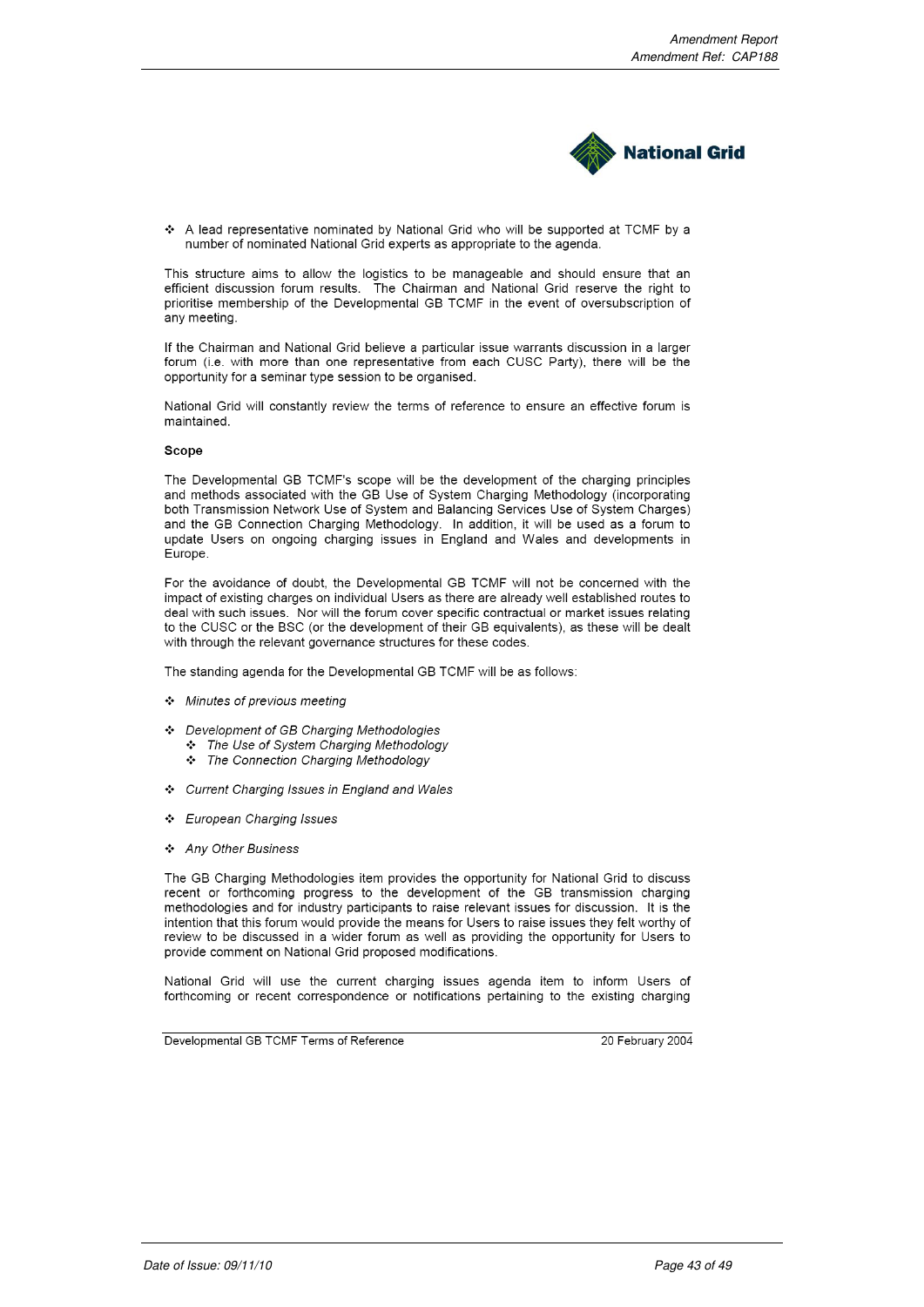- A lead representative nominated by National Grid who will be supported at TCMF by a number of nominated National Grid experts as appropriate to the agenda.

This structure aims to allow the logistics to be manageable and should ensure that an efficient discussion forum results. The Chairman and National Grid reserve the right to prioritise membership of the Developmental GB TCMF in the event of oversubscription of any meeting.

If the Chairman and National Grid believe a particular issue warrants discussion in a larger forum (i.e. with more than one representative from each CUSC Party), there will be the opportunity for a seminar type session to be organised.

National Grid will constantly review the terms of reference to ensure an effective forum is maintained.

**Scope**

The Developmental GB TCMF's scope will be the development of the charging principles and methods associated with the GB Use of System Charging Methodology (incorporating both Transmission Network Use of System and Balancing Services Use of System Charges) and the GB Connection Charging Methodology. In addition, it will be used as a forum to update Users on ongoing charging issues in England and Wales and developments in Europe.

For the avoidance of doubt, the Developmental GB TCMF will not be concerned with the impact of existing charges on individual Users as there are already well established routes to deal with such issues. Nor will the forum cover specific contractual or market issues relating to the CUSC or the BSC (or the development of their GB equivalents), as these will be dealt with through the relevant governance structures for these codes.

The standing agenda for the Developmental GB TCMF will be as follows:

- *Minutes of previous meeting*
- *Development of GB Charging Methodologies*
  - *The Use of System Charging Methodology*
  - *The Connection Charging Methodology*
- *Current Charging Issues in England and Wales*
- *European Charging Issues*
- *Any Other Business*

The GB Charging Methodologies item provides the opportunity for National Grid to discuss recent or forthcoming progress to the development of the GB transmission charging methodologies and for industry participants to raise relevant issues for discussion. It is the intention that this forum would provide the means for Users to raise issues they felt worthy of review to be discussed in a wider forum as well as providing the opportunity for Users to provide comment on National Grid proposed modifications.

National Grid will use the current charging issues agenda item to inform Users of forthcoming or recent correspondence or notifications pertaining to the existing charging

Developmental GB TCMF Terms of Reference 20 February 2004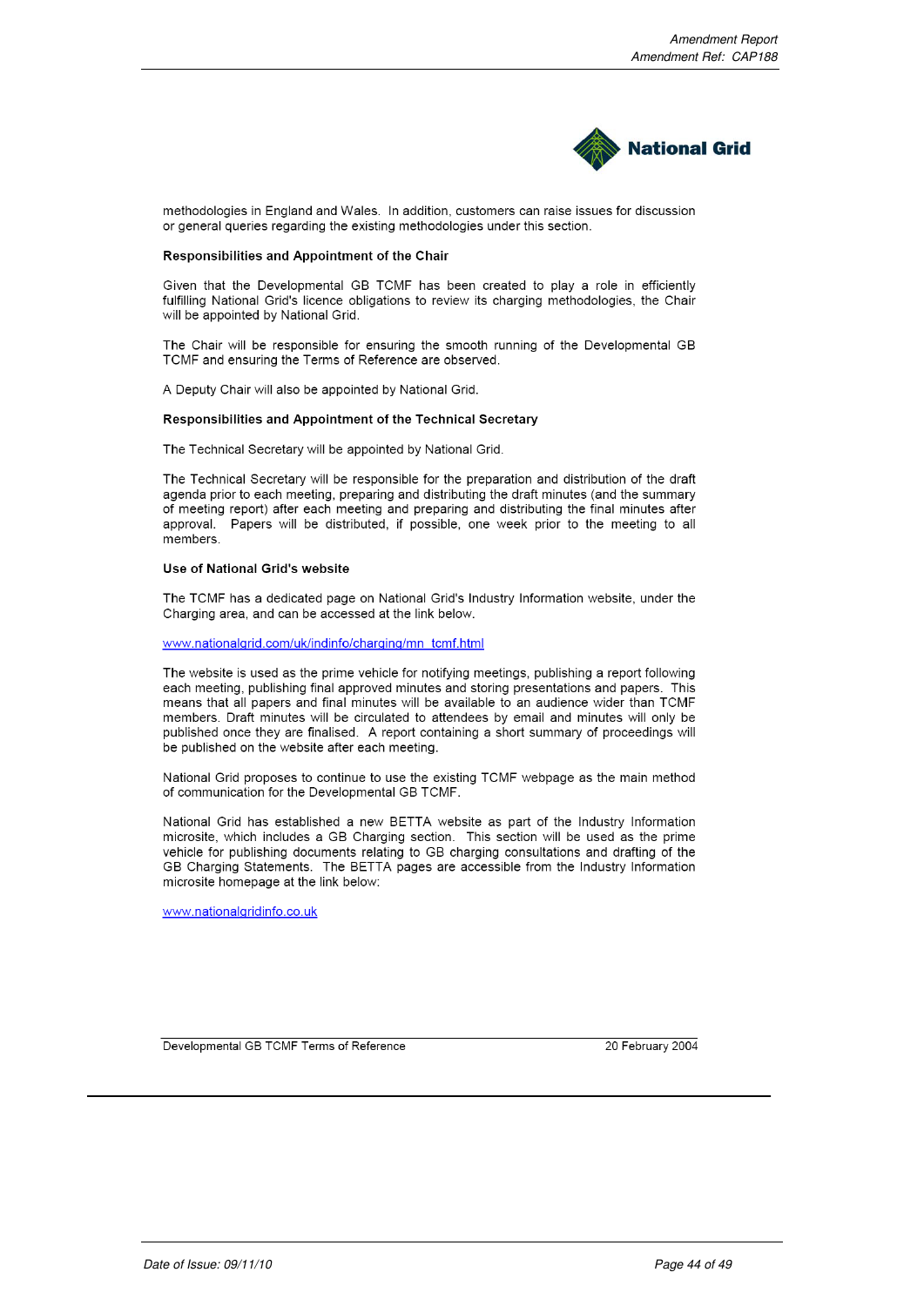methodologies in England and Wales. In addition, customers can raise issues for discussion or general queries regarding the existing methodologies under this section.

**Responsibilities and Appointment of the Chair**

Given that the Developmental GB TCMF has been created to play a role in efficiently fulfilling National Grid's licence obligations to review its charging methodologies, the Chair will be appointed by National Grid.

The Chair will be responsible for ensuring the smooth running of the Developmental GB TCMF and ensuring the Terms of Reference are observed.

A Deputy Chair will also be appointed by National Grid.

**Responsibilities and Appointment of the Technical Secretary**

The Technical Secretary will be appointed by National Grid.

The Technical Secretary will be responsible for the preparation and distribution of the draft agenda prior to each meeting, preparing and distributing the draft minutes (and the summary of meeting report) after each meeting and preparing and distributing the final minutes after approval. Papers will be distributed, if possible, one week prior to the meeting to all members.

**Use of National Grid's website**

The TCMF has a dedicated page on National Grid's Industry Information website, under the Charging area, and can be accessed at the link below.

www.nationalgrid.com/uk/indinfo/charging/mn_tcmf.html

The website is used as the prime vehicle for notifying meetings, publishing a report following each meeting, publishing final approved minutes and storing presentations and papers. This means that all papers and final minutes will be available to an audience wider than TCMF members. Draft minutes will be circulated to attendees by email and minutes will only be published once they are finalised. A report containing a short summary of proceedings will be published on the website after each meeting.

National Grid proposes to continue to use the existing TCMF webpage as the main method of communication for the Developmental GB TCMF.

National Grid has established a new BETTA website as part of the Industry Information microsite, which includes a GB Charging section. This section will be used as the prime vehicle for publishing documents relating to GB charging consultations and drafting of the GB Charging Statements. The BETTA pages are accessible from the Industry Information microsite homepage at the link below:

www.nationalgridinfo.co.uk

Developmental GB TCMF Terms of Reference — 20 February 2004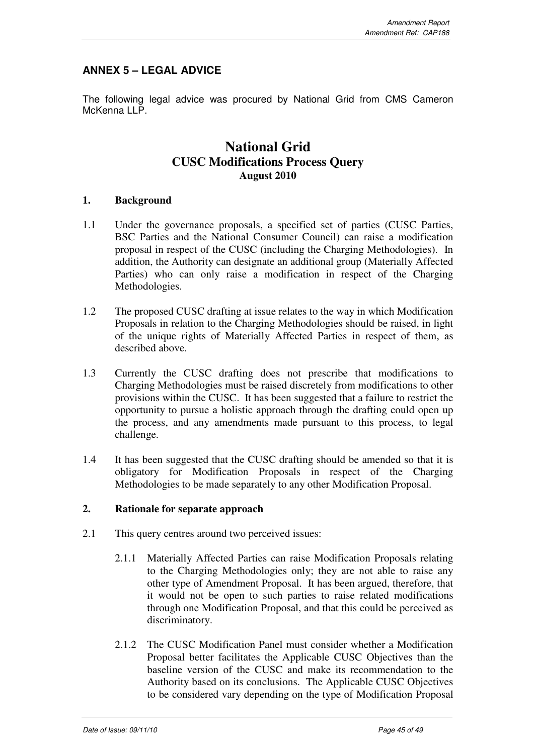## ANNEX 5 – LEGAL ADVICE

The following legal advice was procured by National Grid from CMS Cameron McKenna LLP.

# National Grid
## CUSC Modifications Process Query
**August 2010**

### 1. Background

1.1 Under the governance proposals, a specified set of parties (CUSC Parties, BSC Parties and the National Consumer Council) can raise a modification proposal in respect of the CUSC (including the Charging Methodologies). In addition, the Authority can designate an additional group (Materially Affected Parties) who can only raise a modification in respect of the Charging Methodologies.

1.2 The proposed CUSC drafting at issue relates to the way in which Modification Proposals in relation to the Charging Methodologies should be raised, in light of the unique rights of Materially Affected Parties in respect of them, as described above.

1.3 Currently the CUSC drafting does not prescribe that modifications to Charging Methodologies must be raised discretely from modifications to other provisions within the CUSC. It has been suggested that a failure to restrict the opportunity to pursue a holistic approach through the drafting could open up the process, and any amendments made pursuant to this process, to legal challenge.

1.4 It has been suggested that the CUSC drafting should be amended so that it is obligatory for Modification Proposals in respect of the Charging Methodologies to be made separately to any other Modification Proposal.

### 2. Rationale for separate approach

2.1 This query centres around two perceived issues:

2.1.1 Materially Affected Parties can raise Modification Proposals relating to the Charging Methodologies only; they are not able to raise any other type of Amendment Proposal. It has been argued, therefore, that it would not be open to such parties to raise related modifications through one Modification Proposal, and that this could be perceived as discriminatory.

2.1.2 The CUSC Modification Panel must consider whether a Modification Proposal better facilitates the Applicable CUSC Objectives than the baseline version of the CUSC and make its recommendation to the Authority based on its conclusions. The Applicable CUSC Objectives to be considered vary depending on the type of Modification Proposal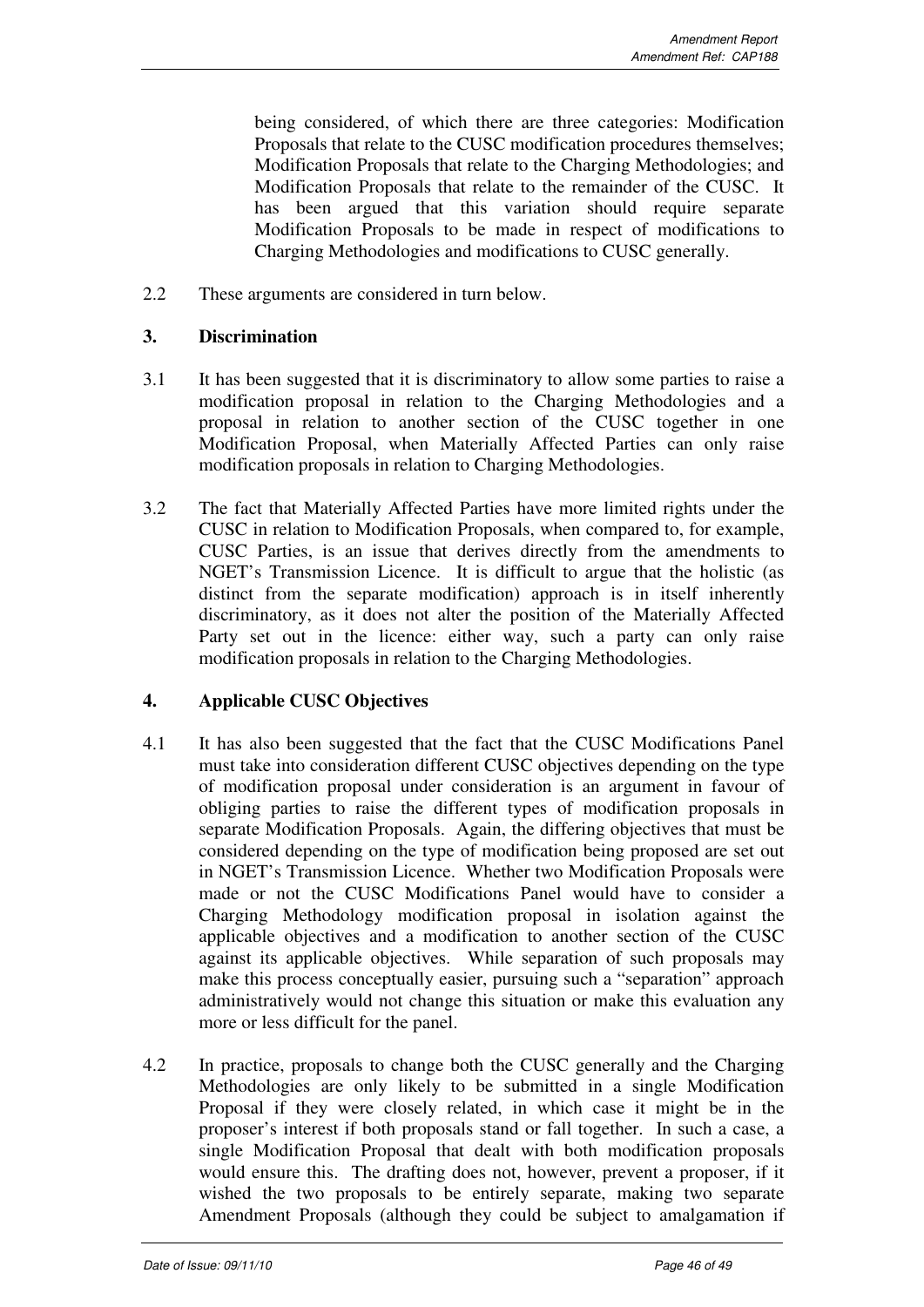being considered, of which there are three categories: Modification Proposals that relate to the CUSC modification procedures themselves; Modification Proposals that relate to the Charging Methodologies; and Modification Proposals that relate to the remainder of the CUSC. It has been argued that this variation should require separate Modification Proposals to be made in respect of modifications to Charging Methodologies and modifications to CUSC generally.

2.2 These arguments are considered in turn below.

## 3. Discrimination

3.1 It has been suggested that it is discriminatory to allow some parties to raise a modification proposal in relation to the Charging Methodologies and a proposal in relation to another section of the CUSC together in one Modification Proposal, when Materially Affected Parties can only raise modification proposals in relation to Charging Methodologies.

3.2 The fact that Materially Affected Parties have more limited rights under the CUSC in relation to Modification Proposals, when compared to, for example, CUSC Parties, is an issue that derives directly from the amendments to NGET's Transmission Licence. It is difficult to argue that the holistic (as distinct from the separate modification) approach is in itself inherently discriminatory, as it does not alter the position of the Materially Affected Party set out in the licence: either way, such a party can only raise modification proposals in relation to the Charging Methodologies.

## 4. Applicable CUSC Objectives

4.1 It has also been suggested that the fact that the CUSC Modifications Panel must take into consideration different CUSC objectives depending on the type of modification proposal under consideration is an argument in favour of obliging parties to raise the different types of modification proposals in separate Modification Proposals. Again, the differing objectives that must be considered depending on the type of modification being proposed are set out in NGET's Transmission Licence. Whether two Modification Proposals were made or not the CUSC Modifications Panel would have to consider a Charging Methodology modification proposal in isolation against the applicable objectives and a modification to another section of the CUSC against its applicable objectives. While separation of such proposals may make this process conceptually easier, pursuing such a "separation" approach administratively would not change this situation or make this evaluation any more or less difficult for the panel.

4.2 In practice, proposals to change both the CUSC generally and the Charging Methodologies are only likely to be submitted in a single Modification Proposal if they were closely related, in which case it might be in the proposer's interest if both proposals stand or fall together. In such a case, a single Modification Proposal that dealt with both modification proposals would ensure this. The drafting does not, however, prevent a proposer, if it wished the two proposals to be entirely separate, making two separate Amendment Proposals (although they could be subject to amalgamation if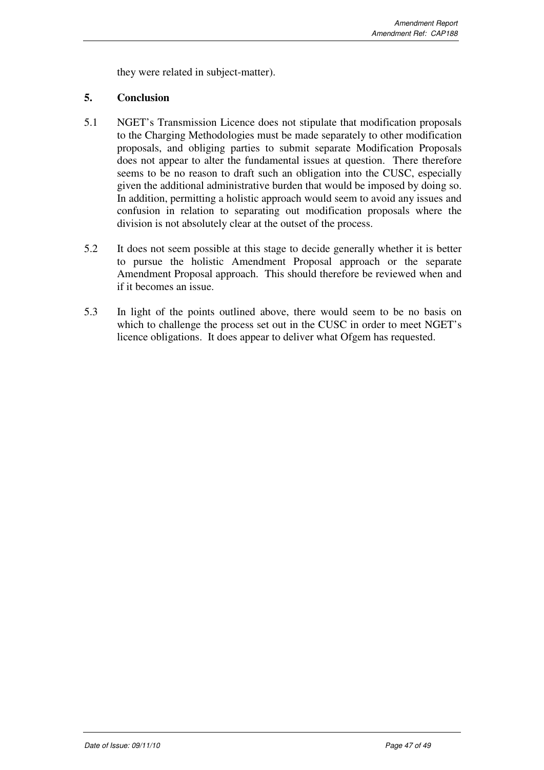they were related in subject-matter).

## 5. Conclusion

5.1 NGET's Transmission Licence does not stipulate that modification proposals to the Charging Methodologies must be made separately to other modification proposals, and obliging parties to submit separate Modification Proposals does not appear to alter the fundamental issues at question. There therefore seems to be no reason to draft such an obligation into the CUSC, especially given the additional administrative burden that would be imposed by doing so. In addition, permitting a holistic approach would seem to avoid any issues and confusion in relation to separating out modification proposals where the division is not absolutely clear at the outset of the process.

5.2 It does not seem possible at this stage to decide generally whether it is better to pursue the holistic Amendment Proposal approach or the separate Amendment Proposal approach. This should therefore be reviewed when and if it becomes an issue.

5.3 In light of the points outlined above, there would seem to be no basis on which to challenge the process set out in the CUSC in order to meet NGET's licence obligations. It does appear to deliver what Ofgem has requested.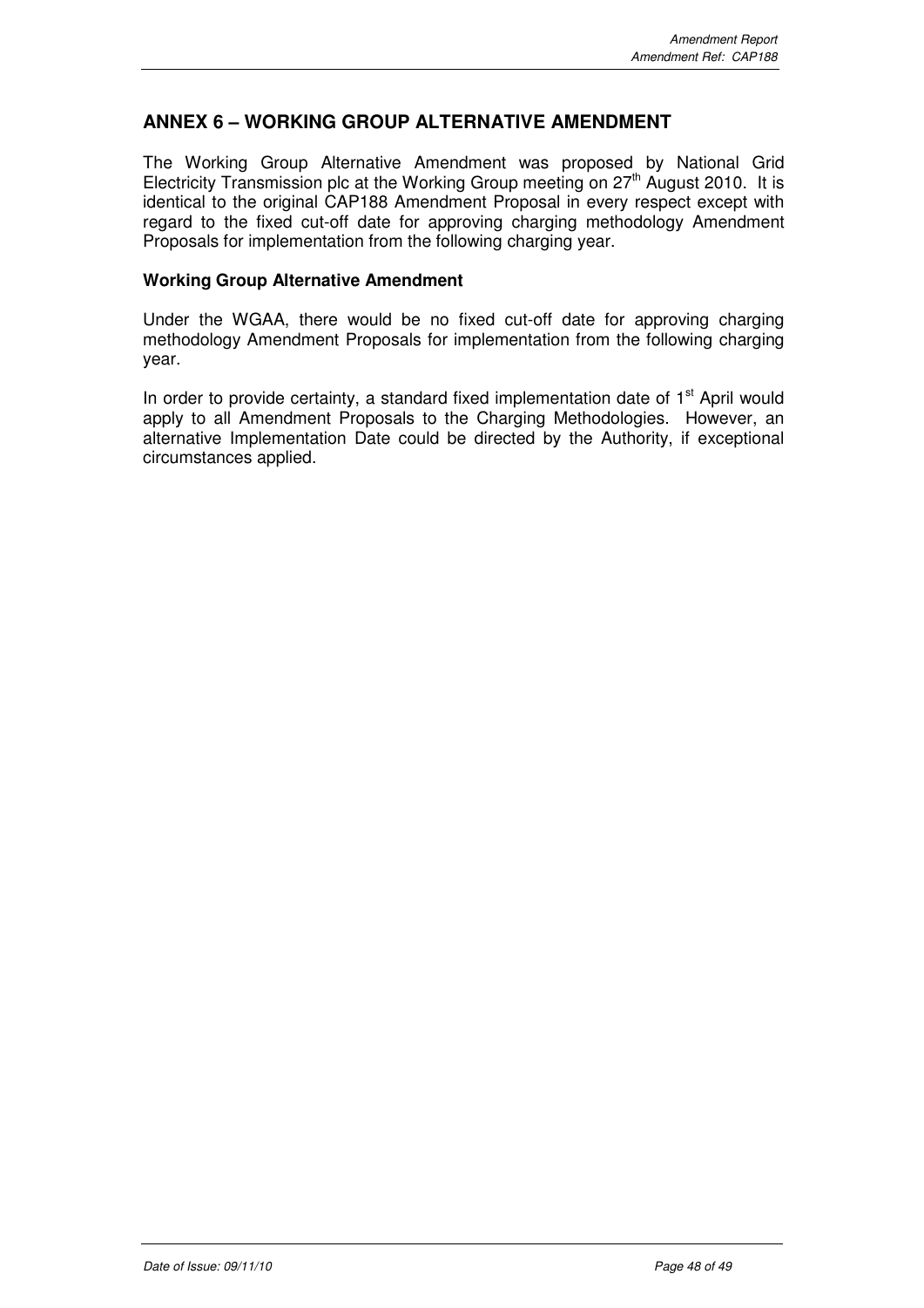## ANNEX 6 – WORKING GROUP ALTERNATIVE AMENDMENT

The Working Group Alternative Amendment was proposed by National Grid Electricity Transmission plc at the Working Group meeting on 27th August 2010. It is identical to the original CAP188 Amendment Proposal in every respect except with regard to the fixed cut-off date for approving charging methodology Amendment Proposals for implementation from the following charging year.

### Working Group Alternative Amendment

Under the WGAA, there would be no fixed cut-off date for approving charging methodology Amendment Proposals for implementation from the following charging year.

In order to provide certainty, a standard fixed implementation date of 1st April would apply to all Amendment Proposals to the Charging Methodologies. However, an alternative Implementation Date could be directed by the Authority, if exceptional circumstances applied.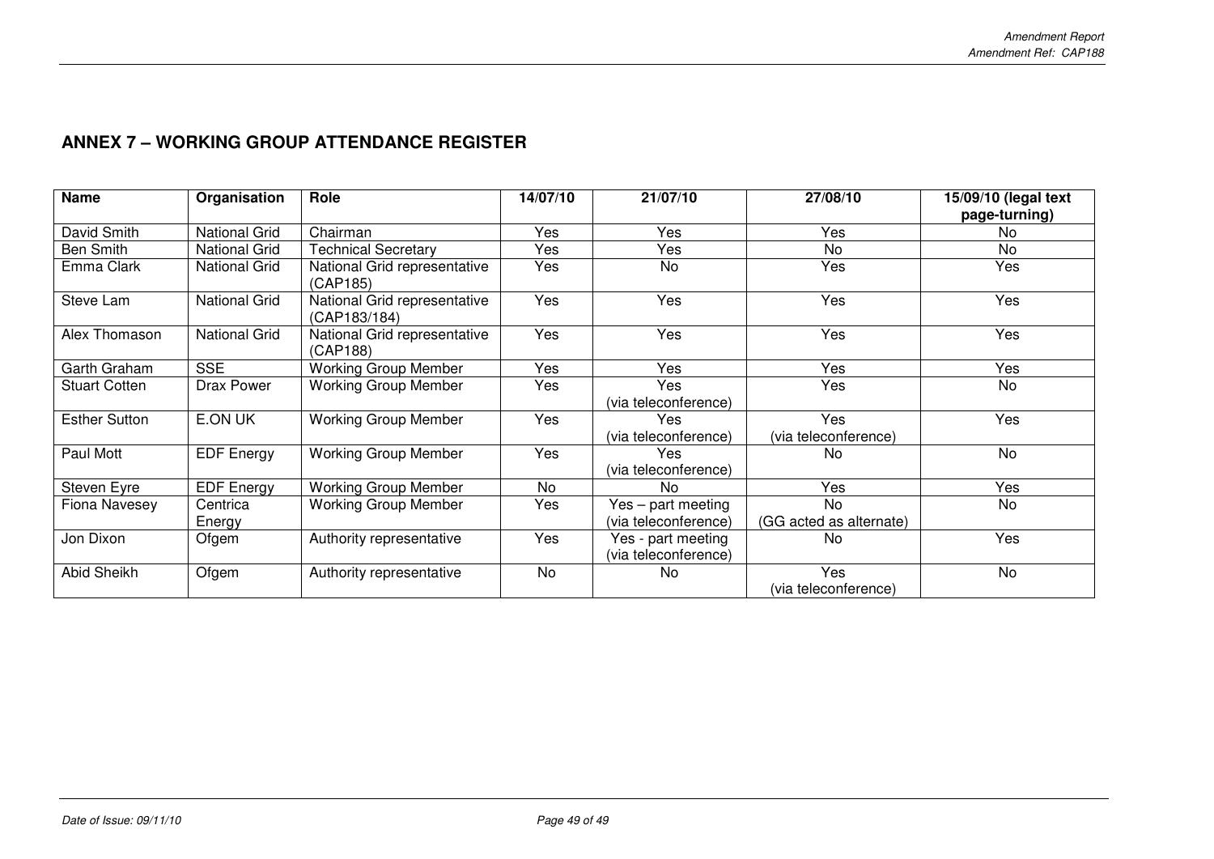## ANNEX 7 – WORKING GROUP ATTENDANCE REGISTER

| Name | Organisation | Role | 14/07/10 | 21/07/10 | 27/08/10 | 15/09/10 (legal text page-turning) |
|---|---|---|---|---|---|---|
| David Smith | National Grid | Chairman | Yes | Yes | Yes | No |
| Ben Smith | National Grid | Technical Secretary | Yes | Yes | No | No |
| Emma Clark | National Grid | National Grid representative (CAP185) | Yes | No | Yes | Yes |
| Steve Lam | National Grid | National Grid representative (CAP183/184) | Yes | Yes | Yes | Yes |
| Alex Thomason | National Grid | National Grid representative (CAP188) | Yes | Yes | Yes | Yes |
| Garth Graham | SSE | Working Group Member | Yes | Yes | Yes | Yes |
| Stuart Cotten | Drax Power | Working Group Member | Yes | Yes (via teleconference) | Yes | No |
| Esther Sutton | E.ON UK | Working Group Member | Yes | Yes (via teleconference) | Yes (via teleconference) | Yes |
| Paul Mott | EDF Energy | Working Group Member | Yes | Yes (via teleconference) | No | No |
| Steven Eyre | EDF Energy | Working Group Member | No | No | Yes | Yes |
| Fiona Navesey | Centrica Energy | Working Group Member | Yes | Yes – part meeting (via teleconference) | No (GG acted as alternate) | No |
| Jon Dixon | Ofgem | Authority representative | Yes | Yes - part meeting (via teleconference) | No | Yes |
| Abid Sheikh | Ofgem | Authority representative | No | No | Yes (via teleconference) | No |